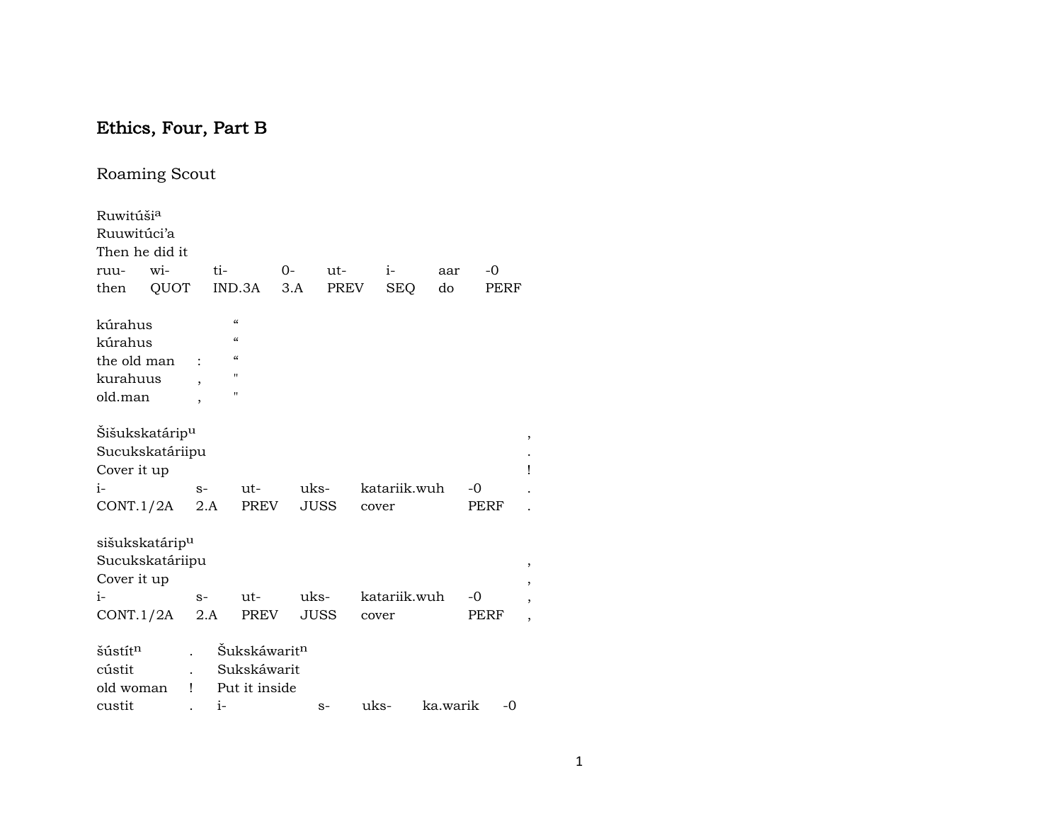## Ethics, Four, Part B

### Roaming Scout

Ruwitúši[a]
Ruuwitúci'a
Then he did it

| ruu- | wi- | ti- | 0- | ut- | i- | aar | -0 |
|---|---|---|---|---|---|---|---|
| then | QUOT | IND.3A | 3.A | PREV | SEQ | do | PERF |

| kúrahus | | “ |
|---|---|---|
| kúrahus | | “ |
| the old man | : | “ |
| kurahuus | , | " |
| old.man | , | " |

Šišukskatárip[u] ,
Sucukskatáriipu .
Cover it up !

| i- | s- | ut- | uks- | katariik.wuh | -0 | . |
|---|---|---|---|---|---|---|
| CONT.1/2A | 2.A | PREV | JUSS | cover | PERF | . |

sišukskatárip[u]
Sucukskatáriipu ,
Cover it up ,

| i- | s- | ut- | uks- | katariik.wuh | -0 | , |
|---|---|---|---|---|---|---|
| CONT.1/2A | 2.A | PREV | JUSS | cover | PERF | , |

| šústít[n] | . | Šukskáwarit[n] | | | | |
|---|---|---|---|---|---|---|
| cústit | . | Sukskáwarit | | | | |
| old woman | ! | Put it inside | | | | |
| custit | . | i- | s- | uks- | ka.warik | -0 |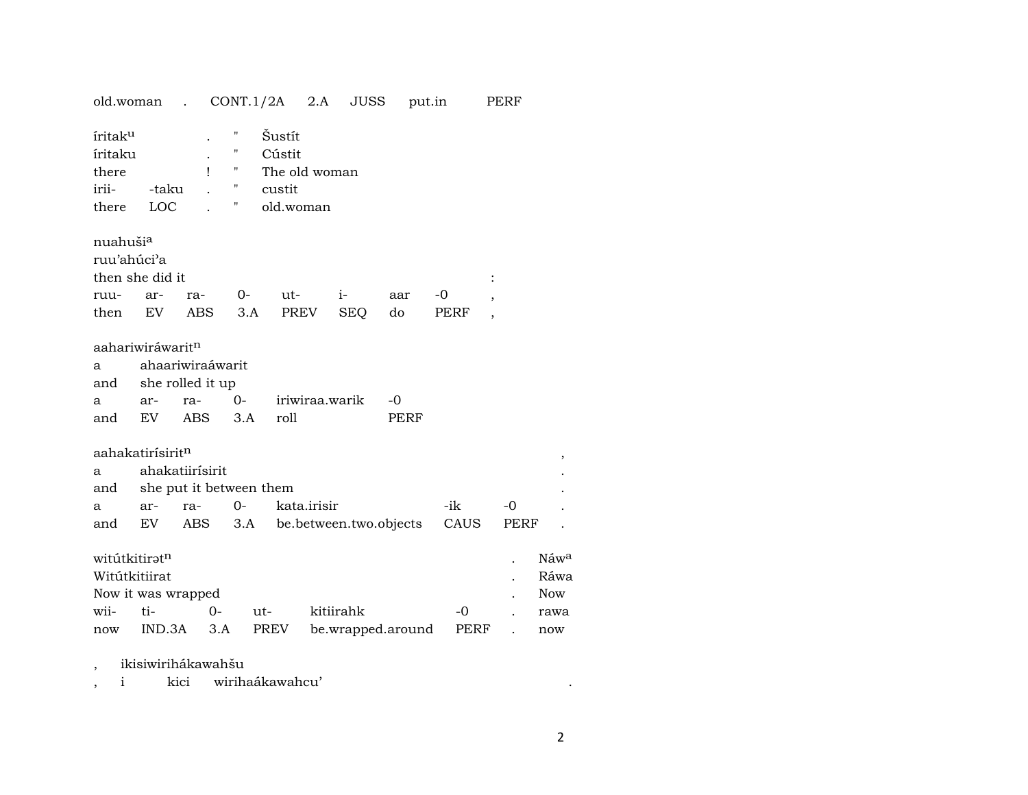| old.woman | . | CONT.1/2A | 2.A | JUSS | put.in | PERF |
|---|---|---|---|---|---|---|

| íritak^u | | . | " | Šustít |
|---|---|---|---|---|
| íritaku | | . | " | Cústit |
| there | | ! | " | The old woman |
| irii- | -taku | . | " | custit |
| there | LOC | . | " | old.woman |

| nuahuši^a | | | | | | | | |
|---|---|---|---|---|---|---|---|---|
| ruu'ahúci'a | | | | | | | | |
| then she did it | | | | | | | | : |
| ruu- | ar- | ra- | 0- | ut- | i- | aar | -0 | , |
| then | EV | ABS | 3.A | PREV | SEQ | do | PERF | , |

| aahariwiráwarit^n | | | | | |
|---|---|---|---|---|---|
| a | ahaariwiraáwarit | | | | |
| and | she rolled it up | | | | |
| a | ar- | ra- | 0- | iriwiraa.warik | -0 |
| and | EV | ABS | 3.A | roll | PERF |

| aahakatirísirit^n | | | | | | | , |
|---|---|---|---|---|---|---|---|
| a | ahakatiirísirit | | | | | | . |
| and | she put it between them | | | | | | . |
| a | ar- | ra- | 0- | kata.irisir | -ik | -0 | . |
| and | EV | ABS | 3.A | be.between.two.objects | CAUS | PERF | . |

| witútkitirət^n | | | | | | . | Náw^a |
|---|---|---|---|---|---|---|---|
| Witútkitiirat | | | | | | . | Ráwa |
| Now it was wrapped | | | | | | . | Now |
| wii- | ti- | 0- | ut- | kitiirahk | -0 | . | rawa |
| now | IND.3A | 3.A | PREV | be.wrapped.around | PERF | . | now |

| , | ikisiwirihákawahšu | | | |
|---|---|---|---|---|
| , | i | kici | wirihaákawahcu' | . |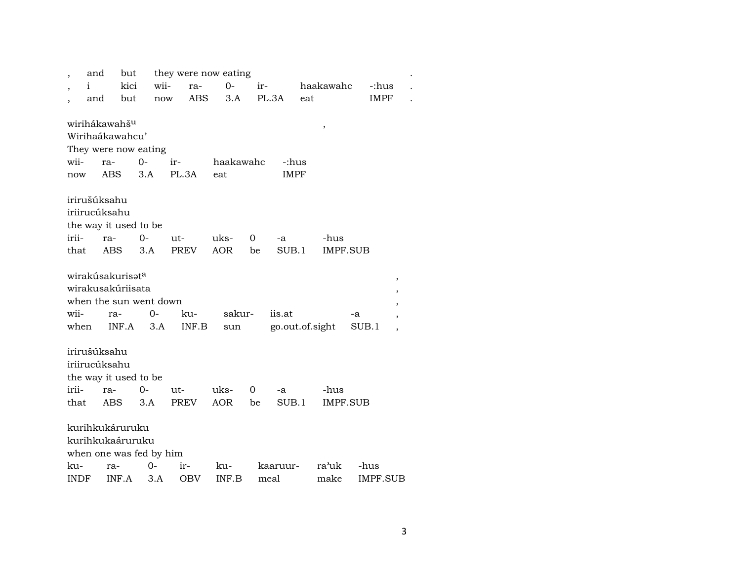| , | and | but | they were now eating | | | | | | . |
|---|---|---|---|---|---|---|---|---|---|
| , | i | kici | wii- | ra- | 0- | ir- | haakawahc | -:hus | . |
| , | and | but | now | ABS | 3.A | PL.3A | eat | IMPF | . |

wirihákawahšᵘ ,
Wirihaákawahcu'
They were now eating

| wii- | ra- | 0- | ir- | haakawahc | -:hus |
|---|---|---|---|---|---|
| now | ABS | 3.A | PL.3A | eat | IMPF |

irirušúksahu
iriirucúksahu
the way it used to be

| irii- | ra- | 0- | ut- | uks- | 0 | -a | -hus |
|---|---|---|---|---|---|---|---|
| that | ABS | 3.A | PREV | AOR | be | SUB.1 | IMPF.SUB |

wirakúsakurisətᵃ ,
wirakusakúriisata ,
when the sun went down ,

| wii- | ra- | 0- | ku- | sakur- | iis.at | -a | , |
|---|---|---|---|---|---|---|---|
| when | INF.A | 3.A | INF.B | sun | go.out.of.sight | SUB.1 | , |

irirušúksahu
iriirucúksahu
the way it used to be

| irii- | ra- | 0- | ut- | uks- | 0 | -a | -hus |
|---|---|---|---|---|---|---|---|
| that | ABS | 3.A | PREV | AOR | be | SUB.1 | IMPF.SUB |

kurihkukáruruku
kurihkukaáruruku
when one was fed by him

| ku- | ra- | 0- | ir- | ku- | kaaruur- | ra'uk | -hus |
|---|---|---|---|---|---|---|---|
| INDF | INF.A | 3.A | OBV | INF.B | meal | make | IMPF.SUB |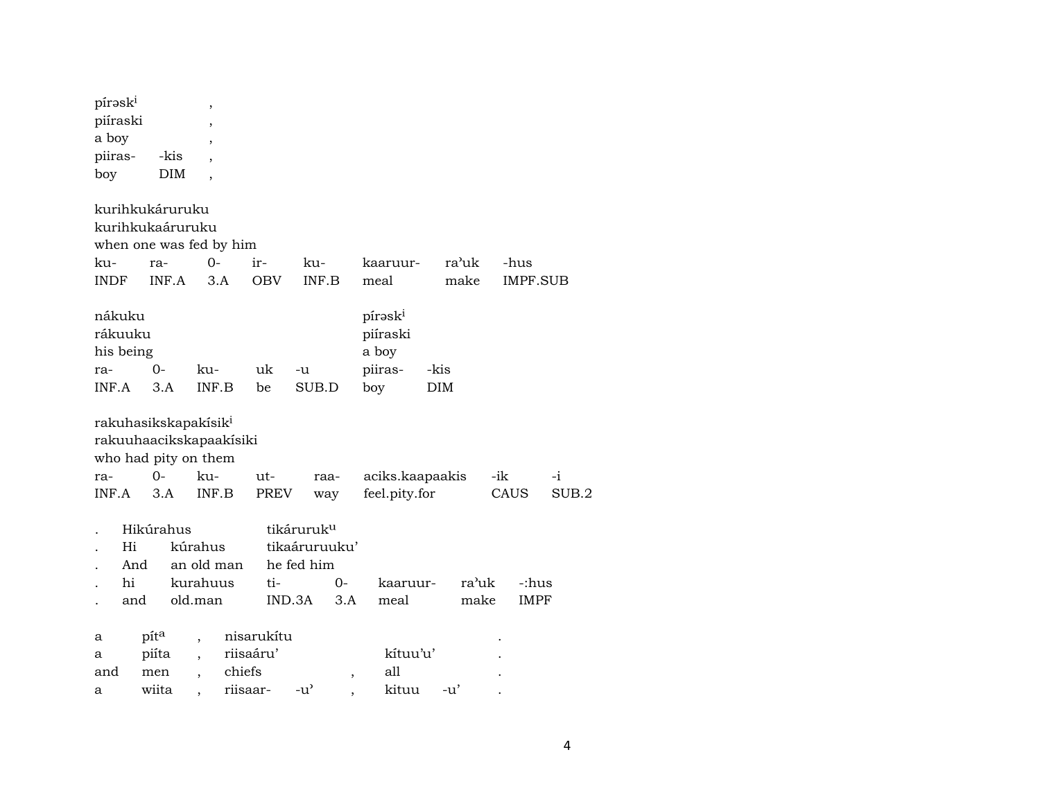| píraskⁱ | | , |
|---|---|---|
| piíraski | | , |
| a boy | | , |
| piiras- | -kis | , |
| boy | DIM | , |

| kurihkukáruruku | | | | | | | |
|---|---|---|---|---|---|---|---|
| kurihkukaáruruku | | | | | | | |
| when one was fed by him | | | | | | | |
| ku- | ra- | 0- | ir- | ku- | kaaruur- | ra'uk | -hus |
| INDF | INF.A | 3.A | OBV | INF.B | meal | make | IMPF.SUB |

| nákuku | | | | | píraskⁱ | |
|---|---|---|---|---|---|---|
| rákuuku | | | | | piíraski | |
| his being | | | | | a boy | |
| ra- | 0- | ku- | uk | -u | piiras- | -kis |
| INF.A | 3.A | INF.B | be | SUB.D | boy | DIM |

| rakuhasikskapakísikⁱ | | | | | | | |
|---|---|---|---|---|---|---|---|
| rakuuhaacikskapaakísiki | | | | | | | |
| who had pity on them | | | | | | | |
| ra- | 0- | ku- | ut- | raa- | aciks.kaapaakis | -ik | -i |
| INF.A | 3.A | INF.B | PREV | way | feel.pity.for | CAUS | SUB.2 |

| . | Hikúrahus | | tikáruruk^u | | | | |
|---|---|---|---|---|---|---|---|
| . | Hi | kúrahus | tikaáruruuku' | | | | |
| . | And | an old man | he fed him | | | | |
| . | hi | kurahuus | ti- | 0- | kaaruur- | ra'uk | -:hus |
| . | and | old.man | IND.3A | 3.A | meal | make | IMPF |

| a | pít^a | , | nisarukítu | | | | | . |
|---|---|---|---|---|---|---|---|---|
| a | piíta | , | riisaáru' | | | kítuu'u' | | . |
| and | men | , | chiefs | | , | all | | . |
| a | wiita | , | riisaar- | -u' | , | kituu | -u' | . |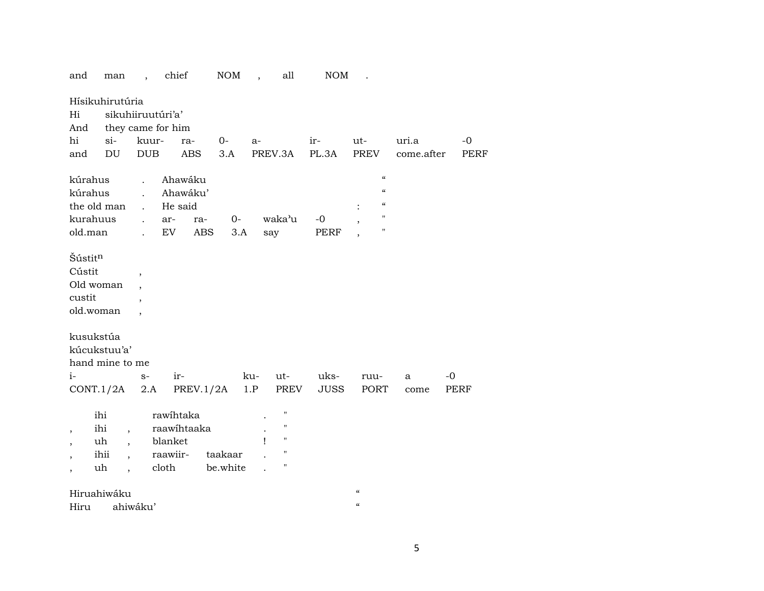| and | man | , | chief | NOM | , | all | NOM | . |
|---|---|---|---|---|---|---|---|---|

Hísikuhirutúria

| Hi | sikuhiiruutúri'a' | | | | | | | |
|---|---|---|---|---|---|---|---|---|
| And | they came for him | | | | | | | |
| hi | si- | kuur- | ra- | 0- | a- | ir- | ut- | uri.a | -0 |
| and | DU | DUB | ABS | 3.A | PREV.3A | PL.3A | PREV | come.after | PERF |

| kúrahus | . | Ahawáku | | | | | “ |
|---|---|---|---|---|---|---|---|
| kúrahus | . | Ahawáku' | | | | | “ |
| the old man | . | He said | | | | : | “ |
| kurahuus | . | ar- | ra- | 0- | waka'u | -0 | , | " |
| old.man | . | EV | ABS | 3.A | say | PERF | , | " |

Šústit$^{n}$

| Cústit | , |
|---|---|
| Old woman | , |
| custit | , |
| old.woman | , |

kusukstúa

| kúcukstuu'a' | | | | | | | | |
|---|---|---|---|---|---|---|---|---|
| hand mine to me | | | | | | | | |
| i- | s- | ir- | ku- | ut- | uks- | ruu- | a | -0 |
| CONT.1/2A | 2.A | PREV.1/2A | 1.P | PREV | JUSS | PORT | come | PERF |

| | ihi | | rawíhtaka | | . | " |
|---|---|---|---|---|---|---|
| , | ihi | , | raawíhtaaka | | . | " |
| , | uh | , | blanket | | ! | " |
| , | ihii | , | raawiir- | taakaar | . | " |
| , | uh | , | cloth | be.white | . | " |

Hiruahiwáku “

Hiru ahiwáku' “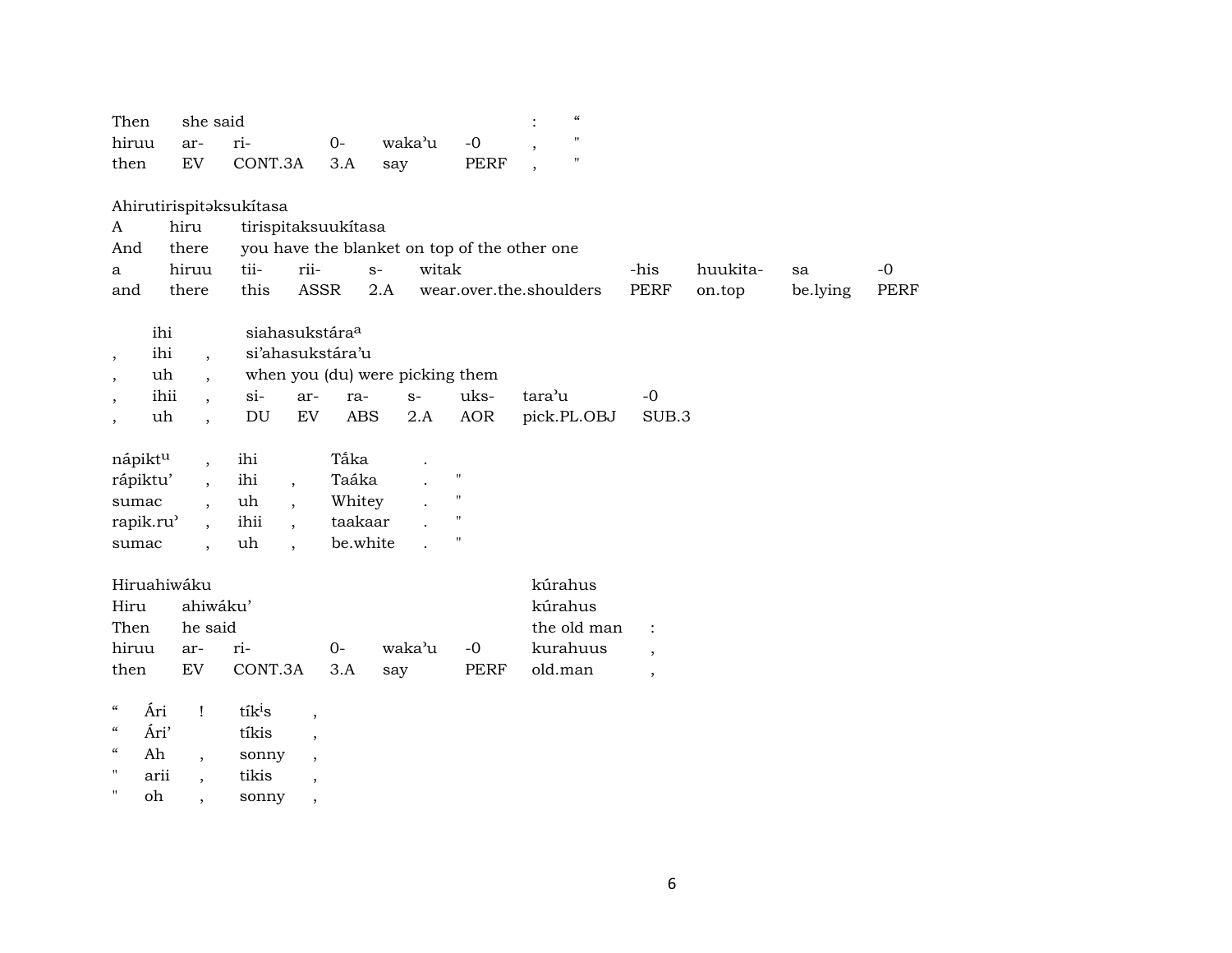| Then | she said | | | | | : | “ |
|---|---|---|---|---|---|---|---|
| hiruu | ar- | ri- | 0- | waka’u | -0 | , | " |
| then | EV | CONT.3A | 3.A | say | PERF | , | " |

Ahirutirispitəksukítasa

| A | hiru | tirispitaksuukítasa | | | | | | |
|---|---|---|---|---|---|---|---|---|
| And | there | you have the blanket on top of the other one | | | | | | |
| a | hiruu | tii- | rii- | s- | witak | -his | huukita- | sa | -0 |
| and | there | this | ASSR | 2.A | wear.over.the.shoulders | PERF | on.top | be.lying | PERF |

| | ihi | | siahasukstára[a] | | | | | | |
|---|---|---|---|---|---|---|---|---|---|
| , | ihi | , | si’ahasukstára’u | | | | | | |
| , | uh | , | when you (du) were picking them | | | | | | |
| , | ihii | , | si- | ar- | ra- | s- | uks- | tara’u | -0 |
| , | uh | , | DU | EV | ABS | 2.A | AOR | pick.PL.OBJ | SUB.3 |

| nápikt[u] | , | ihi | | Tắka | . | |
|---|---|---|---|---|---|---|
| rápiktu’ | , | ihi | , | Taáka | . | " |
| sumac | , | uh | , | Whitey | . | " |
| rapik.ru’ | , | ihii | , | taakaar | . | " |
| sumac | , | uh | , | be.white | . | " |

| Hiruahiwáku | | | | | | kúrahus | |
|---|---|---|---|---|---|---|---|
| Hiru | ahiwáku’ | | | | | kúrahus | |
| Then | he said | | | | | the old man | : |
| hiruu | ar- | ri- | 0- | waka’u | -0 | kurahuus | , |
| then | EV | CONT.3A | 3.A | say | PERF | old.man | , |

| “ | Ári | ! | tík[i]s | , |
|---|---|---|---|---|
| “ | Ári’ | | tíkis | , |
| “ | Ah | , | sonny | , |
| " | arii | , | tikis | , |
| " | oh | , | sonny | , |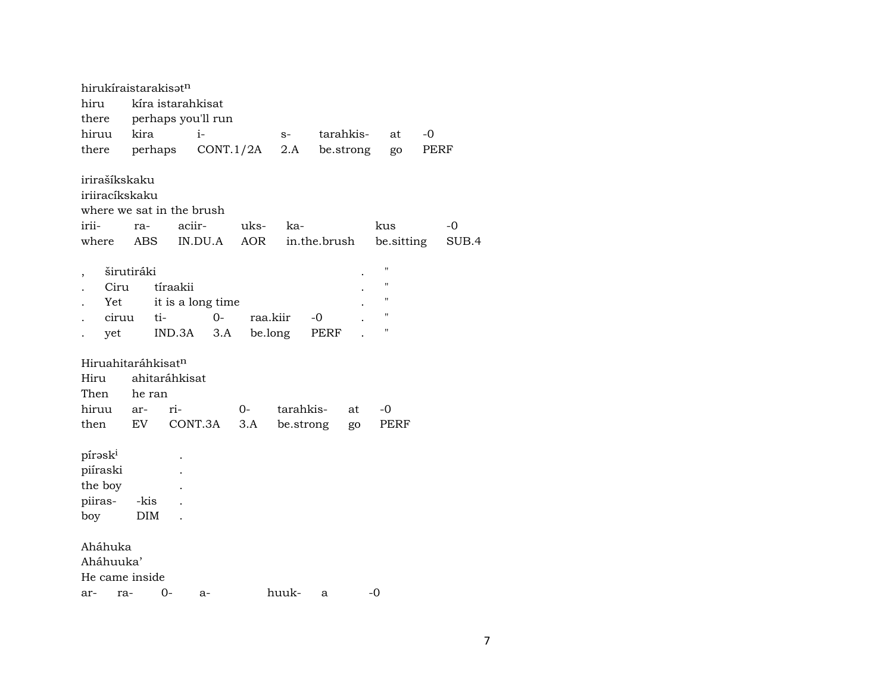hirukíraistarakisət$^{n}$
hiru kíra istarahkisat
there perhaps you'll run

| hiruu | kira | i- | s- | tarahkis- | at | -0 |
|---|---|---|---|---|---|---|
| there | perhaps | CONT.1/2A | 2.A | be.strong | go | PERF |

irirašíkskaku
iriiracíkskaku
where we sat in the brush

| irii- | ra- | aciir- | uks- | ka- | kus | -0 |
|---|---|---|---|---|---|---|
| where | ABS | IN.DU.A | AOR | in.the.brush | be.sitting | SUB.4 |

, širutiráki . "
. Ciru tíraakii . "
. Yet it is a long time . "

| . | ciruu | ti- | 0- | raa.kiir | -0 | . | " |
|---|---|---|---|---|---|---|---|
| . | yet | IND.3A | 3.A | be.long | PERF | . | " |

Hiruahitaráhkisat$^{n}$
Hiru ahitaráhkisat
Then he ran

| hiruu | ar- | ri- | 0- | tarahkis- | at | -0 |
|---|---|---|---|---|---|---|
| then | EV | CONT.3A | 3.A | be.strong | go | PERF |

pírəsk$^{i}$ .
piíraski .
the boy .

| piiras- | -kis | . |
|---|---|---|
| boy | DIM | . |

Aháhuka
Aháhuuka’
He came inside

| ar- | ra- | 0- | a- | huuk- | a | -0 |
|---|---|---|---|---|---|---|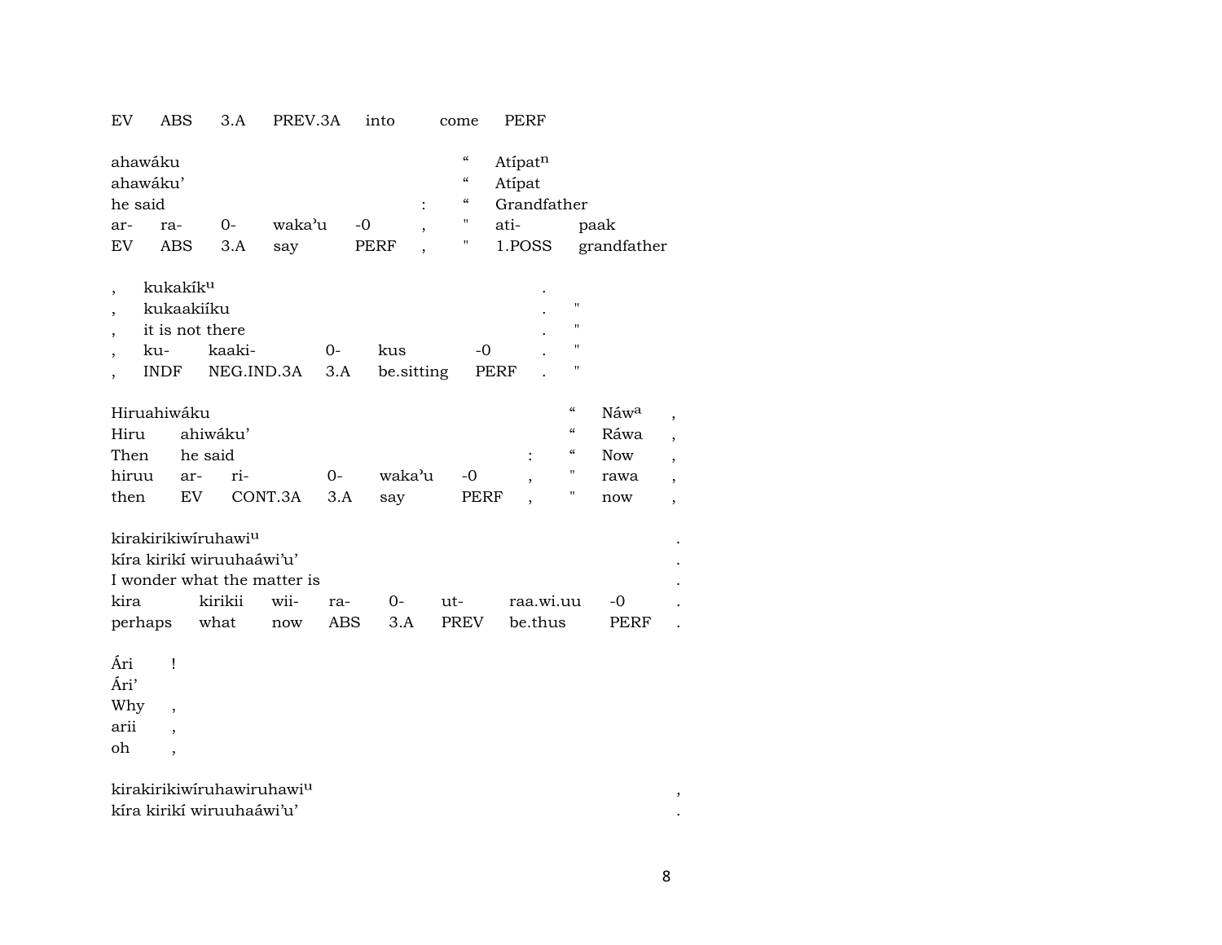| EV | ABS | 3.A | PREV.3A | into | come | PERF |
|---|---|---|---|---|---|---|

| ahawáku | | | | | | “ | Atípat$^{n}$ | |
|---|---|---|---|---|---|---|---|---|
| ahawáku’ | | | | | | “ | Atípat | |
| he said | | | | | : | “ | Grandfather | |
| ar- | ra- | 0- | waka’u | -0 | , | " | ati- | paak |
| EV | ABS | 3.A | say | PERF | , | " | 1.POSS | grandfather |

| , | kukakík$^{u}$ | | | | | . | |
|---|---|---|---|---|---|---|---|
| , | kukaakiíku | | | | | . | " |
| , | it is not there | | | | | . | " |
| , | ku- | kaaki- | 0- | kus | -0 | . | " |
| , | INDF | NEG.IND.3A | 3.A | be.sitting | PERF | . | " |

| Hiruahiwáku | | | | | | | “ | Náw$^{a}$ | , |
|---|---|---|---|---|---|---|---|---|---|
| Hiru | ahiwáku’ | | | | | | “ | Ráwa | , |
| Then | he said | | | | | : | “ | Now | , |
| hiruu | ar- | ri- | 0- | waka’u | -0 | , | " | rawa | , |
| then | EV | CONT.3A | 3.A | say | PERF | , | " | now | , |

| kirakirikiwíruhawi$^{u}$ | | | | | | | | . |
|---|---|---|---|---|---|---|---|---|
| kíra kirikí wiruuhaáwi’u’ | | | | | | | | . |
| I wonder what the matter is | | | | | | | | . |
| kira | kirikii | wii- | ra- | 0- | ut- | raa.wi.uu | -0 | . |
| perhaps | what | now | ABS | 3.A | PREV | be.thus | PERF | . |

| Ári | ! |
|---|---|
| Ári’ | |
| Why | , |
| arii | , |
| oh | , |

| kirakirikiwíruhawiruhawi$^{u}$ | , |
|---|---|
| kíra kirikí wiruuhaáwi’u’ | . |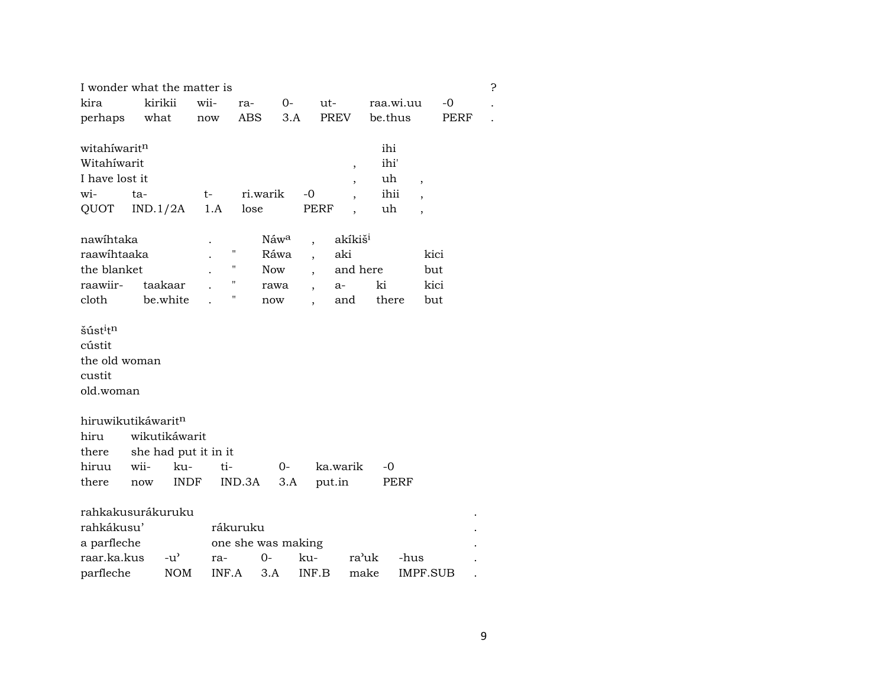| I wonder what the matter is | | | | | | | | ? |
|---|---|---|---|---|---|---|---|---|
| kira | kirikii | wii- | ra- | 0- | ut- | raa.wi.uu | -0 | . |
| perhaps | what | now | ABS | 3.A | PREV | be.thus | PERF | . |

| witahíwarit$^{n}$ | | | | | | | ihi | |
|---|---|---|---|---|---|---|---|---|
| Witahíwarit | | | | | | , | ihi' | |
| I have lost it | | | | | | , | uh | , |
| wi- | ta- | t- | ri.warik | -0 | | , | ihii | , |
| QUOT | IND.1/2A | 1.A | lose | PERF | | , | uh | , |

| nawíhtaka | | . | | Náw$^{a}$ | , | akíkiš$^{i}$ | | |
|---|---|---|---|---|---|---|---|---|
| raawíhtaaka | | . | " | Ráwa | , | aki | | kici |
| the blanket | | . | " | Now | , | and here | | but |
| raawiir- | taakaar | . | " | rawa | , | a- | ki | kici |
| cloth | be.white | . | " | now | , | and | there | but |

šúst$^{i}$t$^{n}$
cústit
the old woman
custit
old.woman

| hiruwikutikáwarit$^{n}$ | | | | | | |
|---|---|---|---|---|---|---|
| hiru | wikutikáwarit | | | | | |
| there | she had put it in it | | | | | |
| hiruu | wii- | ku- | ti- | 0- | ka.warik | -0 |
| there | now | INDF | IND.3A | 3.A | put.in | PERF |

| rahkakusurákuruku | | | | | | | . |
|---|---|---|---|---|---|---|---|
| rahkákusu' | | rákuruku | | | | | . |
| a parfleche | | one she was making | | | | | . |
| raar.ka.kus | -u' | ra- | 0- | ku- | ra'uk | -hus | . |
| parfleche | NOM | INF.A | 3.A | INF.B | make | IMPF.SUB | . |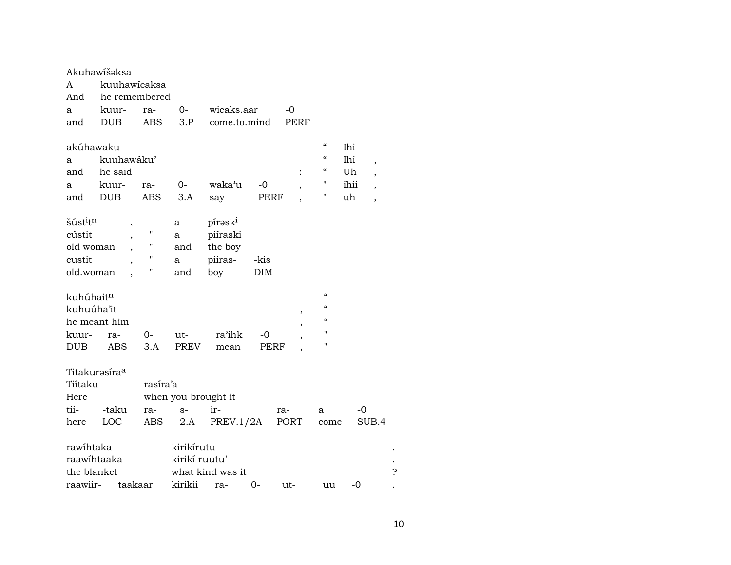Akuhawíšəksa
A kuuhawícaksa
And he remembered

| a | kuur- | ra- | 0- | wicaks.aar | -0 |
|---|---|---|---|---|---|
| and | DUB | ABS | 3.P | come.to.mind | PERF |

akúhawaku " Ihi
a kuuhawáku' " Ihi ,
and he said : " Uh ,

| a | kuur- | ra- | 0- | waka'u | -0 | , | " | ihii | , |
|---|---|---|---|---|---|---|---|---|---|
| and | DUB | ABS | 3.A | say | PERF | , | " | uh | , |

šúst[i]t[n] , a pírəsk[i]
cústit , " a piíraski
old woman , " and the boy

| custit | , | " | a | piiras- | -kis |
|---|---|---|---|---|---|
| old.woman | , | " | and | boy | DIM |

kuhúhait[n] "
kuhuúha'it , "
he meant him , "

| kuur- | ra- | 0- | ut- | ra'ihk | -0 | , | " |
|---|---|---|---|---|---|---|---|
| DUB | ABS | 3.A | PREV | mean | PERF | , | " |

Titakurəsíra[a]
Tiítaku rasíra'a
Here when you brought it

| tii- | -taku | ra- | s- | ir- | ra- | a | -0 |
|---|---|---|---|---|---|---|---|
| here | LOC | ABS | 2.A | PREV.1/2A | PORT | come | SUB.4 |

rawíhtaka kirikírutu .
raawíhtaaka kirikí ruutu' .
the blanket what kind was it ?

| raawiir- | taakaar | kirikii | ra- | 0- | ut- | uu | -0 | . |
|---|---|---|---|---|---|---|---|---|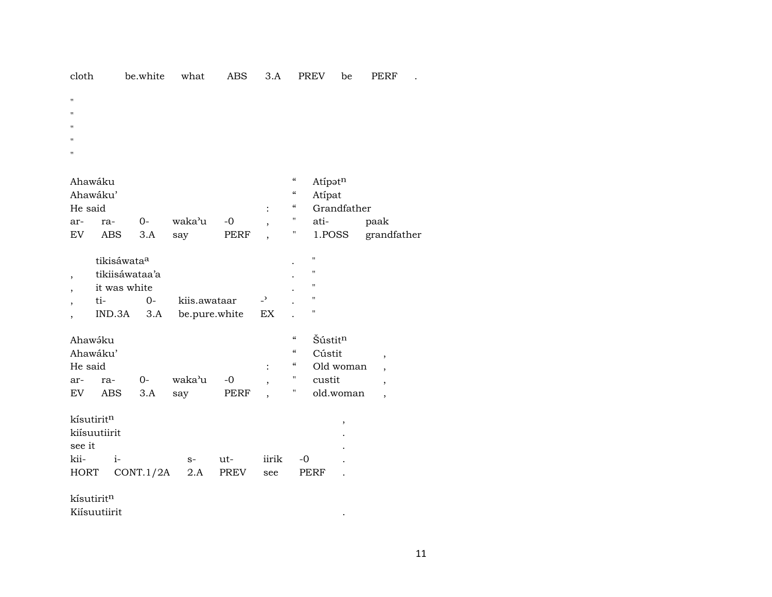| cloth | be.white | what | ABS | 3.A | PREV | be | PERF | . |
|---|---|---|---|---|---|---|---|---|

"
"
"
"
"

| Ahawáku | | | | | | “ | Atípət$^{n}$ | |
|---|---|---|---|---|---|---|---|---|
| Ahawáku’ | | | | | | “ | Atípat | |
| He said | | | | | : | “ | Grandfather | |
| ar- | ra- | 0- | waka’u | -0 | , | " | ati- | paak |
| EV | ABS | 3.A | say | PERF | , | " | 1.POSS | grandfather |

| | tikisáwata$^{a}$ | | | | . | " |
|---|---|---|---|---|---|---|
| , | tikiisáwataa’a | | | | . | " |
| , | it was white | | | | . | " |
| , | ti- | 0- | kiis.awataar | -’ | . | " |
| , | IND.3A | 3.A | be.pure.white | EX | . | " |

| Ahawə́ku | | | | | | “ | Šústit$^{n}$ | |
|---|---|---|---|---|---|---|---|---|
| Ahawáku’ | | | | | | “ | Cústit | , |
| He said | | | | | : | “ | Old woman | , |
| ar- | ra- | 0- | waka’u | -0 | , | " | custit | , |
| EV | ABS | 3.A | say | PERF | , | " | old.woman | , |

| kísutirit$^{n}$ | | | | | | , |
|---|---|---|---|---|---|---|
| kiísuutiirit | | | | | | . |
| see it | | | | | | . |
| kii- | i- | s- | ut- | iirik | -0 | . |
| HORT | CONT.1/2A | 2.A | PREV | see | PERF | . |

kísutirit$^{n}$
Kiísuutiirit .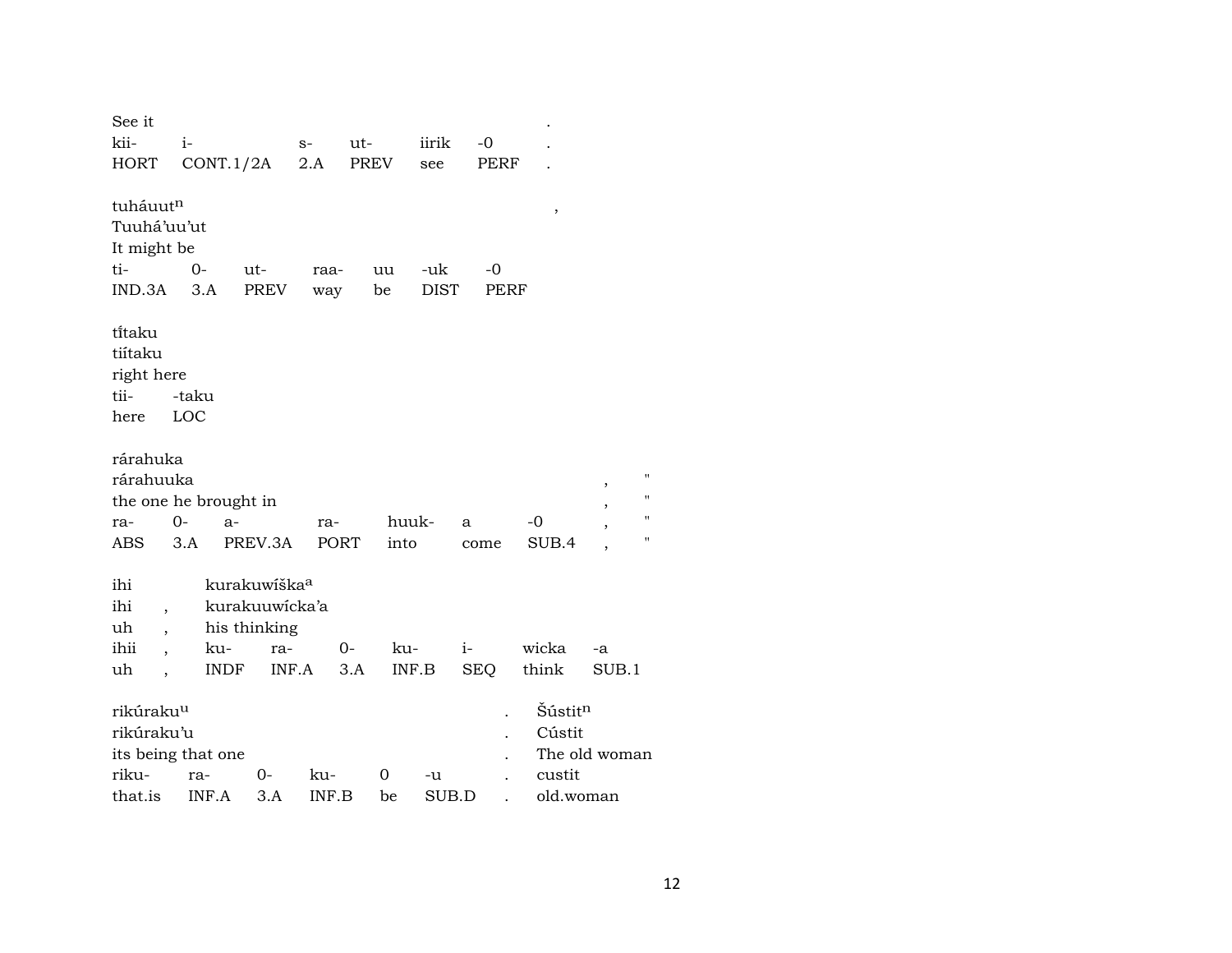| See it | | | | | | . |
|---|---|---|---|---|---|---|
| kii- | i- | s- | ut- | iirik | -0 | . |
| HORT | CONT.1/2A | 2.A | PREV | see | PERF | . |

tuháuut$^{n}$ ,
Tuuhá'uu'ut
It might be

| ti- | 0- | ut- | raa- | uu | -uk | -0 |
|---|---|---|---|---|---|---|
| IND.3A | 3.A | PREV | way | be | DIST | PERF |

tí̃taku
tiítaku
right here

| tii- | -taku |
|---|---|
| here | LOC |

rárahuka
rárahuuka , "
the one he brought in , "

| ra- | 0- | a- | ra- | huuk- | a | -0 | , | " |
|---|---|---|---|---|---|---|---|---|
| ABS | 3.A | PREV.3A | PORT | into | come | SUB.4 | , | " |

| ihi | | kurakuwíška$^{a}$ | | | | | | |
|---|---|---|---|---|---|---|---|---|
| ihi | , | kurakuuwícka'a | | | | | | |
| uh | , | his thinking | | | | | | |
| ihii | , | ku- | ra- | 0- | ku- | i- | wicka | -a |
| uh | , | INDF | INF.A | 3.A | INF.B | SEQ | think | SUB.1 |

| rikúraku$^{u}$ | | | | | | . | Šústit$^{n}$ |
|---|---|---|---|---|---|---|---|
| rikúraku'u | | | | | | . | Cústit |
| its being that one | | | | | | . | The old woman |
| riku- | ra- | 0- | ku- | 0 | -u | . | custit |
| that.is | INF.A | 3.A | INF.B | be | SUB.D | . | old.woman |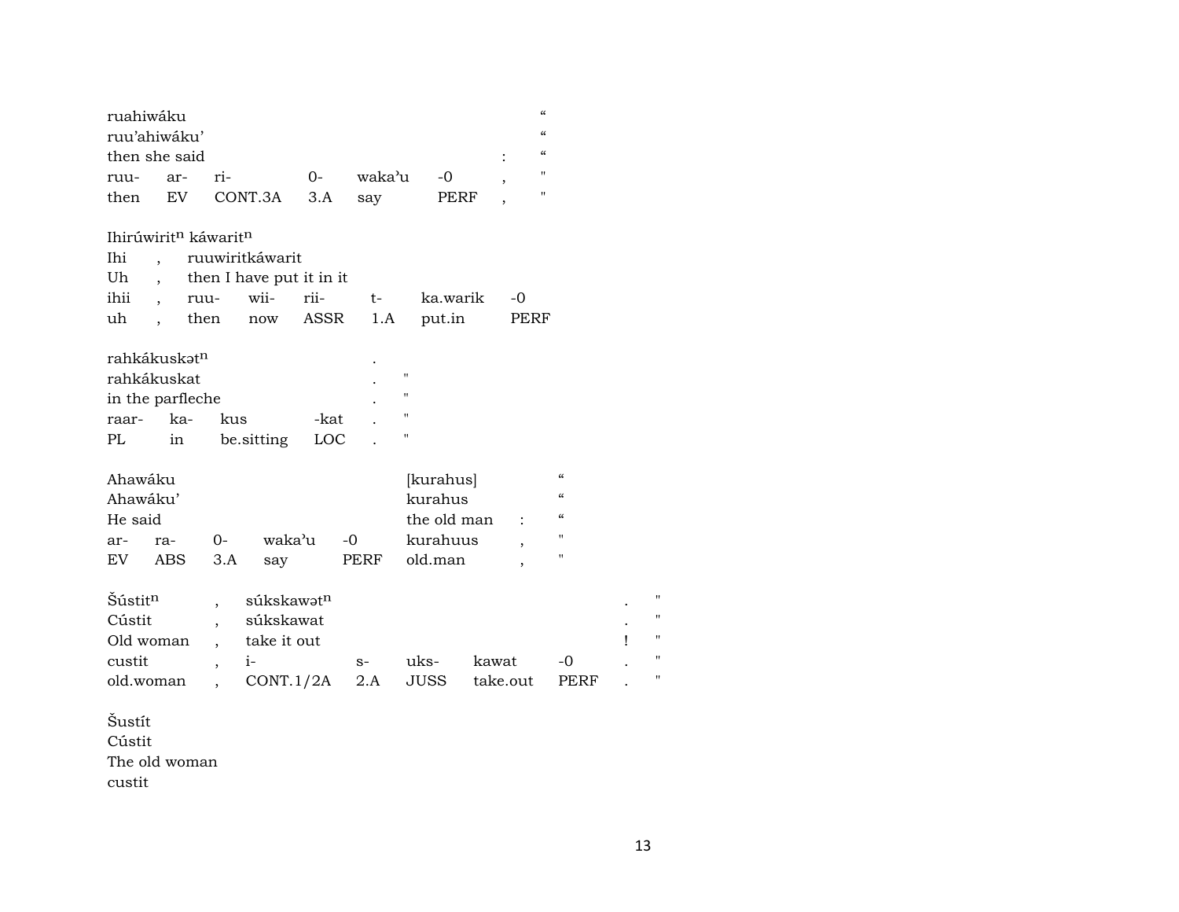ruahiwáku "
ruu'ahiwáku' "
then she said : "

| ruu- | ar- | ri- | 0- | waka'u | -0 | , | " |
|---|---|---|---|---|---|---|---|
| then | EV | CONT.3A | 3.A | say | PERF | , | " |

Ihirúwiritⁿ káwaritⁿ
Ihi , ruuwiritkáwarit
Uh , then I have put it in it

| ihii | , | ruu- | wii- | rii- | t- | ka.warik | -0 |
|---|---|---|---|---|---|---|---|
| uh | , | then | now | ASSR | 1.A | put.in | PERF |

rahkákuskətⁿ .
rahkákuskat . "
in the parfleche . "

| raar- | ka- | kus | -kat | . | " |
|---|---|---|---|---|---|
| PL | in | be.sitting | LOC | . | " |

Ahawáku [kurahus] "
Ahawáku' kurahus "
He said the old man : "

| ar- | ra- | 0- | waka'u | -0 | kurahuus | , | " |
|---|---|---|---|---|---|---|---|
| EV | ABS | 3.A | say | PERF | old.man | , | " |

Šústitⁿ , súkskawətⁿ . "
Cústit , súkskawat . "
Old woman , take it out ! "

| custit | , | i- | s- | uks- | kawat | -0 | . | " |
|---|---|---|---|---|---|---|---|---|
| old.woman | , | CONT.1/2A | 2.A | JUSS | take.out | PERF | . | " |

Šustít
Cústit
The old woman
custit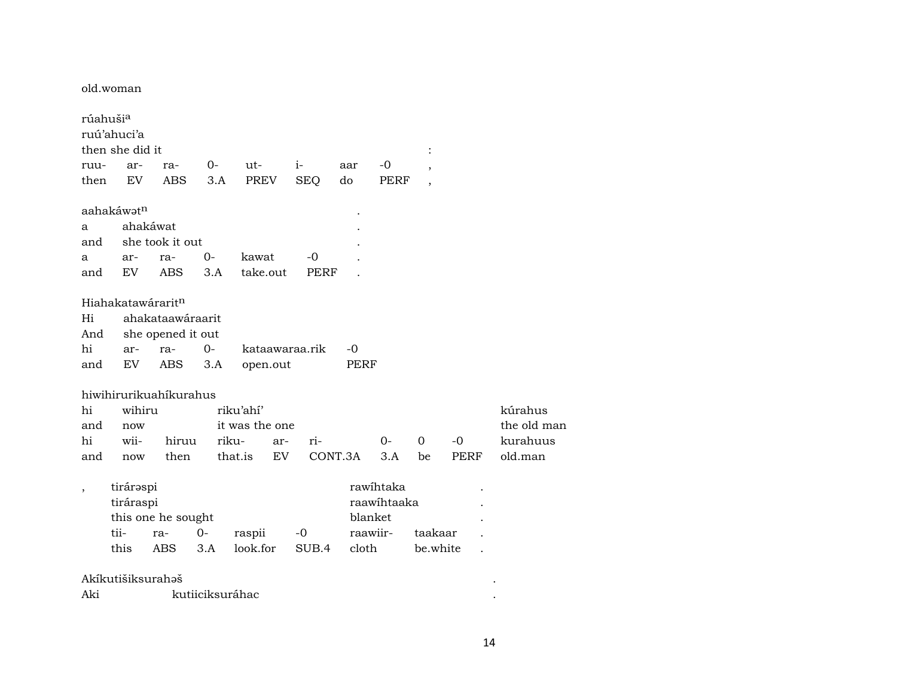old.woman

rúahuši[a]
ruú'ahuci'a
then she did it :

| ruu- | ar- | ra- | 0- | ut- | i- | aar | -0 | , |
|---|---|---|---|---|---|---|---|---|
| then | EV | ABS | 3.A | PREV | SEQ | do | PERF | , |

aahakáwət[n] .

| a | ahakáwat | | | | | . |
|---|---|---|---|---|---|---|
| and | she took it out | | | | | . |
| a | ar- | ra- | 0- | kawat | -0 | . |
| and | EV | ABS | 3.A | take.out | PERF | . |

Hiahakatawárarit[n]

| Hi | ahakataawáraarit | | | | |
|---|---|---|---|---|---|
| And | she opened it out | | | | |
| hi | ar- | ra- | 0- | kataawaraa.rik | -0 |
| and | EV | ABS | 3.A | open.out | PERF |

hiwihirurikuahíkurahus

| hi | wihiru | | riku'ahí' | | | | | | kúrahus |
|---|---|---|---|---|---|---|---|---|---|
| and | now | | it was the one | | | | | | the old man |
| hi | wii- | hiruu | riku- | ar- | ri- | 0- | 0 | -0 | kurahuus |
| and | now | then | that.is | EV | CONT.3A | 3.A | be | PERF | old.man |

| , | tiráréspi | | | | | rawíhtaka | | . |
|---|---|---|---|---|---|---|---|---|
| | tiráraspi | | | | | raawíhtaaka | | . |
| | this one he sought | | | | | blanket | | . |
| | tii- | ra- | 0- | raspii | -0 | raawiir- | taakaar | . |
| | this | ABS | 3.A | look.for | SUB.4 | cloth | be.white | . |

Akíkutišiksurahəš .
Aki kutiiciksuráhac .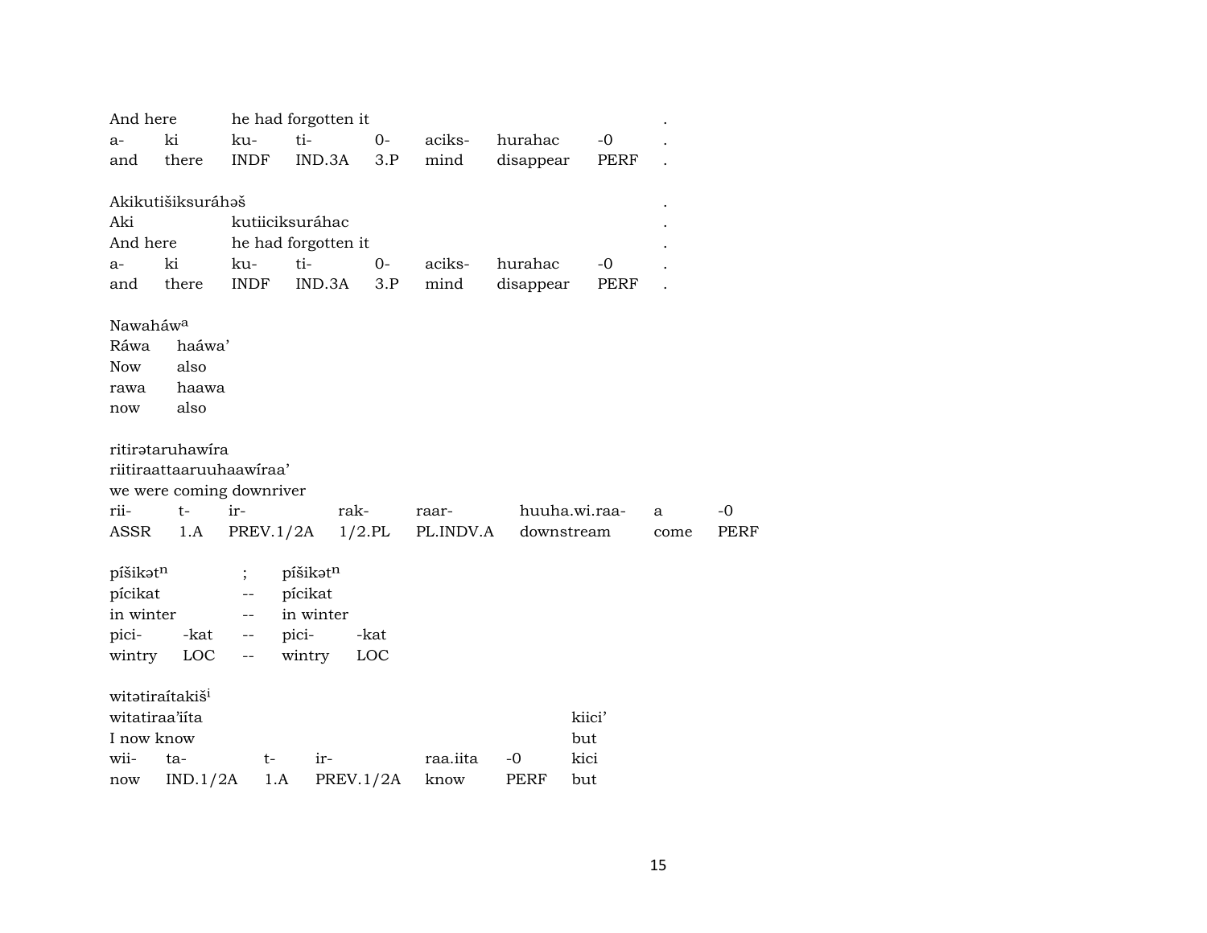| And here | | he had forgotten it | | | | | | . |
|---|---|---|---|---|---|---|---|---|
| a- | ki | ku- | ti- | 0- | aciks- | hurahac | -0 | . |
| and | there | INDF | IND.3A | 3.P | mind | disappear | PERF | . |

| Akikutišiksuráhəš | | | | | | | | . |
|---|---|---|---|---|---|---|---|---|
| Aki | | kutiiciksuráhac | | | | | | . |
| And here | | he had forgotten it | | | | | | . |
| a- | ki | ku- | ti- | 0- | aciks- | hurahac | -0 | . |
| and | there | INDF | IND.3A | 3.P | mind | disappear | PERF | . |

| Nawaháw[a] | |
|---|---|
| Ráwa | haáwa’ |
| Now | also |
| rawa | haawa |
| now | also |

| ritirətaruhawíra | | | | | | | |
|---|---|---|---|---|---|---|---|
| riitiraattaaruuhaawíraa’ | | | | | | | |
| we were coming downriver | | | | | | | |
| rii- | t- | ir- | rak- | raar- | huuha.wi.raa- | a | -0 |
| ASSR | 1.A | PREV.1/2A | 1/2.PL | PL.INDV.A | downstream | come | PERF |

| píšikət[n] | | ; | píšikət[n] | |
|---|---|---|---|---|
| pícikat | | -- | pícikat | |
| in winter | | -- | in winter | |
| pici- | -kat | -- | pici- | -kat |
| wintry | LOC | -- | wintry | LOC |

| witətiraítakiš[i] | | | | | | |
|---|---|---|---|---|---|---|
| witatiraa’iíta | | | | | | kiici’ |
| I now know | | | | | | but |
| wii- | ta- | t- | ir- | raa.iita | -0 | kici |
| now | IND.1/2A | 1.A | PREV.1/2A | know | PERF | but |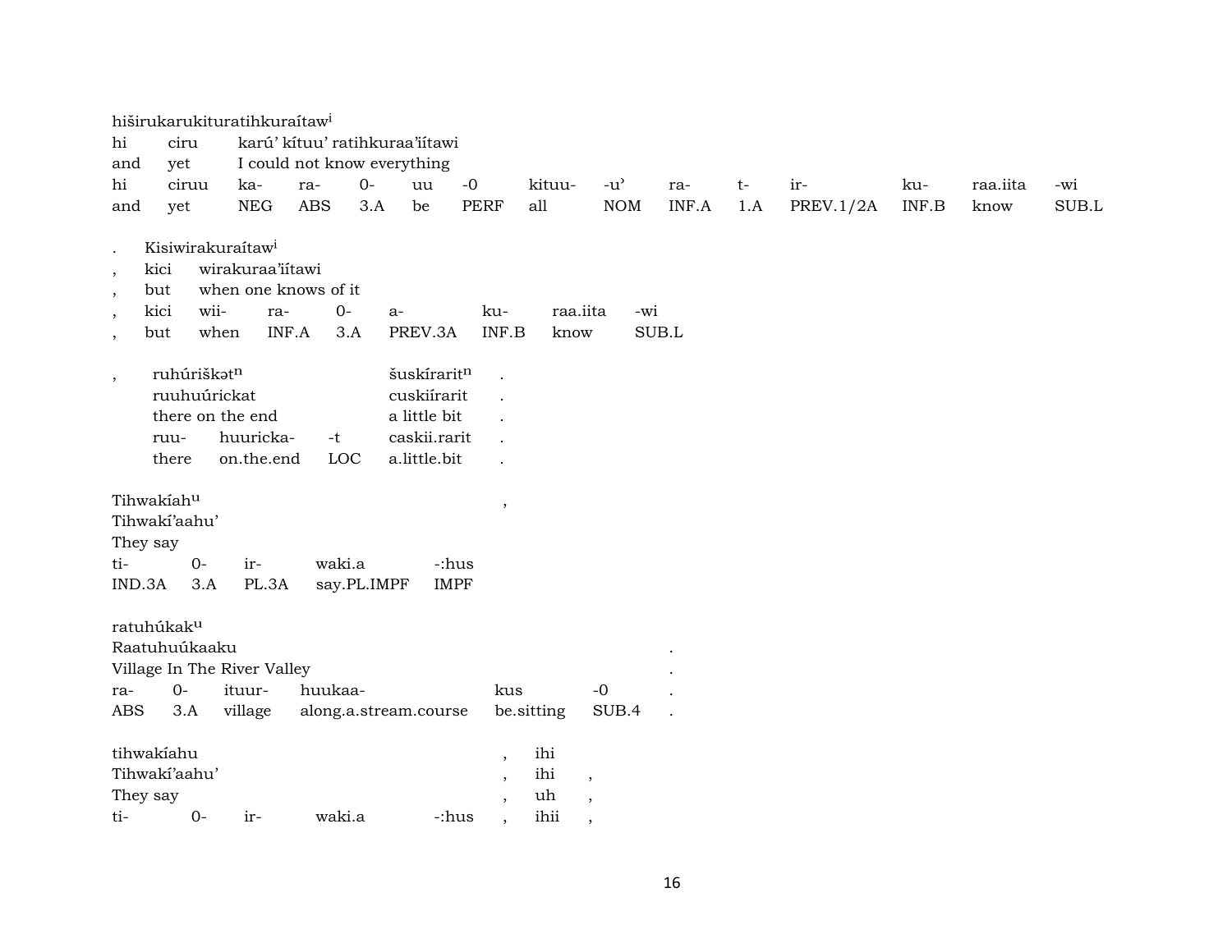hiširukarukituratihkuraítaw[i]

| hi | ciru | karú' kítuu' ratihkuraa'iítawi | | | | | | | | | | | |
|---|---|---|---|---|---|---|---|---|---|---|---|---|---|
| and | yet | I could not know everything | | | | | | | | | | | |
| hi | ciruu | ka- | ra- | 0- | uu | -0 | kituu- | -u' | ra- | t- | ir- | ku- | raa.iita | -wi |
| and | yet | NEG | ABS | 3.A | be | PERF | all | NOM | INF.A | 1.A | PREV.1/2A | INF.B | know | SUB.L |

| . | Kisiwirakuraítaw[i] | | | | | | |
|---|---|---|---|---|---|---|---|
| , | kici | wirakuraa'iítawi | | | | | |
| , | but | when one knows of it | | | | | |
| , | kici | wii- | ra- | 0- | a- | ku- | raa.iita | -wi |
| , | but | when | INF.A | 3.A | PREV.3A | INF.B | know | SUB.L |

| , | ruhúriškət[n] | | | šuskírarit[n] | . |
|---|---|---|---|---|---|
| | ruuhuúrickat | | | cuskiírarit | . |
| | there on the end | | | a little bit | . |
| | ruu- | huuricka- | -t | caskii.rarit | . |
| | there | on.the.end | LOC | a.little.bit | . |

| Tihwakíah[u] | | | | | , |
|---|---|---|---|---|---|
| Tihwakí'aahu' | | | | | |
| They say | | | | | |
| ti- | 0- | ir- | waki.a | -:hus | |
| IND.3A | 3.A | PL.3A | say.PL.IMPF | IMPF | |

| ratuhúkak[u] | | | | | | |
|---|---|---|---|---|---|---|
| Raatuhuúkaaku | | | | | | . |
| Village In The River Valley | | | | | | . |
| ra- | 0- | ituur- | huukaa- | kus | -0 | . |
| ABS | 3.A | village | along.a.stream.course | be.sitting | SUB.4 | . |

| tihwakíahu | | | | | , | ihi | |
|---|---|---|---|---|---|---|---|
| Tihwakí'aahu' | | | | | , | ihi | , |
| They say | | | | | , | uh | , |
| ti- | 0- | ir- | waki.a | -:hus | , | ihii | , |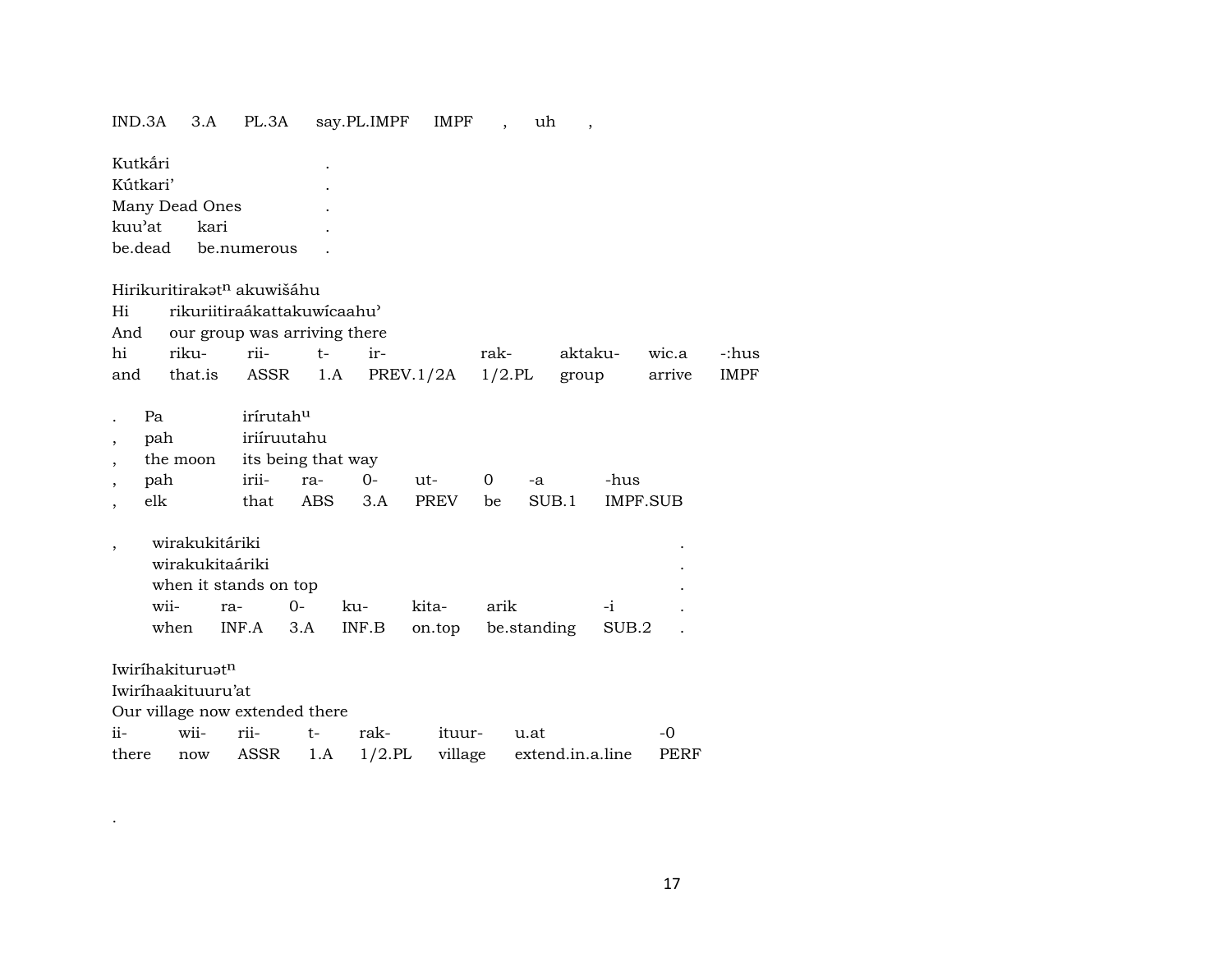IND.3A  3.A  PL.3A  say.PL.IMPF  IMPF  ,  uh  ,

Kutkā́ri .
Kútkari' .
Many Dead Ones .
kuu'at kari .
be.dead be.numerous .

| Hirikuritirakət$^{n}$ akuwišáhu | | | | | | | | |
|---|---|---|---|---|---|---|---|---|
| Hi | rikuriitiraákattakuwícaahu' | | | | | | | |
| And | our group was arriving there | | | | | | | |
| hi | riku- | rii- | t- | ir- | rak- | aktaku- | wic.a | -:hus |
| and | that.is | ASSR | 1.A | PREV.1/2A | 1/2.PL | group | arrive | IMPF |

| . | Pa | irírutah$^{u}$ | | | | | | |
|---|---|---|---|---|---|---|---|---|
| , | pah | iriíruutahu | | | | | | |
| , | the moon | its being that way | | | | | | |
| , | pah | irii- | ra- | 0- | ut- | 0 | -a | -hus |
| , | elk | that | ABS | 3.A | PREV | be | SUB.1 | IMPF.SUB |

| , | wirakukitáriki | | | | | | | . |
|---|---|---|---|---|---|---|---|---|
| | wirakukitaáriki | | | | | | | . |
| | when it stands on top | | | | | | | . |
| | wii- | ra- | 0- | ku- | kita- | arik | -i | . |
| | when | INF.A | 3.A | INF.B | on.top | be.standing | SUB.2 | . |

| Iwiríhakituruət$^{n}$ | | | | | | | |
|---|---|---|---|---|---|---|---|
| Iwiríhaakituuru'at | | | | | | | |
| Our village now extended there | | | | | | | |
| ii- | wii- | rii- | t- | rak- | ituur- | u.at | -0 |
| there | now | ASSR | 1.A | 1/2.PL | village | extend.in.a.line | PERF |

.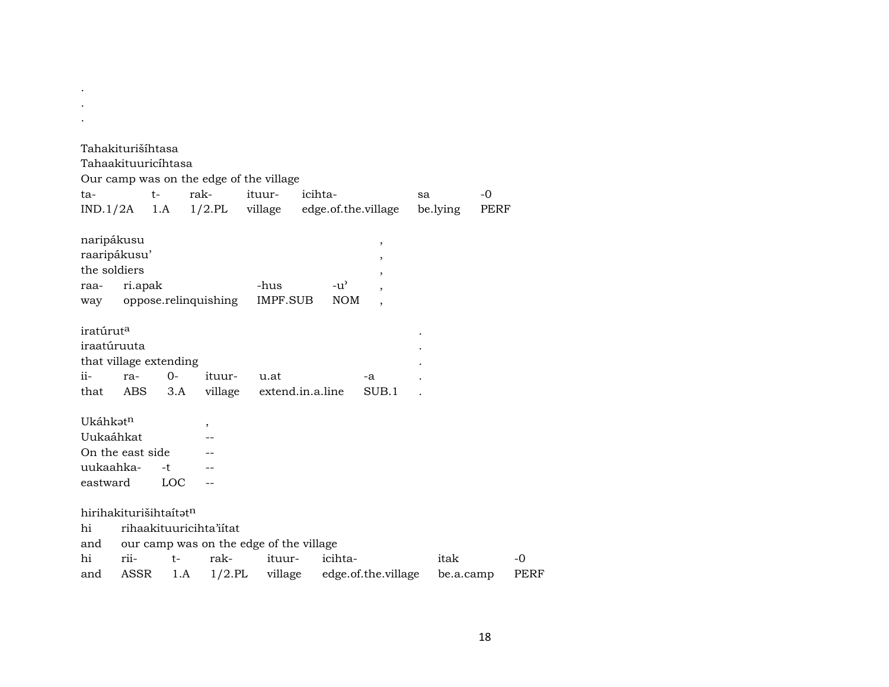.
.
.

Tahakiturišíhtasa
Tahaakituuricíhtasa
Our camp was on the edge of the village

| ta- | t- | rak- | ituur- | icihta- | sa | -0 |
|---|---|---|---|---|---|---|
| IND.1/2A | 1.A | 1/2.PL | village | edge.of.the.village | be.lying | PERF |

naripákusu ,
raaripákusu' ,
the soldiers ,

| raa- | ri.apak | -hus | -u' | , |
|---|---|---|---|---|
| way | oppose.relinquishing | IMPF.SUB | NOM | , |

iratúrut$^{a}$ .
iraatúruuta .
that village extending .

| ii- | ra- | 0- | ituur- | u.at | -a | . |
|---|---|---|---|---|---|---|
| that | ABS | 3.A | village | extend.in.a.line | SUB.1 | . |

Ukáhkət$^{n}$ ,
Uukaáhkat --
On the east side --

| uukaahka- | -t | -- |
|---|---|---|
| eastward | LOC | -- |

hirihakiturišihtaítət$^{n}$
hi rihaakituuricihta'iítat
and our camp was on the edge of the village

| hi | rii- | t- | rak- | ituur- | icihta- | itak | -0 |
|---|---|---|---|---|---|---|---|
| and | ASSR | 1.A | 1/2.PL | village | edge.of.the.village | be.a.camp | PERF |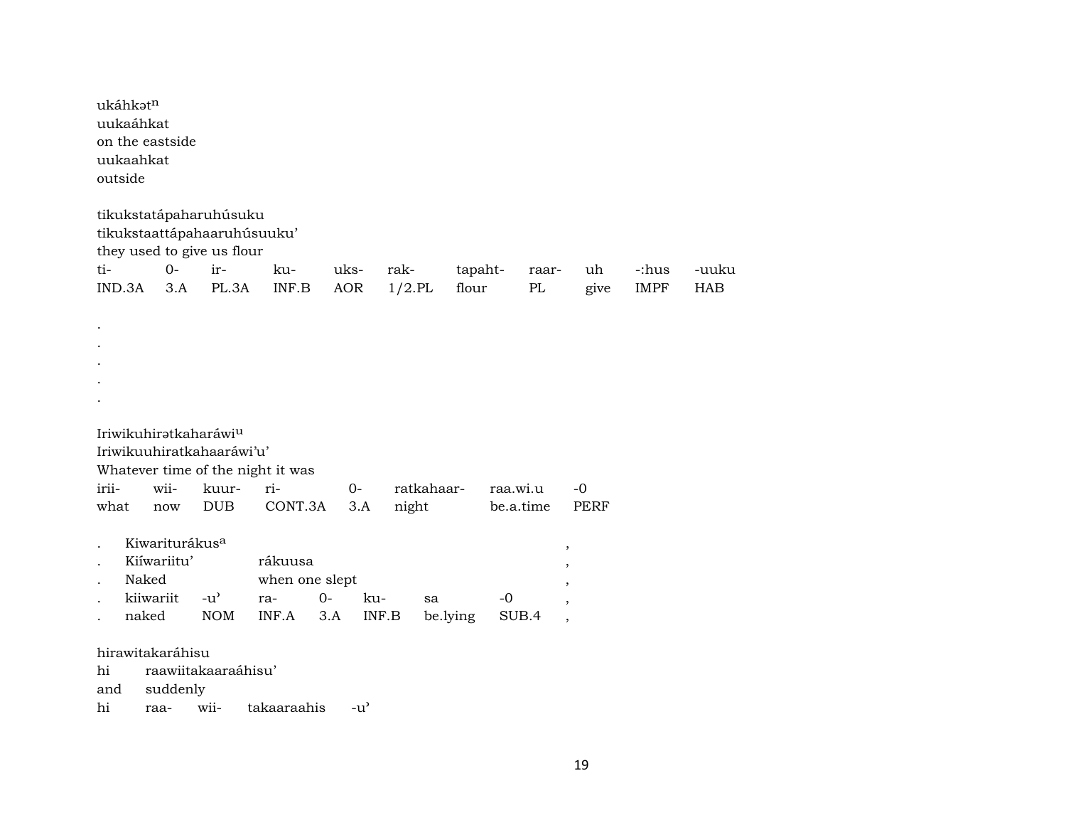ukáhkətⁿ
uukaáhkat
on the eastside
uukaahkat
outside

tikukstatápaharuhúsuku
tikukstaattápahaaruhúsuuku'
they used to give us flour

| ti- | 0- | ir- | ku- | uks- | rak- | tapaht- | raar- | uh | -:hus | -uuku |
|---|---|---|---|---|---|---|---|---|---|---|
| IND.3A | 3.A | PL.3A | INF.B | AOR | 1/2.PL | flour | PL | give | IMPF | HAB |

.
.
.
.
.

Iriwikuhirətkaharáwiᵘ
Iriwikuuhiratkahaaráwi'u'
Whatever time of the night it was

| irii- | wii- | kuur- | ri- | 0- | ratkahaar- | raa.wi.u | -0 |
|---|---|---|---|---|---|---|---|
| what | now | DUB | CONT.3A | 3.A | night | be.a.time | PERF |

. Kiwariturákusᵃ ,
. Kiíwariitu' rákuusa ,
. Naked when one slept ,

| . | kiiwariit | -u' | ra- | 0- | ku- | sa | -0 | , |
|---|---|---|---|---|---|---|---|---|
| . | naked | NOM | INF.A | 3.A | INF.B | be.lying | SUB.4 | , |

hirawitakaráhisu
hi raawiitakaaraáhisu'
and suddenly

| hi | raa- | wii- | takaaraahis | -u' |
|---|---|---|---|---|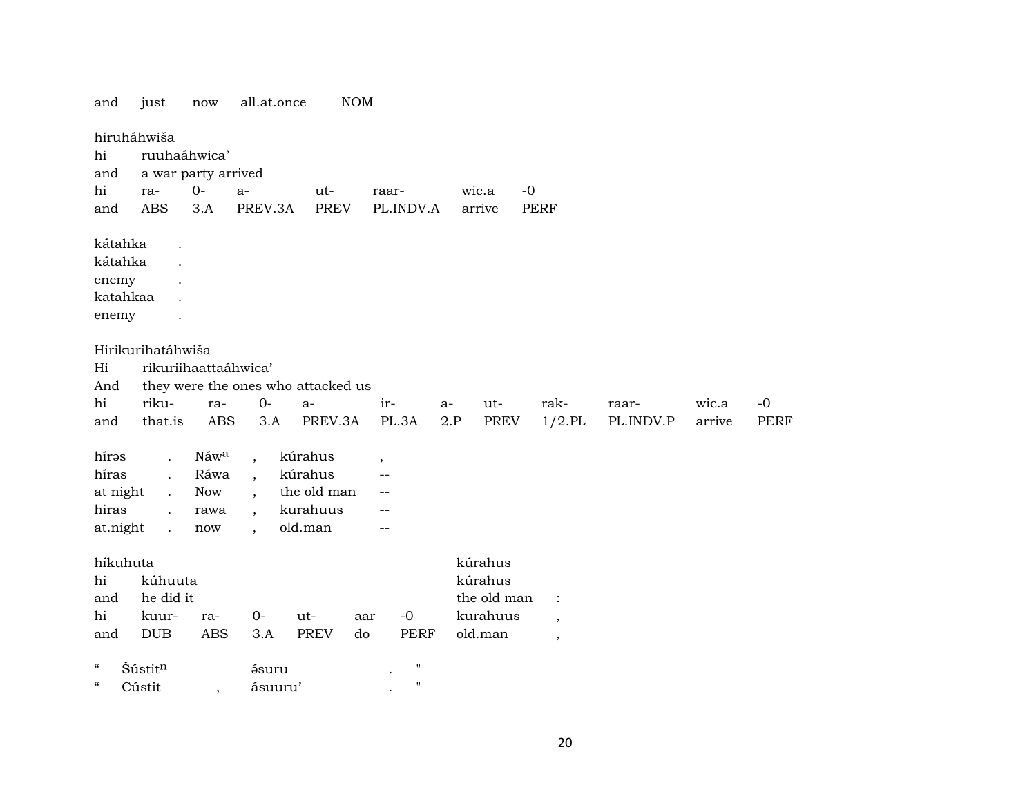| and | just | now | all.at.once | NOM |
|---|---|---|---|---|

hiruháhwiša

| hi | ruuhaáhwica' | | | | | |
|---|---|---|---|---|---|---|
| and | a war party arrived | | | | | |
| hi | ra- | 0- | a- | ut- | raar- | wic.a | -0 |
| and | ABS | 3.A | PREV.3A | PREV | PL.INDV.A | arrive | PERF |

| kátahka | . |
|---|---|
| kátahka | . |
| enemy | . |
| katahkaa | . |
| enemy | . |

Hirikurihatáhwiša

| Hi | rikuriihaattaáhwica' | | | | | | | | | |
|---|---|---|---|---|---|---|---|---|---|---|
| And | they were the ones who attacked us | | | | | | | | | |
| hi | riku- | ra- | 0- | a- | ir- | a- | ut- | rak- | raar- | wic.a | -0 |
| and | that.is | ABS | 3.A | PREV.3A | PL.3A | 2.P | PREV | 1/2.PL | PL.INDV.P | arrive | PERF |

| híras | . | Náw$^{a}$ | , | kúrahus | , |
|---|---|---|---|---|---|
| híras | . | Ráwa | , | kúrahus | -- |
| at night | . | Now | , | the old man | -- |
| hiras | . | rawa | , | kurahuus | -- |
| at.night | . | now | , | old.man | -- |

| híkuhuta | | | | | | | kúrahus | |
|---|---|---|---|---|---|---|---|---|
| hi | kúhuuta | | | | | | kúrahus | |
| and | he did it | | | | | | the old man | : |
| hi | kuur- | ra- | 0- | ut- | aar | -0 | kurahuus | , |
| and | DUB | ABS | 3.A | PREV | do | PERF | old.man | , |

| " | Šústit$^{n}$ | | ásuru | . | " |
|---|---|---|---|---|---|
| " | Cústit | , | ásuuru' | . | " |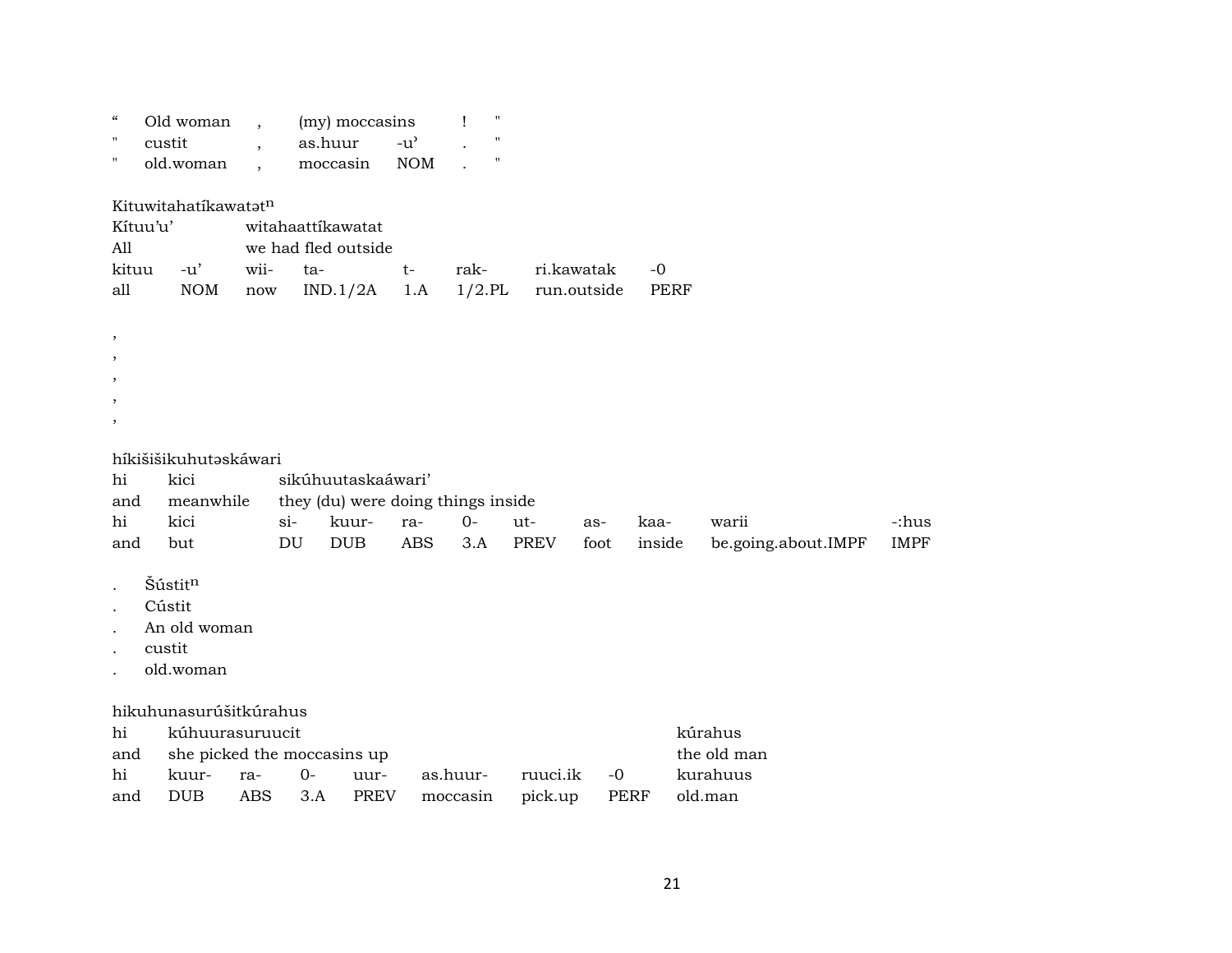| " | Old woman | , | (my) moccasins | | ! | " |
|---|---|---|---|---|---|---|
| " | custit | , | as.huur | -u’ | . | " |
| " | old.woman | , | moccasin | NOM | . | " |

Kituwitahatíkawatət$^{n}$

| Kítuu’u’ | | witahaattíkawatat | | | | | |
|---|---|---|---|---|---|---|---|
| All | | we had fled outside | | | | | |
| kituu | -u’ | wii- | ta- | t- | rak- | ri.kawatak | -0 |
| all | NOM | now | IND.1/2A | 1.A | 1/2.PL | run.outside | PERF |

,
,
,
,
,

híkišišikuhutəskáwari

| hi | kici | sikúhuutaskaáwari’ | | | | | | | | |
|---|---|---|---|---|---|---|---|---|---|---|
| and | meanwhile | they (du) were doing things inside | | | | | | | | |
| hi | kici | si- | kuur- | ra- | 0- | ut- | as- | kaa- | warii | -:hus |
| and | but | DU | DUB | ABS | 3.A | PREV | foot | inside | be.going.about.IMPF | IMPF |

. Šústit$^{n}$
. Cústit
. An old woman
. custit
. old.woman

hikuhunasurúšitkúrahus

| hi | kúhuurasuruucit | | | | | | | kúrahus |
|---|---|---|---|---|---|---|---|---|
| and | she picked the moccasins up | | | | | | | the old man |
| hi | kuur- | ra- | 0- | uur- | as.huur- | ruuci.ik | -0 | kurahuus |
| and | DUB | ABS | 3.A | PREV | moccasin | pick.up | PERF | old.man |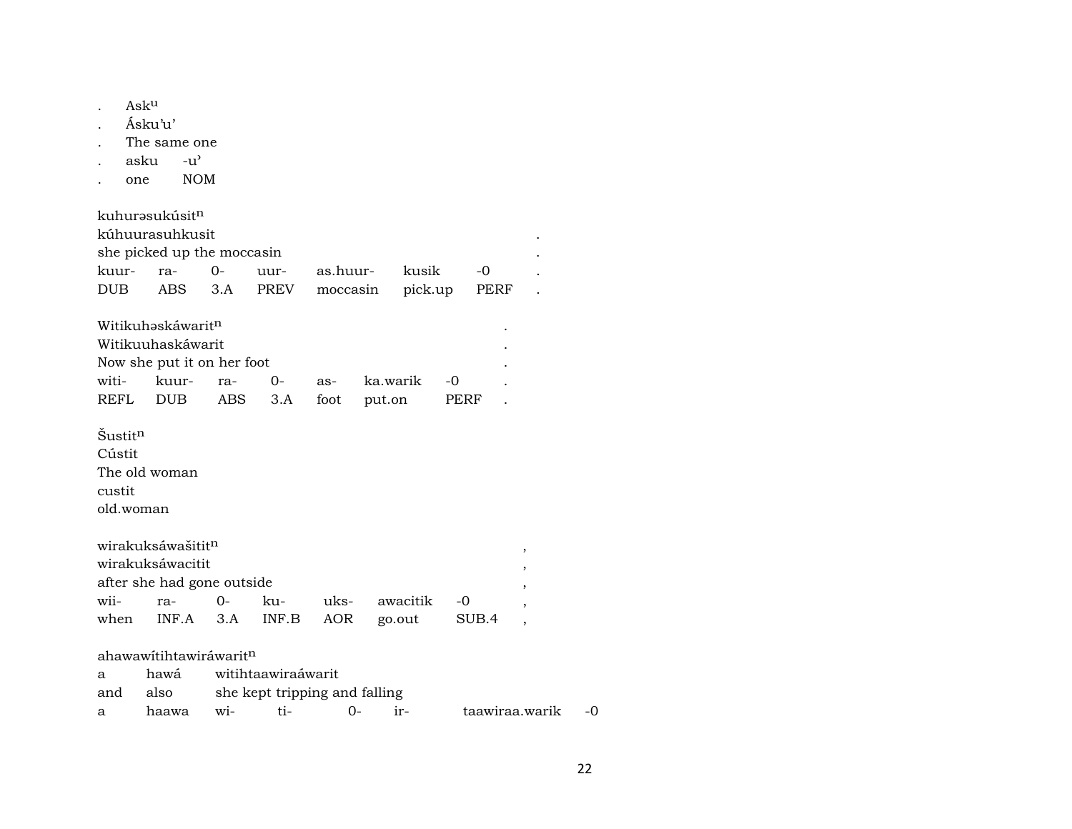. Ask$^{u}$
. Ásku'u'
. The same one
. asku -u'
. one NOM

kuhurəsukúsit$^{n}$
kúhuurasuhkusit .
she picked up the moccasin .

| kuur- | ra- | 0- | uur- | as.huur- | kusik | -0 | . |
|---|---|---|---|---|---|---|---|
| DUB | ABS | 3.A | PREV | moccasin | pick.up | PERF | . |

Witikuhəskáwarit$^{n}$ .
Witikuuhaskáwarit .
Now she put it on her foot .

| witi- | kuur- | ra- | 0- | as- | ka.warik | -0 | . |
|---|---|---|---|---|---|---|---|
| REFL | DUB | ABS | 3.A | foot | put.on | PERF | . |

Šustit$^{n}$
Cústit
The old woman
custit
old.woman

wirakuksáwašitit$^{n}$ ,
wirakuksáwacitit ,
after she had gone outside ,

| wii- | ra- | 0- | ku- | uks- | awacitik | -0 | , |
|---|---|---|---|---|---|---|---|
| when | INF.A | 3.A | INF.B | AOR | go.out | SUB.4 | , |

ahawawítihtawiráwarit$^{n}$

| a | hawá | witihtaawiraáwarit | | | | |
|---|---|---|---|---|---|---|
| and | also | she kept tripping and falling | | | | |
| a | haawa | wi- | ti- | 0- | ir- | taawiraa.warik -0 |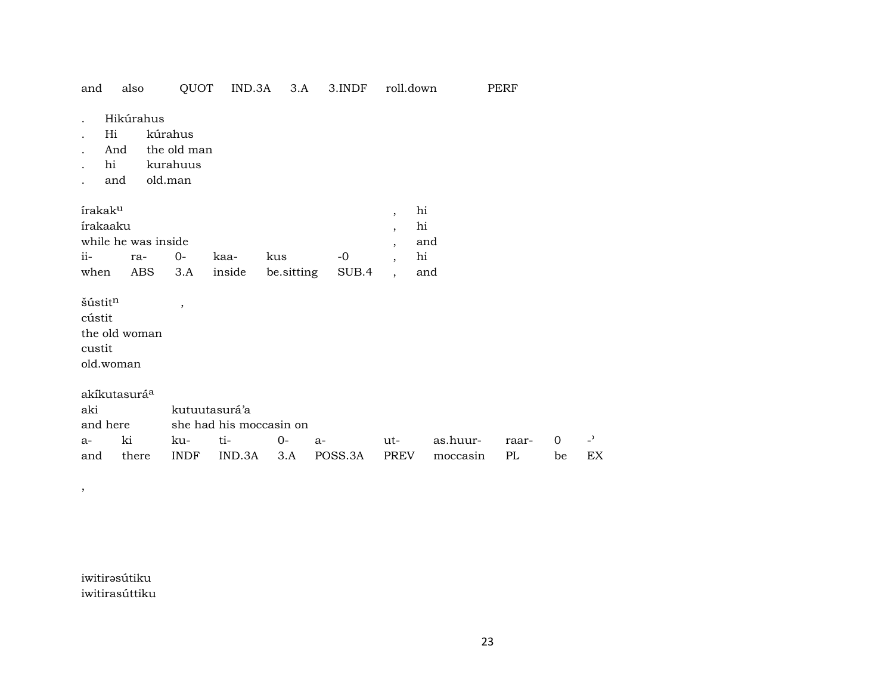| and | also | QUOT | IND.3A | 3.A | 3.INDF | roll.down | PERF |
|---|---|---|---|---|---|---|---|

| . | Hikúrahus | |
|---|---|---|
| . | Hi | kúrahus |
| . | And | the old man |
| . | hi | kurahuus |
| . | and | old.man |

| írakak^u | | | | | | , | hi |
|---|---|---|---|---|---|---|---|
| írakaaku | | | | | | , | hi |
| while he was inside | | | | | | , | and |
| ii- | ra- | 0- | kaa- | kus | -0 | , | hi |
| when | ABS | 3.A | inside | be.sitting | SUB.4 | , | and |

šústit^n ,
cústit
the old woman
custit
old.woman

| akíkutasurá^a | | | | | | | | | | |
|---|---|---|---|---|---|---|---|---|---|---|
| aki | | kutuutasurá'a | | | | | | | | |
| and here | | she had his moccasin on | | | | | | | | |
| a- | ki | ku- | ti- | 0- | a- | ut- | as.huur- | raar- | 0 | -ʾ |
| and | there | INDF | IND.3A | 3.A | POSS.3A | PREV | moccasin | PL | be | EX |

,

iwitirəsútiku
iwitirasúttiku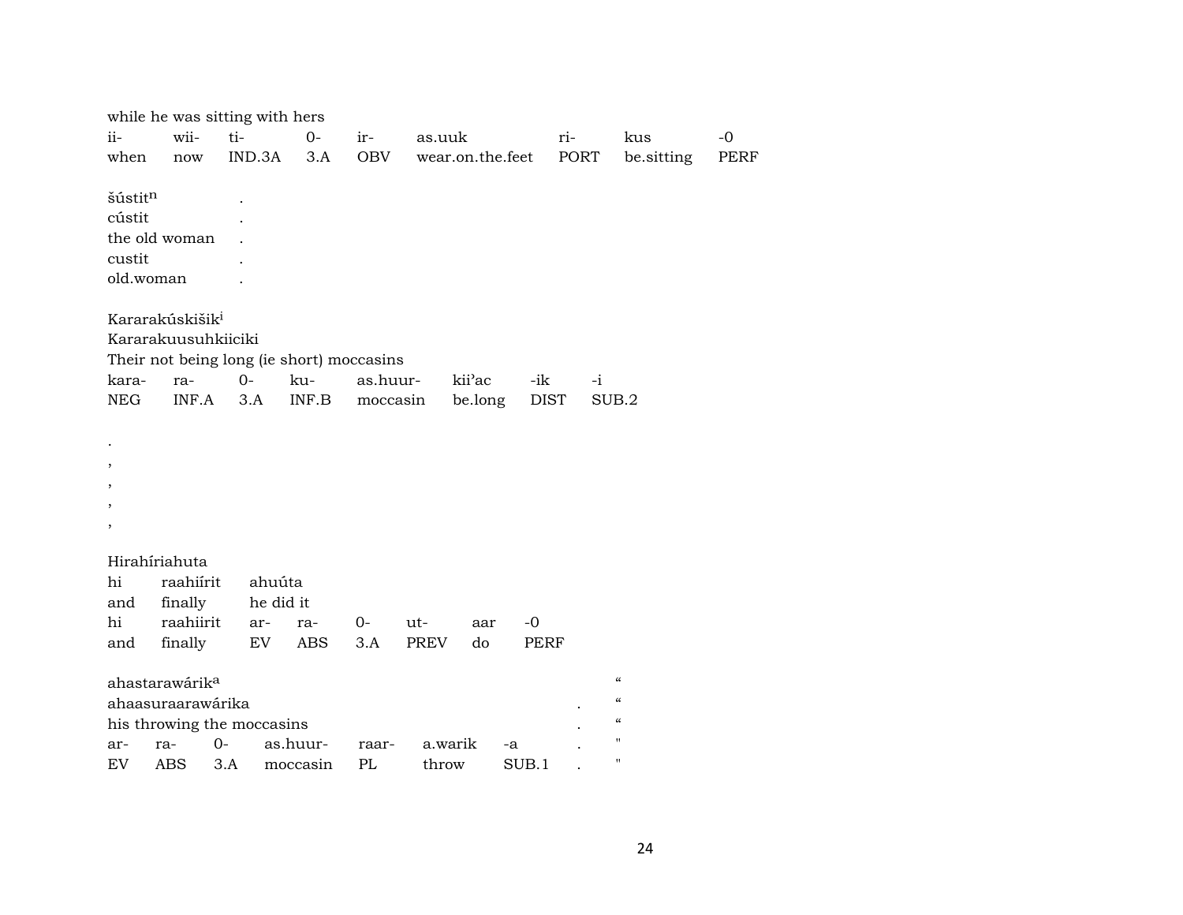while he was sitting with hers

| ii- | wii- | ti- | 0- | ir- | as.uuk | ri- | kus | -0 |
|---|---|---|---|---|---|---|---|---|
| when | now | IND.3A | 3.A | OBV | wear.on.the.feet | PORT | be.sitting | PERF |

šústit$^{n}$ .
cústit .
the old woman .
custit .
old.woman .

Kararakúskišik$^{i}$
Kararakuusuhkiiciki
Their not being long (ie short) moccasins

| kara- | ra- | 0- | ku- | as.huur- | kii'ac | -ik | -i |
|---|---|---|---|---|---|---|---|
| NEG | INF.A | 3.A | INF.B | moccasin | be.long | DIST | SUB.2 |

.
,
,
,
,

Hirahíriahuta

| hi | raahiírit | ahuúta | | | | | |
|---|---|---|---|---|---|---|---|
| and | finally | he did it | | | | | |
| hi | raahiirit | ar- | ra- | 0- | ut- | aar | -0 |
| and | finally | EV | ABS | 3.A | PREV | do | PERF |

ahastarawárik$^{a}$ "
ahaasuraarawárika . "
his throwing the moccasins . "

| ar- | ra- | 0- | as.huur- | raar- | a.warik | -a | . | " |
|---|---|---|---|---|---|---|---|---|
| EV | ABS | 3.A | moccasin | PL | throw | SUB.1 | . | " |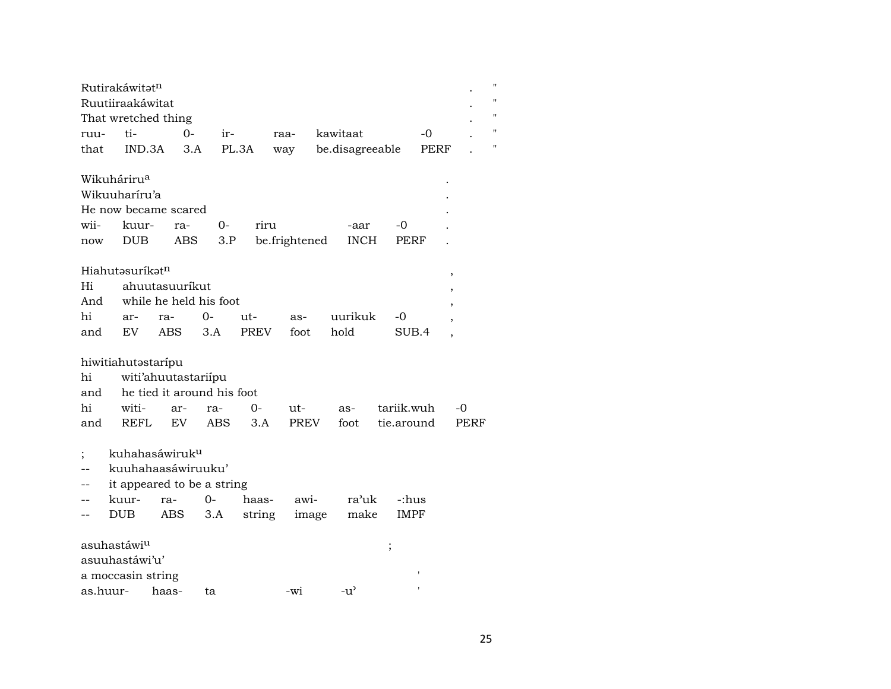Rutirakáwitəṭⁿ . "
Ruutiiraakáwitat . "
That wretched thing . "

| ruu- | ti- | 0- | ir- | raa- | kawitaat | -0 | . | " |
|---|---|---|---|---|---|---|---|---|
| that | IND.3A | 3.A | PL.3A | way | be.disagreeable | PERF | . | " |

Wikuháriruᵃ .
Wikuuharíru'a .
He now became scared .

| wii- | kuur- | ra- | 0- | riru | -aar | -0 | . |
|---|---|---|---|---|---|---|---|
| now | DUB | ABS | 3.P | be.frightened | INCH | PERF | . |

Hiahutəsuríkəṭⁿ ,
Hi ahuutasuuríkut ,
And while he held his foot ,

| hi | ar- | ra- | 0- | ut- | as- | uurikuk | -0 | , |
|---|---|---|---|---|---|---|---|---|
| and | EV | ABS | 3.A | PREV | foot | hold | SUB.4 | , |

hiwitiahutəstarípu
hi witi'ahuutastariípu
and he tied it around his foot

| hi | witi- | ar- | ra- | 0- | ut- | as- | tariik.wuh | -0 |
|---|---|---|---|---|---|---|---|---|
| and | REFL | EV | ABS | 3.A | PREV | foot | tie.around | PERF |

; kuhahasáwirukᵘ
-- kuuhahaasáwiruuku'
-- it appeared to be a string

| -- | kuur- | ra- | 0- | haas- | awi- | ra'uk | -:hus |
|---|---|---|---|---|---|---|---|
| -- | DUB | ABS | 3.A | string | image | make | IMPF |

asuhastáwiᵘ ;
asuuhastáwi'u'
a moccasin string '

| as.huur- | haas- | ta | -wi | -u' | ' |
|---|---|---|---|---|---|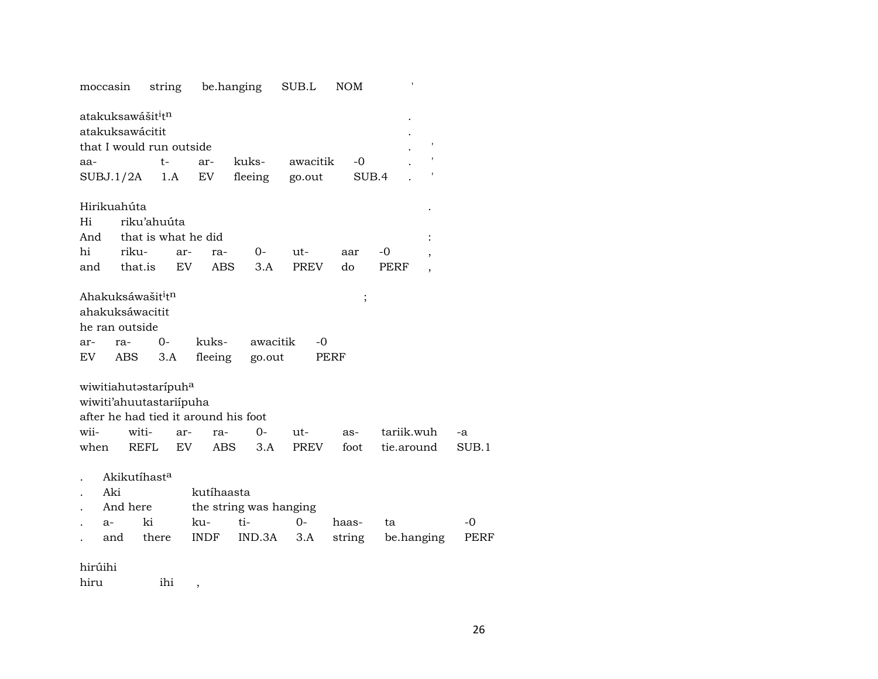moccasin string be.hanging SUB.L NOM '

atakuksawášit[i]t[n] .
atakuksawácitit .
that I would run outside . '

| aa- | t- | ar- | kuks- | awacitik | -0 | . | ' |
|---|---|---|---|---|---|---|---|
| SUBJ.1/2A | 1.A | EV | fleeing | go.out | SUB.4 | . | ' |

Hirikuahúta .
Hi riku'ahuúta
And that is what he did :

| hi | riku- | ar- | ra- | 0- | ut- | aar | -0 | , |
|---|---|---|---|---|---|---|---|---|
| and | that.is | EV | ABS | 3.A | PREV | do | PERF | , |

Ahakuksáwašit[i]t[n] ;
ahakuksáwacitit
he ran outside

| ar- | ra- | 0- | kuks- | awacitik | -0 |
|---|---|---|---|---|---|
| EV | ABS | 3.A | fleeing | go.out | PERF |

wiwitiahutəstarípuh[a]
wiwiti'ahuutastariípuha
after he had tied it around his foot

| wii- | witi- | ar- | ra- | 0- | ut- | as- | tariik.wuh | -a |
|---|---|---|---|---|---|---|---|---|
| when | REFL | EV | ABS | 3.A | PREV | foot | tie.around | SUB.1 |

. Akikutíhast[a]
. Aki kutíhaasta
. And here the string was hanging

| . | a- | ki | ku- | ti- | 0- | haas- | ta | -0 |
|---|---|---|---|---|---|---|---|---|
| . | and | there | INDF | IND.3A | 3.A | string | be.hanging | PERF |

hirúihi
hiru ihi ,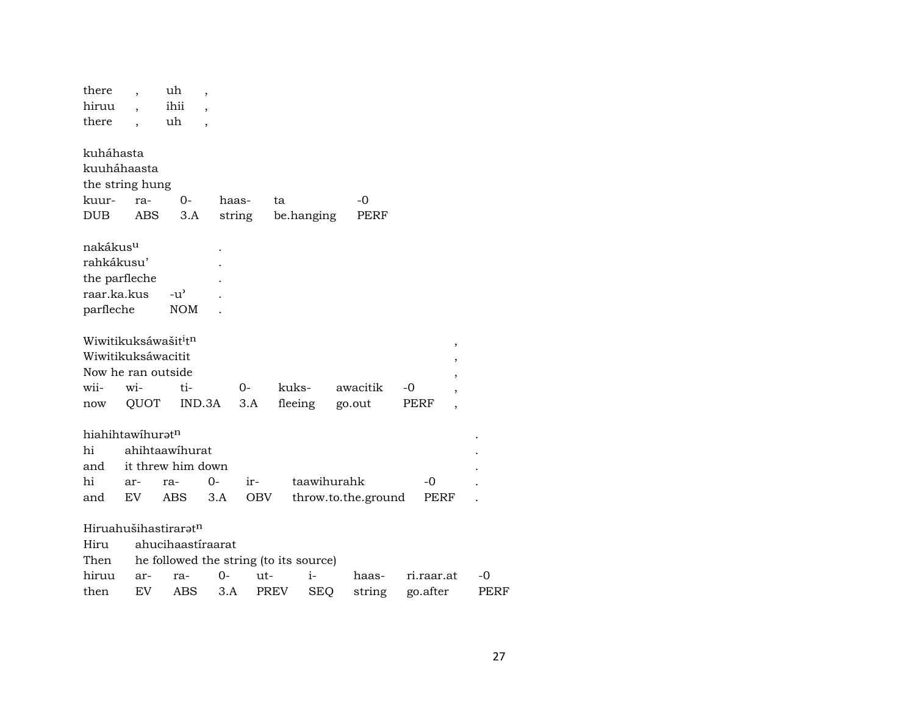| | | | |
|---|---|---|---|
| there | , | uh | , |
| hiruu | , | ihii | , |
| there | , | uh | , |

kuháhasta
kuuháhaasta
the string hung

| kuur- | ra- | 0- | haas- | ta | -0 |
|---|---|---|---|---|---|
| DUB | ABS | 3.A | string | be.hanging | PERF |

| | | |
|---|---|---|
| nakákus$^{u}$ | | . |
| rahkákusu’ | | . |
| the parfleche | | . |
| raar.ka.kus | -u’ | . |
| parfleche | NOM | . |

Wiwitikuksáwašit$^{i}$t$^{n}$ ,
Wiwitikuksáwacitit ,
Now he ran outside ,

| wii- | wi- | ti- | 0- | kuks- | awacitik | -0 | , |
|---|---|---|---|---|---|---|---|
| now | QUOT | IND.3A | 3.A | fleeing | go.out | PERF | , |

hiahihtawíhurət$^{n}$ .

| | | |
|---|---|---|
| hi | ahihtaawíhurat | . |
| and | it threw him down | . |

| hi | ar- | ra- | 0- | ir- | taawihurahk | -0 | . |
|---|---|---|---|---|---|---|---|
| and | EV | ABS | 3.A | OBV | throw.to.the.ground | PERF | . |

Hiruahušihastirarət$^{n}$

| | |
|---|---|
| Hiru | ahucihaastíraarat |
| Then | he followed the string (to its source) |

| hiruu | ar- | ra- | 0- | ut- | i- | haas- | ri.raar.at | -0 |
|---|---|---|---|---|---|---|---|---|
| then | EV | ABS | 3.A | PREV | SEQ | string | go.after | PERF |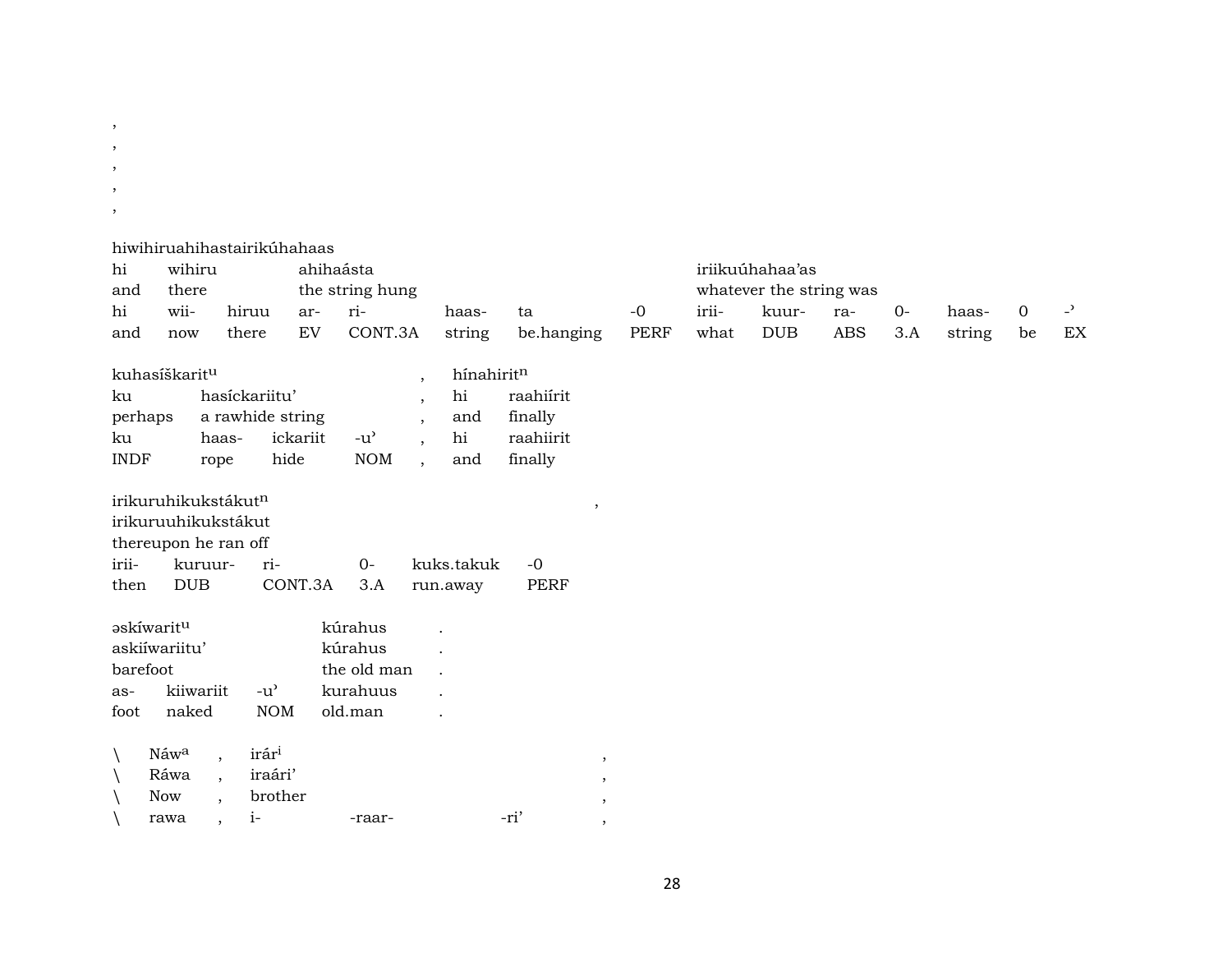,
,
,
,
,

hiwihiruahihastairikúhahaas

| hi | wihiru | | ahihaásta | | | | | iriikuúhahaa'as | | | | | | |
|---|---|---|---|---|---|---|---|---|---|---|---|---|---|---|
| and | there | | the string hung | | | | | whatever the string was | | | | | | |
| hi | wii- | hiruu | ar- | ri- | haas- | ta | -0 | irii- | kuur- | ra- | 0- | haas- | 0 | -ʾ |
| and | now | there | EV | CONT.3A | string | be.hanging | PERF | what | DUB | ABS | 3.A | string | be | EX |

kuhasíškarit[u] , hínahirit[n]

| ku | hasíckariitu' | | | , | hi | raahiírit |
|---|---|---|---|---|---|---|
| perhaps | a rawhide string | | | , | and | finally |
| ku | haas- | ickariit | -u' | , | hi | raahiirit |
| INDF | rope | hide | NOM | , | and | finally |

irikuruhikukstákut[n] ,

irikuruuhikukstákut

thereupon he ran off

| irii- | kuruur- | ri- | 0- | kuks.takuk | -0 |
|---|---|---|---|---|---|
| then | DUB | CONT.3A | 3.A | run.away | PERF |

əskíwarit[u] kúrahus .

| askiíwariitu' | | | kúrahus | . |
|---|---|---|---|---|
| barefoot | | | the old man | . |
| as- | kiiwariit | -u' | kurahuus | . |
| foot | naked | NOM | old.man | . |

| \ | Náw[a] | , | irár[i] | | | , |
|---|---|---|---|---|---|---|
| \ | Ráwa | , | iraári' | | | , |
| \ | Now | , | brother | | | , |
| \ | rawa | , | i- | -raar- | -ri' | , |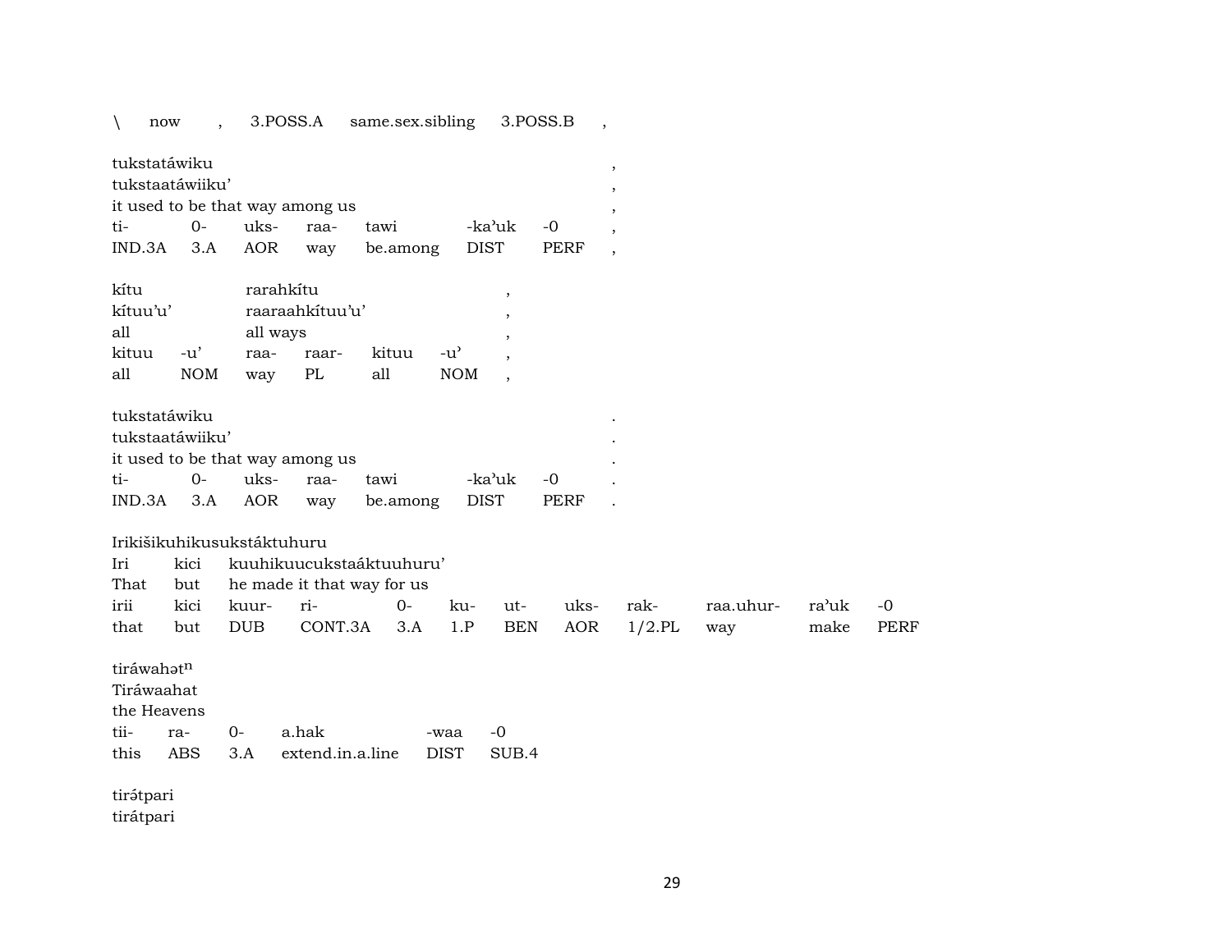\ now , 3.POSS.A same.sex.sibling 3.POSS.B ,

| tukstatáwiku | | | | | | | , |
|---|---|---|---|---|---|---|---|
| tukstaatáwiiku’ | | | | | | | , |
| it used to be that way among us | | | | | | | , |
| ti- | 0- | uks- | raa- | tawi | -ka’uk | -0 | , |
| IND.3A | 3.A | AOR | way | be.among | DIST | PERF | , |

| kítu | | rarahkítu | | | | , |
|---|---|---|---|---|---|---|
| kítuu’u’ | | raaraahkítuu’u’ | | | | , |
| all | | all ways | | | | , |
| kituu | -u’ | raa- | raar- | kituu | -u’ | , |
| all | NOM | way | PL | all | NOM | , |

| tukstatáwiku | | | | | | | . |
|---|---|---|---|---|---|---|---|
| tukstaatáwiiku’ | | | | | | | . |
| it used to be that way among us | | | | | | | . |
| ti- | 0- | uks- | raa- | tawi | -ka’uk | -0 | . |
| IND.3A | 3.A | AOR | way | be.among | DIST | PERF | . |

| Irikišikuhikusukstáktuhuru | | | | | | | | | | | |
|---|---|---|---|---|---|---|---|---|---|---|---|
| Iri | kici | kuuhikuucukstaáktuuhuru’ | | | | | | | | | |
| That | but | he made it that way for us | | | | | | | | | |
| irii | kici | kuur- | ri- | 0- | ku- | ut- | uks- | rak- | raa.uhur- | ra’uk | -0 |
| that | but | DUB | CONT.3A | 3.A | 1.P | BEN | AOR | 1/2.PL | way | make | PERF |

| tiráwahət$^{n}$ | | | | | |
|---|---|---|---|---|---|
| Tiráwaahat | | | | | |
| the Heavens | | | | | |
| tii- | ra- | 0- | a.hak | -waa | -0 |
| this | ABS | 3.A | extend.in.a.line | DIST | SUB.4 |

tirə́tpari
tirátpari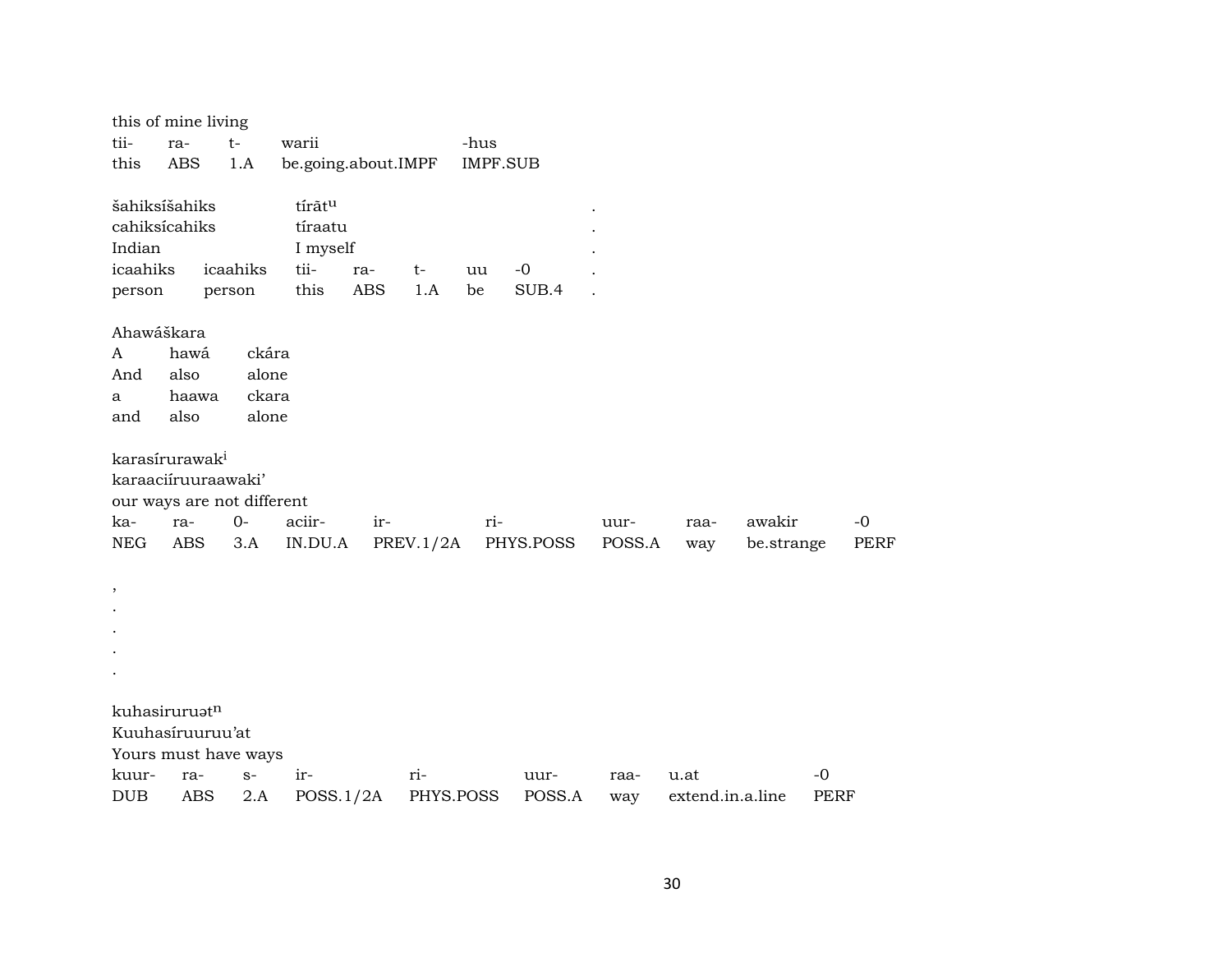this of mine living

| tii- | ra- | t- | warii | -hus |
|---|---|---|---|---|
| this | ABS | 1.A | be.going.about.IMPF | IMPF.SUB |

| šahiksíšahiks | | tírãt^u | | | | | . |
|---|---|---|---|---|---|---|---|
| cahiksícahiks | | tíraatu | | | | | . |
| Indian | | I myself | | | | | . |
| icaahiks | icaahiks | tii- | ra- | t- | uu | -0 | . |
| person | person | this | ABS | 1.A | be | SUB.4 | . |

Ahawáškara

| A | hawá | ckára |
|---|---|---|
| And | also | alone |
| a | haawa | ckara |
| and | also | alone |

karasírurawak^i
karaaciíruuraawaki'
our ways are not different

| ka- | ra- | 0- | aciir- | ir- | ri- | uur- | raa- | awakir | -0 |
|---|---|---|---|---|---|---|---|---|---|
| NEG | ABS | 3.A | IN.DU.A | PREV.1/2A | PHYS.POSS | POSS.A | way | be.strange | PERF |

,
.
.
.
.

kuhasiruruət^n
Kuuhasíruuruu'at
Yours must have ways

| kuur- | ra- | s- | ir- | ri- | uur- | raa- | u.at | -0 |
|---|---|---|---|---|---|---|---|---|
| DUB | ABS | 2.A | POSS.1/2A | PHYS.POSS | POSS.A | way | extend.in.a.line | PERF |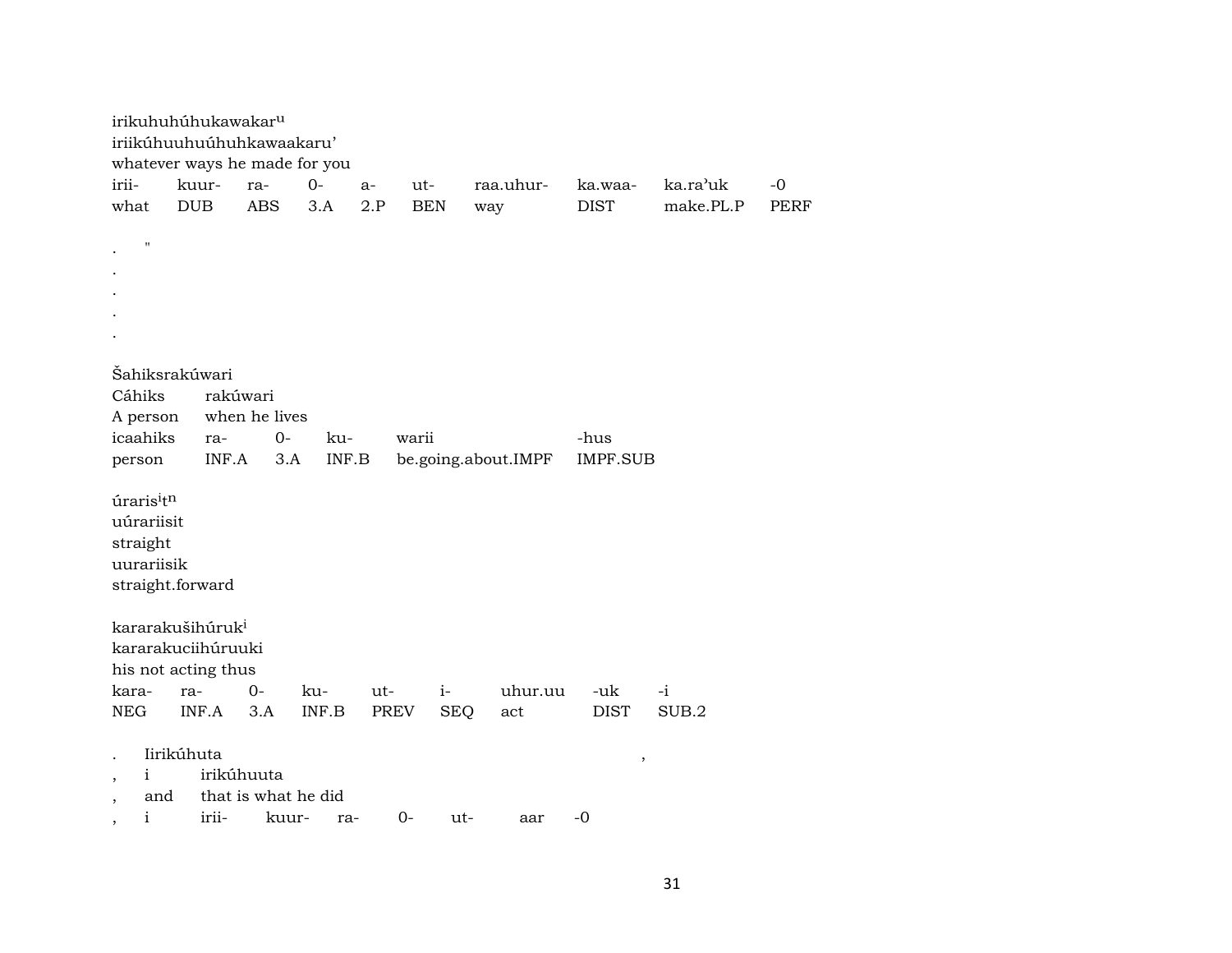irikuhuhúhukawakar$^{u}$
iriikúhuuhuúhuhkawaakaru'
whatever ways he made for you

| irii- | kuur- | ra- | 0- | a- | ut- | raa.uhur- | ka.waa- | ka.ra'uk | -0 |
|---|---|---|---|---|---|---|---|---|---|
| what | DUB | ABS | 3.A | 2.P | BEN | way | DIST | make.PL.P | PERF |

. "
.
.
.
.

Šahiksrakúwari
Cáhiks rakúwari
A person when he lives

| icaahiks | ra- | 0- | ku- | warii | -hus |
|---|---|---|---|---|---|
| person | INF.A | 3.A | INF.B | be.going.about.IMPF | IMPF.SUB |

úraris$^{i}$t$^{n}$
uúrariisit
straight
uurariisik
straight.forward

kararakušihúruk$^{i}$
kararakuciihúruuki
his not acting thus

| kara- | ra- | 0- | ku- | ut- | i- | uhur.uu | -uk | -i |
|---|---|---|---|---|---|---|---|---|
| NEG | INF.A | 3.A | INF.B | PREV | SEQ | act | DIST | SUB.2 |

. Iirikúhuta ,
, i irikúhuuta
, and that is what he did
, i irii- kuur- ra- 0- ut- aar -0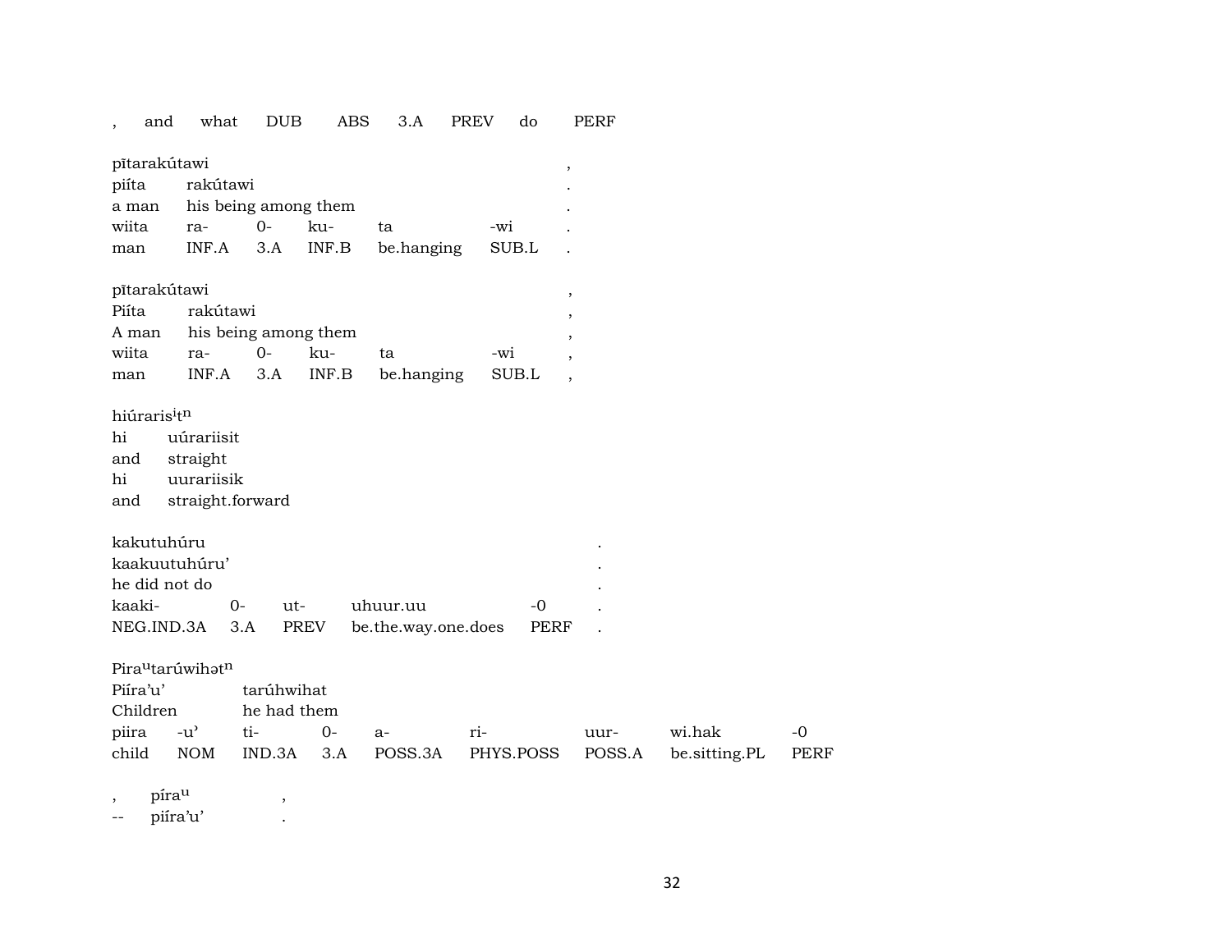| , | and | what | DUB | ABS | 3.A | PREV | do | PERF |
|---|---|---|---|---|---|---|---|---|

| pĩtarakútawi | | | | | | , |
|---|---|---|---|---|---|---|
| piíta | rakútawi | | | | | . |
| a man | his being among them | | | | | . |
| wiita | ra- | 0- | ku- | ta | -wi | . |
| man | INF.A | 3.A | INF.B | be.hanging | SUB.L | . |

| pĩtarakútawi | | | | | | , |
|---|---|---|---|---|---|---|
| Piíta | rakútawi | | | | | , |
| A man | his being among them | | | | | , |
| wiita | ra- | 0- | ku- | ta | -wi | , |
| man | INF.A | 3.A | INF.B | be.hanging | SUB.L | , |

| hiúraris[i]t[n] | |
|---|---|
| hi | uúrariisit |
| and | straight |
| hi | uurariisik |
| and | straight.forward |

| kakutuhúru | | | | | . |
|---|---|---|---|---|---|
| kaakuutuhúru' | | | | | . |
| he did not do | | | | | . |
| kaaki- | 0- | ut- | uhuur.uu | -0 | . |
| NEG.IND.3A | 3.A | PREV | be.the.way.one.does | PERF | . |

| Pira[u]tarúwihət[n] | | | | | | | | |
|---|---|---|---|---|---|---|---|---|
| Piíra'u' | | tarúhwihat | | | | | | |
| Children | | he had them | | | | | | |
| piira | -u' | ti- | 0- | a- | ri- | uur- | wi.hak | -0 |
| child | NOM | IND.3A | 3.A | POSS.3A | PHYS.POSS | POSS.A | be.sitting.PL | PERF |

| , | píra[u] | , |
|---|---|---|
| -- | piíra'u' | . |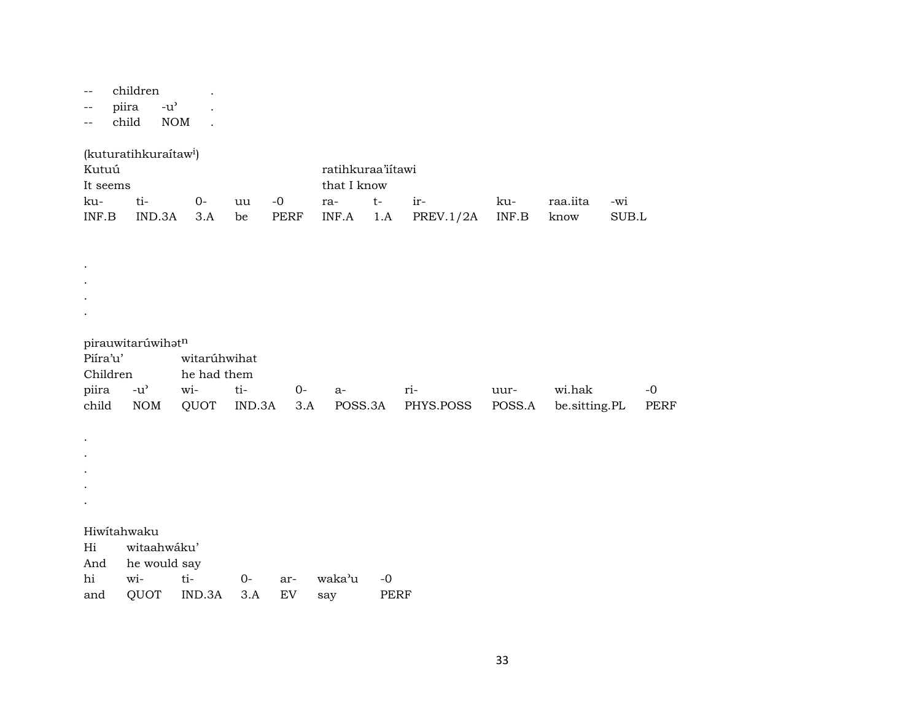| -- | children | . |
|---|---|---|
| -- | piira | -u’ | . |
| -- | child | NOM | . |

(kuturatihkuraítaw[i])

| Kutuú | | | | | ratihkuraa’iítawi | | | | | |
|---|---|---|---|---|---|---|---|---|---|---|
| It seems | | | | | that I know | | | | | |
| ku- | ti- | 0- | uu | -0 | ra- | t- | ir- | ku- | raa.iita | -wi |
| INF.B | IND.3A | 3.A | be | PERF | INF.A | 1.A | PREV.1/2A | INF.B | know | SUB.L |

.
.
.
.

pirauwitarúwihət[n]

| Piíra’u’ | | witarúhwihat | | | | | | | |
|---|---|---|---|---|---|---|---|---|---|
| Children | | he had them | | | | | | | |
| piira | -u’ | wi- | ti- | 0- | a- | ri- | uur- | wi.hak | -0 |
| child | NOM | QUOT | IND.3A | 3.A | POSS.3A | PHYS.POSS | POSS.A | be.sitting.PL | PERF |

.
.
.
.
.

Hiwítahwaku

| Hi | witaahwáku’ | | | | | |
|---|---|---|---|---|---|---|
| And | he would say | | | | | |
| hi | wi- | ti- | 0- | ar- | waka’u | -0 |
| and | QUOT | IND.3A | 3.A | EV | say | PERF |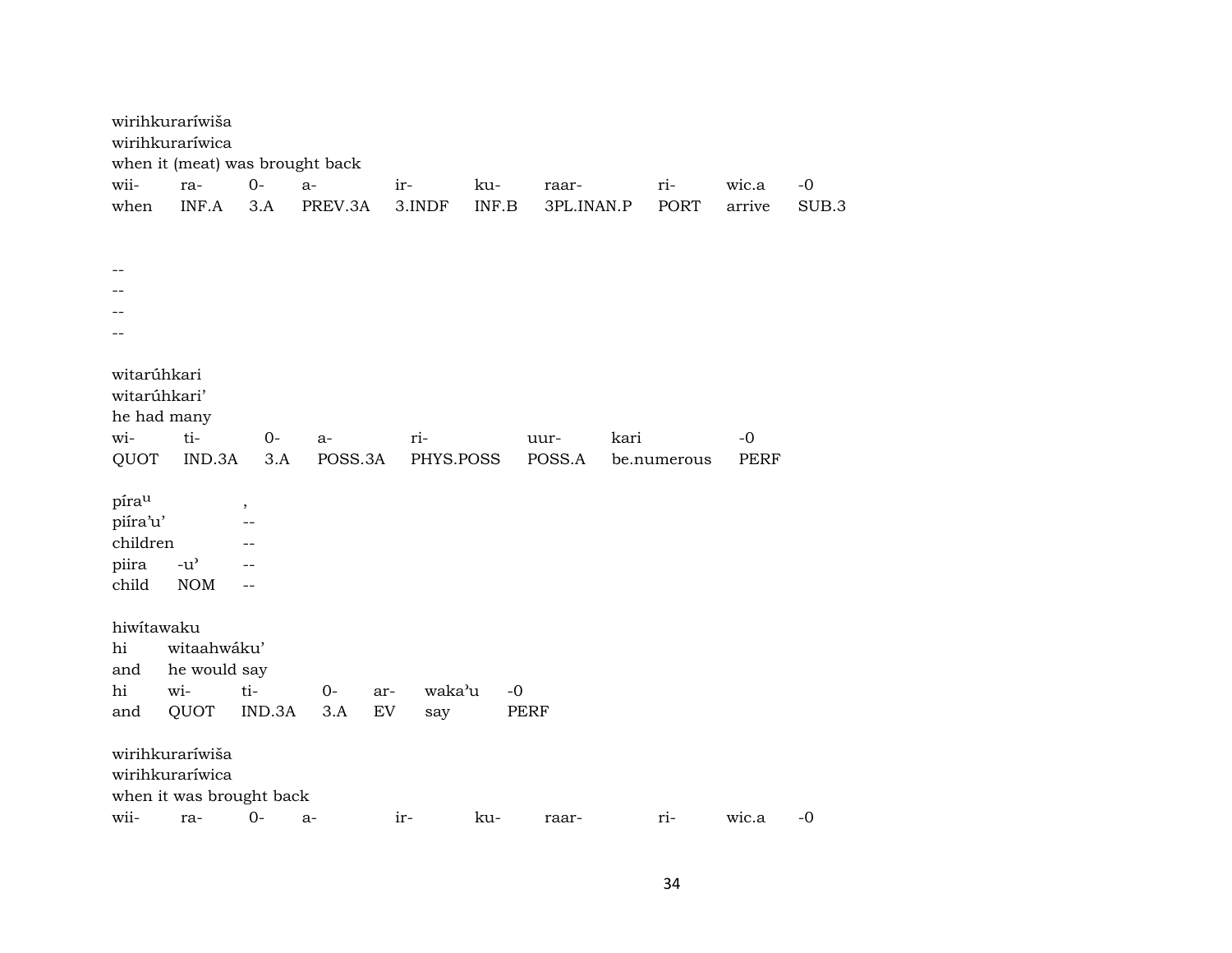wirihkuraríwiša
wirihkuraríwica
when it (meat) was brought back

| wii- | ra- | 0- | a- | ir- | ku- | raar- | ri- | wic.a | -0 |
|---|---|---|---|---|---|---|---|---|---|
| when | INF.A | 3.A | PREV.3A | 3.INDF | INF.B | 3PL.INAN.P | PORT | arrive | SUB.3 |

--
--
--
--

witarúhkari
witarúhkari'
he had many

| wi- | ti- | 0- | a- | ri- | uur- | kari | -0 |
|---|---|---|---|---|---|---|---|
| QUOT | IND.3A | 3.A | POSS.3A | PHYS.POSS | POSS.A | be.numerous | PERF |

| pírau | , |
|---|---|
| piíra'u' | -- |
| children | -- |
| piira -u' | -- |
| child NOM | -- |

hiwítawaku
hi witaahwáku'
and he would say

| hi | wi- | ti- | 0- | ar- | waka'u | -0 |
|---|---|---|---|---|---|---|
| and | QUOT | IND.3A | 3.A | EV | say | PERF |

wirihkuraríwiša
wirihkuraríwica
when it was brought back

| wii- | ra- | 0- | a- | ir- | ku- | raar- | ri- | wic.a | -0 |
|---|---|---|---|---|---|---|---|---|---|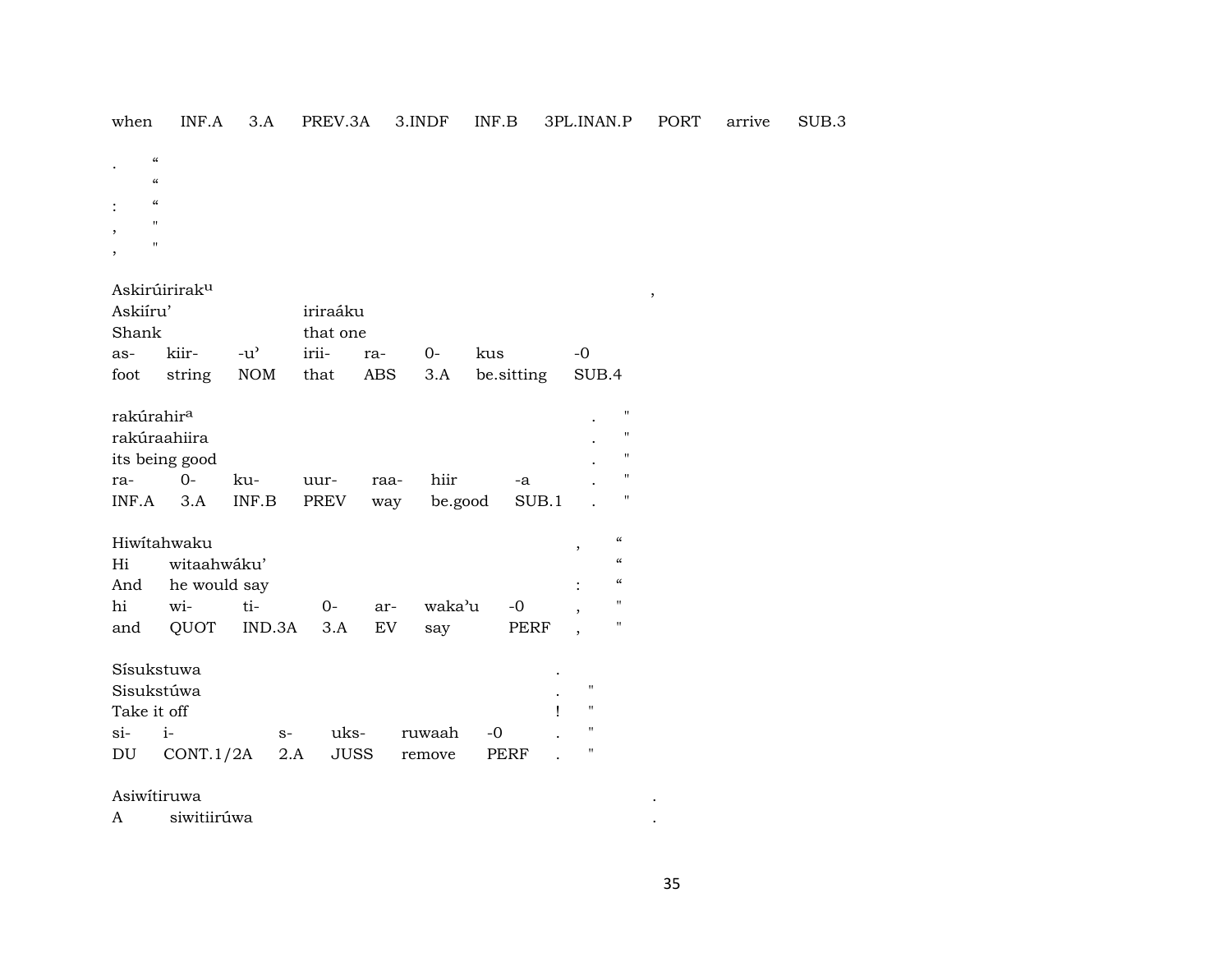when INF.A 3.A PREV.3A 3.INDF INF.B 3PL.INAN.P PORT arrive SUB.3

. “
“
: “
, "
, "

Askirúirirak[u] ,
Askiíru’ iriraáku
Shank that one
as- kiir- -u’ irii- ra- 0- kus -0
foot string NOM that ABS 3.A be.sitting SUB.4

rakúrahir[a] . "
rakúraahiira . "
its being good . "
ra- 0- ku- uur- raa- hiir -a . "
INF.A 3.A INF.B PREV way be.good SUB.1 . "

Hiwítahwaku , “
Hi witaahwáku’ “
And he would say : “
hi wi- ti- 0- ar- waka’u -0 , "
and QUOT IND.3A 3.A EV say PERF , "

Sísukstuwa .
Sisukstúwa . "
Take it off ! "
si- i- s- uks- ruwaah -0 . "
DU CONT.1/2A 2.A JUSS remove PERF . "

Asiwítiruwa .
A siwitiirúwa .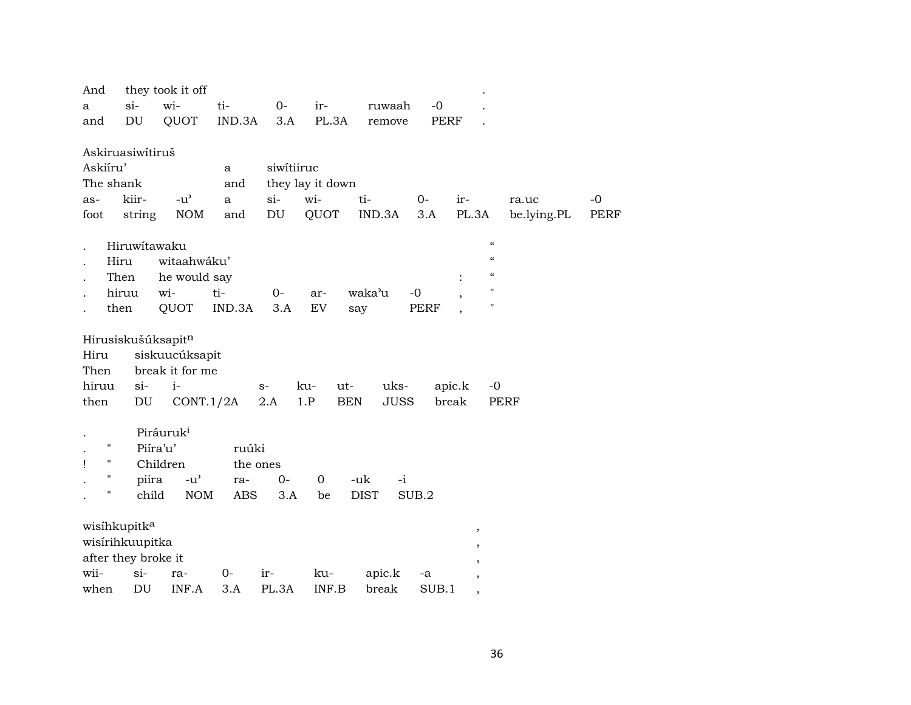| And | they took it off | | | | | | . |
|---|---|---|---|---|---|---|---|
| a | si- | wi- | ti- | 0- | ir- | ruwaah | -0 | . |
| and | DU | QUOT | IND.3A | 3.A | PL.3A | remove | PERF | . |

Askiruasiwítiruš

| Askiíru' | | | a | siwítiiruc | | | | | | |
|---|---|---|---|---|---|---|---|---|---|---|
| The shank | | | and | they lay it down | | | | | | |
| as- | kiir- | -u' | a | si- | wi- | ti- | 0- | ir- | ra.uc | -0 |
| foot | string | NOM | and | DU | QUOT | IND.3A | 3.A | PL.3A | be.lying.PL | PERF |

| . | Hiruwítawaku | | | | | | | | “ |
|---|---|---|---|---|---|---|---|---|---|
| . | Hiru | witaahwáku' | | | | | | | “ |
| . | Then | he would say | | | | | | : | “ |
| . | hiruu | wi- | ti- | 0- | ar- | waka'u | -0 | , | " |
| . | then | QUOT | IND.3A | 3.A | EV | say | PERF | , | " |

Hirusiskušúksapit[n]

| Hiru | siskuucúksapit | | | | | | | |
|---|---|---|---|---|---|---|---|---|
| Then | break it for me | | | | | | | |
| hiruu | si- | i- | s- | ku- | ut- | uks- | apic.k | -0 |
| then | DU | CONT.1/2A | 2.A | 1.P | BEN | JUSS | break | PERF |

| . | | Piráuruk[i] | | | | | | |
|---|---|---|---|---|---|---|---|---|
| . | " | Piíra'u' | | ruúki | | | | |
| ! | " | Children | | the ones | | | | |
| . | " | piira | -u' | ra- | 0- | 0 | -uk | -i |
| . | " | child | NOM | ABS | 3.A | be | DIST | SUB.2 |

wisíhkupitk[a]

| wisírihkuupitka | | | | | | | | , |
|---|---|---|---|---|---|---|---|---|
| after they broke it | | | | | | | | , |
| wii- | si- | ra- | 0- | ir- | ku- | apic.k | -a | , |
| when | DU | INF.A | 3.A | PL.3A | INF.B | break | SUB.1 | , |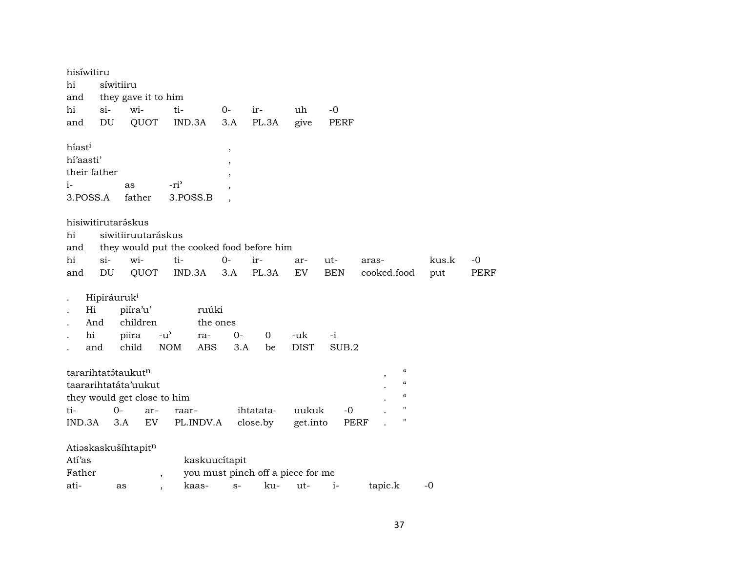hisíwitiru
hi síwitiiru
and they gave it to him

| hi | si- | wi- | ti- | 0- | ir- | uh | -0 |
|---|---|---|---|---|---|---|---|
| and | DU | QUOT | IND.3A | 3.A | PL.3A | give | PERF |

híast[i] ,
hí'aasti' ,
their father ,

| i- | as | -ri' | , |
|---|---|---|---|
| 3.POSS.A | father | 3.POSS.B | , |

hisiwitirutarə́skus
hi siwitiiruutaráskus
and they would put the cooked food before him

| hi | si- | wi- | ti- | 0- | ir- | ar- | ut- | aras- | kus.k | -0 |
|---|---|---|---|---|---|---|---|---|---|---|
| and | DU | QUOT | IND.3A | 3.A | PL.3A | EV | BEN | cooked.food | put | PERF |

. Hipiráuruk[i]
. Hi piíra'u' ruúki
. And children the ones

| . | hi | piira | -u' | ra- | 0- | 0 | -uk | -i |
|---|---|---|---|---|---|---|---|---|
| . | and | child | NOM | ABS | 3.A | be | DIST | SUB.2 |

tararihtatə́taukut[n] , "
taarariihtatáta'uukut . "
they would get close to him . "

| ti- | 0- | ar- | raar- | ihtatata- | uukuk | -0 | . | " |
|---|---|---|---|---|---|---|---|---|
| IND.3A | 3.A | EV | PL.INDV.A | close.by | get.into | PERF | . | " |

Atiəskaskušíhtapit[n]
Atí'as kaskuucítapit
Father , you must pinch off a piece for me

| ati- | as | , | kaas- | s- | ku- | ut- | i- | tapic.k | -0 |
|---|---|---|---|---|---|---|---|---|---|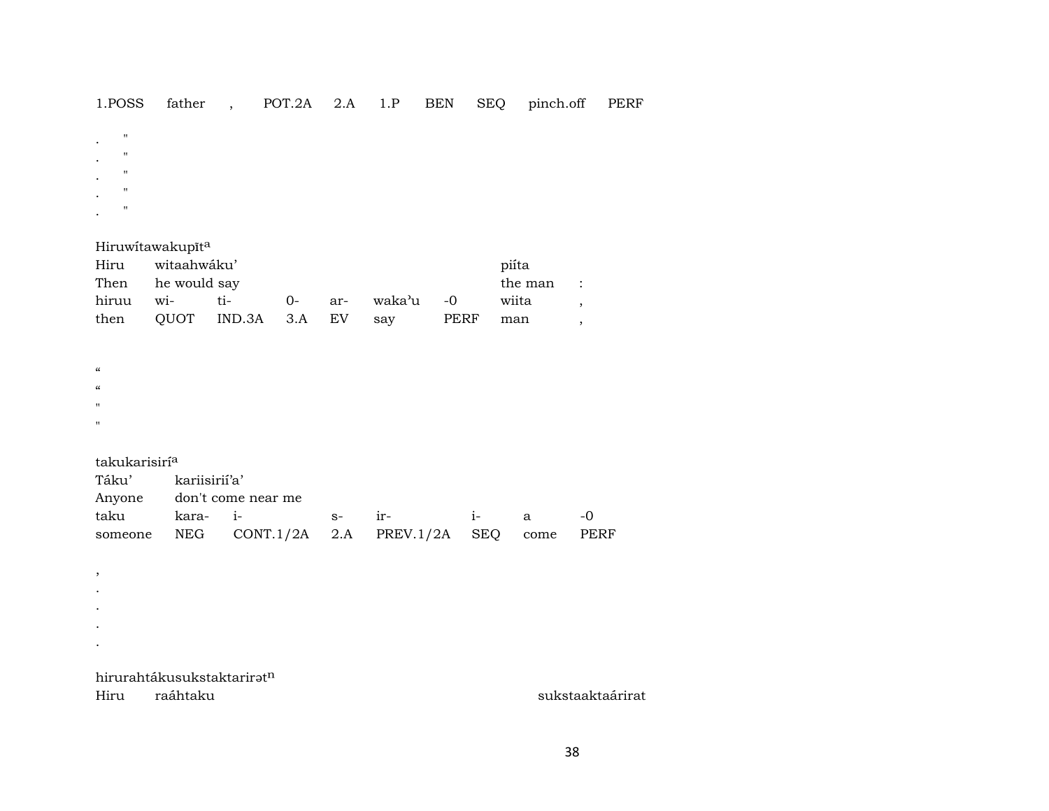| 1.POSS | father | , | POT.2A | 2.A | 1.P | BEN | SEQ | pinch.off | PERF |
|---|---|---|---|---|---|---|---|---|---|

. "
. "
. "
. "
. "

Hiruwítawakupīt[a]

| Hiru | witaahwáku' | | | | | | piíta | |
|---|---|---|---|---|---|---|---|---|
| Then | he would say | | | | | | the man | : |
| hiruu | wi- | ti- | 0- | ar- | waka'u | -0 | wiita | , |
| then | QUOT | IND.3A | 3.A | EV | say | PERF | man | , |

"
"
"
"

takukarisirí[a]

| Táku' | kariisirií'a' | | | | | | |
|---|---|---|---|---|---|---|---|
| Anyone | don't come near me | | | | | | |
| taku | kara- | i- | s- | ir- | i- | a | -0 |
| someone | NEG | CONT.1/2A | 2.A | PREV.1/2A | SEQ | come | PERF |

,
.
.
.
.

hirurahtákusukstaktarirət[n]

Hiru raáhtaku sukstaaktaárirat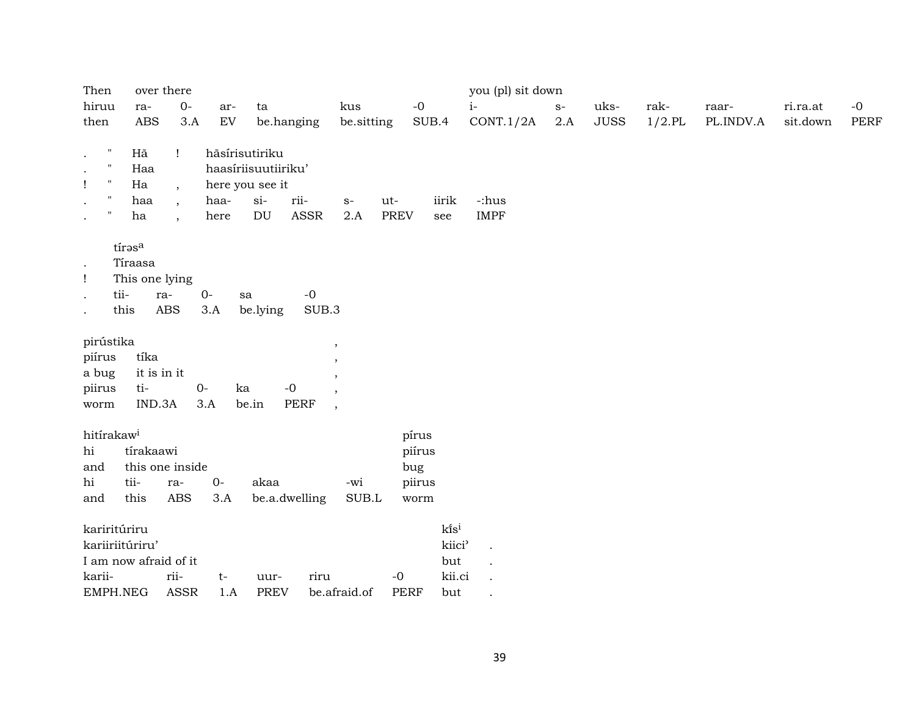| Then | over there | | | | | | you (pl) sit down | | | | | | |
|---|---|---|---|---|---|---|---|---|---|---|---|---|---|
| hiruu | ra- | 0- | ar- | ta | kus | -0 | i- | s- | uks- | rak- | raar- | ri.ra.at | -0 |
| then | ABS | 3.A | EV | be.hanging | be.sitting | SUB.4 | CONT.1/2A | 2.A | JUSS | 1/2.PL | PL.INDV.A | sit.down | PERF |

| | | | | | | | | | |
|---|---|---|---|---|---|---|---|---|---|
| . | " | Hā | ! | hāsírisutiriku | | | | | |
| . | " | Haa | | haasíriisuutiiriku' | | | | | |
| ! | " | Ha | , | here you see it | | | | | |
| . | " | haa | , | haa- | si- | rii- | s- | ut- | iirik | -:hus |
| . | " | ha | , | here | DU | ASSR | 2.A | PREV | see | IMPF |

| | | | | | |
|---|---|---|---|---|---|
| | tírəsᵃ | | | | |
| . | Tíraasa | | | | |
| ! | This one lying | | | | |
| . | tii- | ra- | 0- | sa | -0 |
| . | this | ABS | 3.A | be.lying | SUB.3 |

| | | | | | |
|---|---|---|---|---|---|
| pirústika | | | | | , |
| piírus | tíka | | | | , |
| a bug | it is in it | | | | , |
| piirus | ti- | 0- | ka | -0 | , |
| worm | IND.3A | 3.A | be.in | PERF | , |

| | | | | | | |
|---|---|---|---|---|---|---|
| hitírakawⁱ | | | | | | pírus |
| hi | tírakaawi | | | | | piírus |
| and | this one inside | | | | | bug |
| hi | tii- | ra- | 0- | akaa | -wi | piirus |
| and | this | ABS | 3.A | be.a.dwelling | SUB.L | worm |

| | | | | | | | |
|---|---|---|---|---|---|---|---|
| kariritúriru | | | | | | kɪ̃sⁱ | |
| kariiriitúriru' | | | | | | kiici' | . |
| I am now afraid of it | | | | | | but | . |
| karii- | rii- | t- | uur- | riru | -0 | kii.ci | . |
| EMPH.NEG | ASSR | 1.A | PREV | be.afraid.of | PERF | but | . |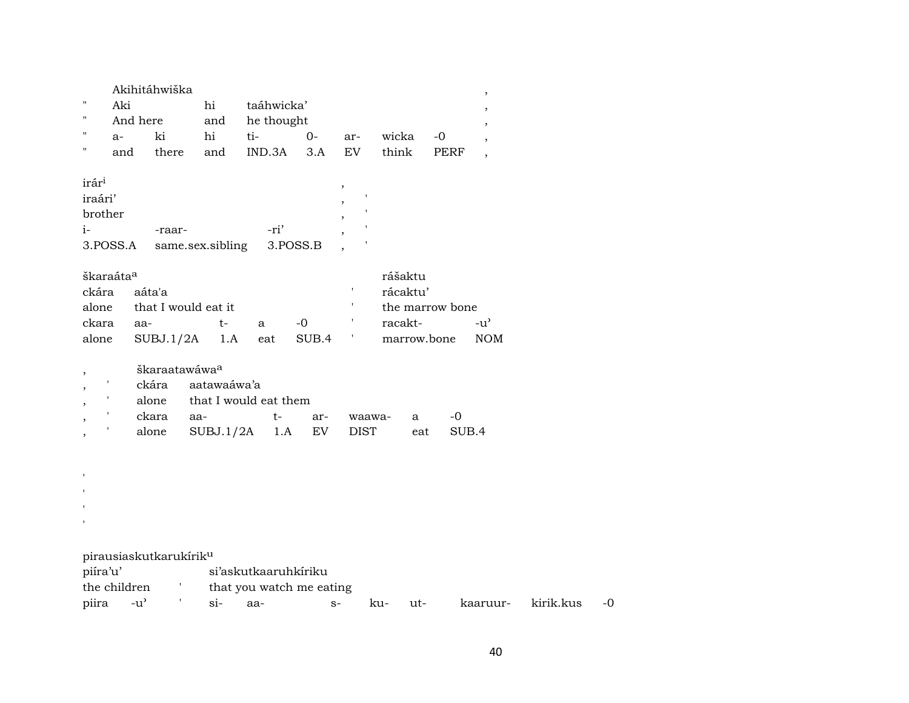Akihitáhwiška ,

| " | Aki | | hi | taáhwicka' | | | | | , |
|---|---|---|---|---|---|---|---|---|---|
| " | And here | | and | he thought | | | | | , |
| " | a- | ki | hi | ti- | 0- | ar- | wicka | -0 | , |
| " | and | there | and | IND.3A | 3.A | EV | think | PERF | , |

irár[i] ,

| iraári' | | | , | ' |
|---|---|---|---|---|
| brother | | | , | ' |
| i- | -raar- | -ri' | , | ' |
| 3.POSS.A | same.sex.sibling | 3.POSS.B | , | ' |

škaraáta[a] rášaktu

| ckára | aáta'a | | | | ' | rácaktu' | |
|---|---|---|---|---|---|---|---|
| alone | that I would eat it | | | | ' | the marrow bone | |
| ckara | aa- | t- | a | -0 | ' | racakt- | -u' |
| alone | SUBJ.1/2A | 1.A | eat | SUB.4 | ' | marrow.bone | NOM |

, škaraatawáwa[a]

| , | ' | ckára | aatawaáwa'a | | | | | |
|---|---|---|---|---|---|---|---|---|
| , | ' | alone | that I would eat them | | | | | |
| , | ' | ckara | aa- | t- | ar- | waawa- | a | -0 |
| , | ' | alone | SUBJ.1/2A | 1.A | EV | DIST | eat | SUB.4 |

'
'
'
'

pirausiaskutkarukírik[u]

| piíra'u' | | | si'askutkaaruhkíriku | | | | | | | |
|---|---|---|---|---|---|---|---|---|---|---|
| the children | | ' | that you watch me eating | | | | | | | |
| piira | -u' | ' | si- | aa- | s- | ku- | ut- | kaaruur- | kirik.kus | -0 |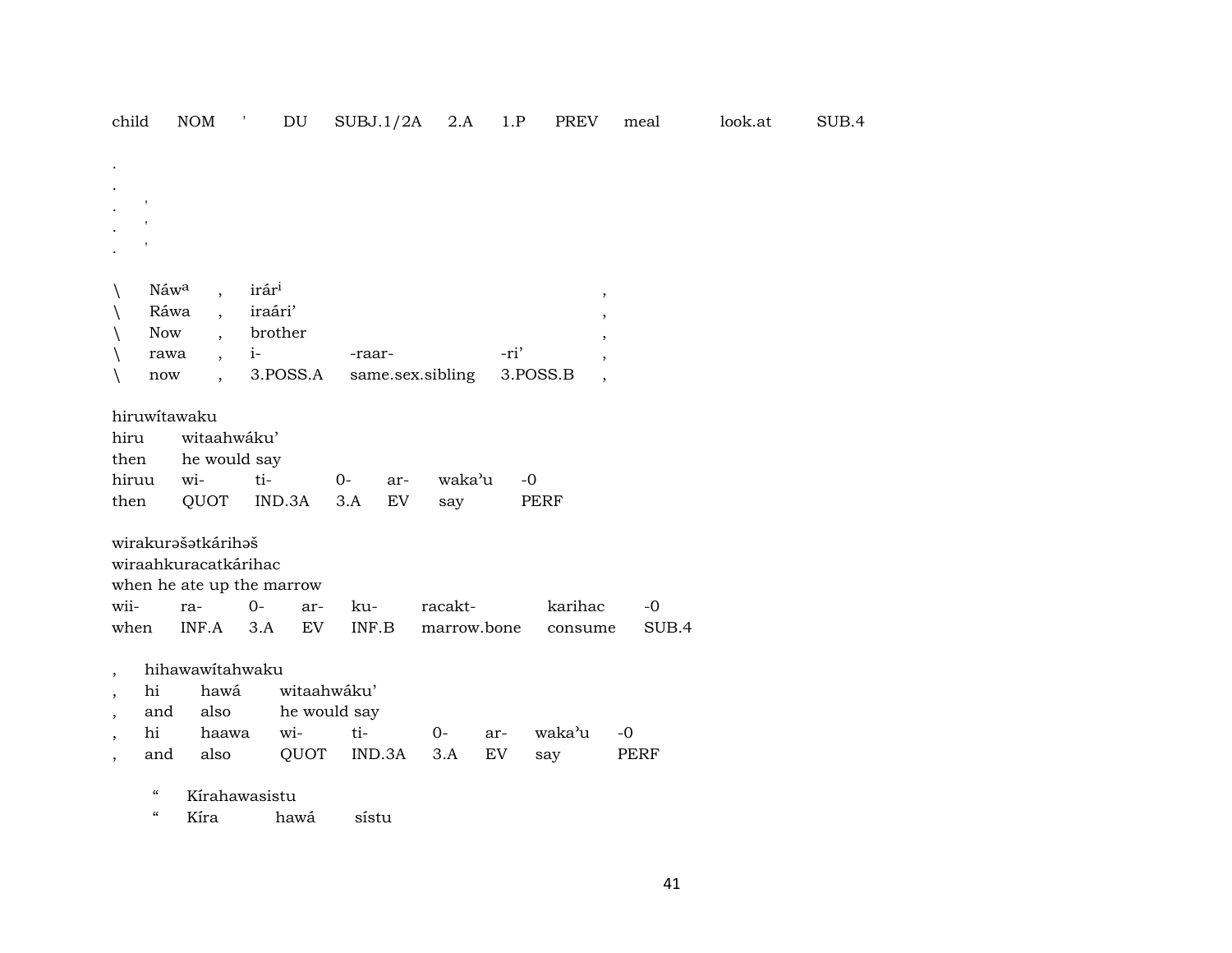child NOM ' DU SUBJ.1/2A 2.A 1.P PREV meal look.at SUB.4

.
.
. '
. '
. '

| \ | Náw[a] | , | irár[i] | | | , |
|---|---|---|---|---|---|---|
| \ | Ráwa | , | iraári' | | | , |
| \ | Now | , | brother | | | , |
| \ | rawa | , | i- | -raar- | -ri' | , |
| \ | now | , | 3.POSS.A | same.sex.sibling | 3.POSS.B | , |

hiruwítawaku

| hiru | witaahwáku' | | | | | |
|---|---|---|---|---|---|---|
| then | he would say | | | | | |
| hiruu | wi- | ti- | 0- | ar- | waka'u | -0 |
| then | QUOT | IND.3A | 3.A | EV | say | PERF |

wirakurəšətkárihəš

| wiraahkuracatkárihac | | | | | | | |
|---|---|---|---|---|---|---|---|
| when he ate up the marrow | | | | | | | |
| wii- | ra- | 0- | ar- | ku- | racakt- | karihac | -0 |
| when | INF.A | 3.A | EV | INF.B | marrow.bone | consume | SUB.4 |

| , | hihawawítahwaku | | | | | | | |
|---|---|---|---|---|---|---|---|---|
| , | hi | hawá | witaahwáku' | | | | | |
| , | and | also | he would say | | | | | |
| , | hi | haawa | wi- | ti- | 0- | ar- | waka'u | -0 |
| , | and | also | QUOT | IND.3A | 3.A | EV | say | PERF |

| " | Kírahawasistu | | |
|---|---|---|---|
| " | Kíra | hawá | sístu |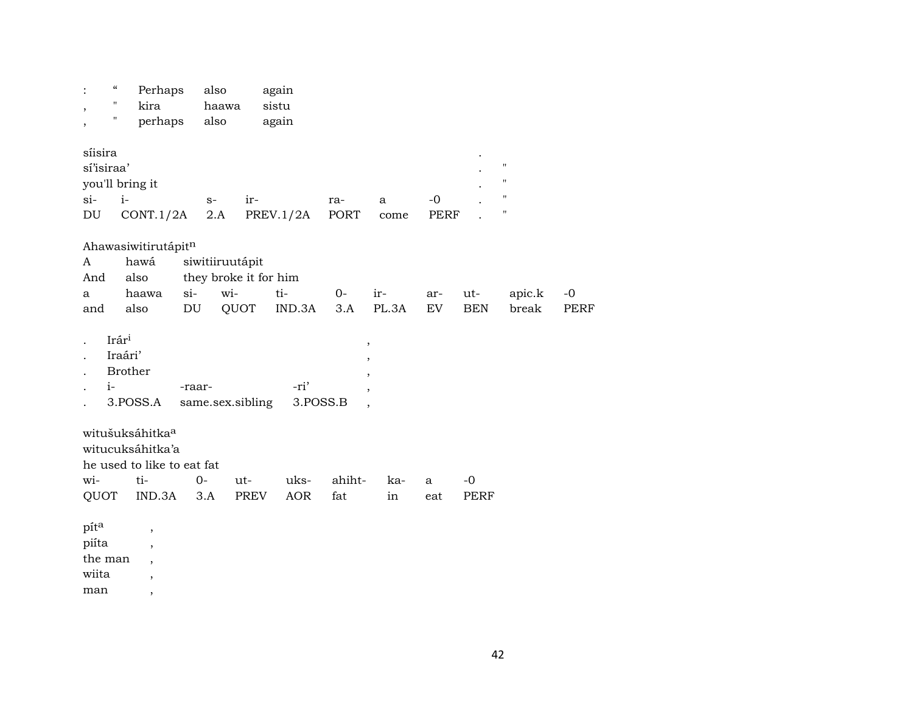| : | “ | Perhaps | also | again |
|---|---|---|---|---|
| , | " | kira | haawa | sistu |
| , | " | perhaps | also | again |

síisira .
sí’isiraa’ . "
you'll bring it . "

| si- | i- | s- | ir- | ra- | a | -0 | . | " |
|---|---|---|---|---|---|---|---|---|
| DU | CONT.1/2A | 2.A | PREV.1/2A | PORT | come | PERF | . | " |

Ahawasiwitirutápit[n]

| A | hawá | siwitiiruutápit | | | | | | | | |
|---|---|---|---|---|---|---|---|---|---|---|
| And | also | they broke it for him | | | | | | | | |
| a | haawa | si- | wi- | ti- | 0- | ir- | ar- | ut- | apic.k | -0 |
| and | also | DU | QUOT | IND.3A | 3.A | PL.3A | EV | BEN | break | PERF |

| . | Irár[i] | | | , |
|---|---|---|---|---|
| . | Iraári’ | | | , |
| . | Brother | | | , |
| . | i- | -raar- | -ri’ | , |
| . | 3.POSS.A | same.sex.sibling | 3.POSS.B | , |

witušuksáhitka[a]
witucuksáhitka’a
he used to like to eat fat

| wi- | ti- | 0- | ut- | uks- | ahiht- | ka- | a | -0 |
|---|---|---|---|---|---|---|---|---|
| QUOT | IND.3A | 3.A | PREV | AOR | fat | in | eat | PERF |

pít[a] ,
piíta ,
the man ,
wiita ,
man ,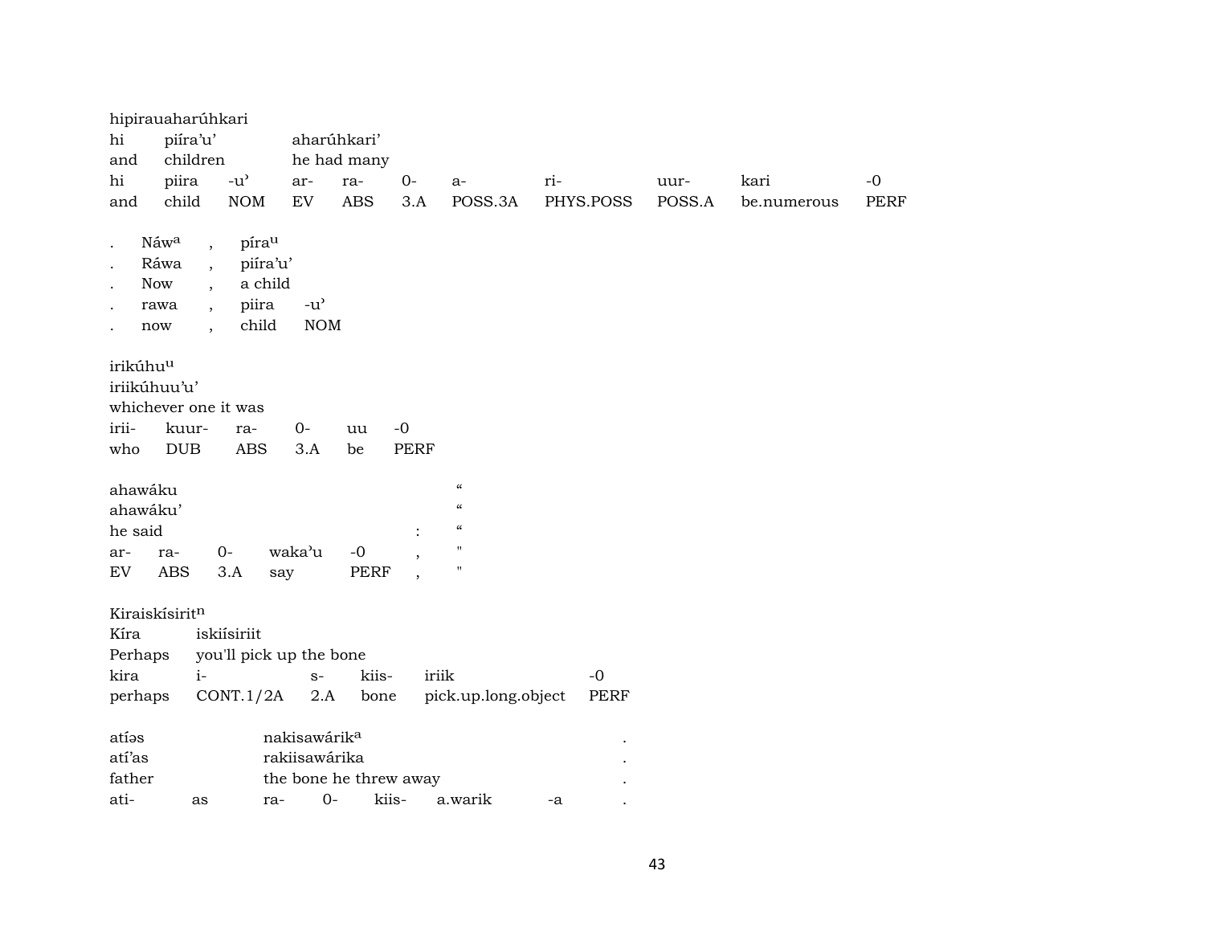hipirauaharúhkari

| hi | piíra'u' | | aharúhkari' | | | | | | | |
|---|---|---|---|---|---|---|---|---|---|---|
| and | children | | he had many | | | | | | | |
| hi | piira | -u' | ar- | ra- | 0- | a- | ri- | uur- | kari | -0 |
| and | child | NOM | EV | ABS | 3.A | POSS.3A | PHYS.POSS | POSS.A | be.numerous | PERF |

| . | Náw[a] | , | píra[u] | |
|---|---|---|---|---|
| . | Ráwa | , | piíra'u' | |
| . | Now | , | a child | |
| . | rawa | , | piira | -u' |
| . | now | , | child | NOM |

irikúhu[u]

iriikúhuu'u'

whichever one it was

| irii- | kuur- | ra- | 0- | uu | -0 |
|---|---|---|---|---|---|
| who | DUB | ABS | 3.A | be | PERF |

| ahawáku | | | | | " |
|---|---|---|---|---|---|
| ahawáku' | | | | | " |
| he said | | | | : | " |
| ar- | ra- | 0- | waka'u | -0 , | " |
| EV | ABS | 3.A | say | PERF , | " |

Kiraiskísirit[n]

| Kíra | iskiísiriit | | | | |
|---|---|---|---|---|---|
| Perhaps | you'll pick up the bone | | | | |
| kira | i- | s- | kiis- | iriik | -0 |
| perhaps | CONT.1/2A | 2.A | bone | pick.up.long.object | PERF |

| atíəs | | nakisawárik[a] | | | | | . |
|---|---|---|---|---|---|---|---|
| atí'as | | rakiisawárika | | | | | . |
| father | | the bone he threw away | | | | | . |
| ati- | as | ra- | 0- | kiis- | a.warik | -a | . |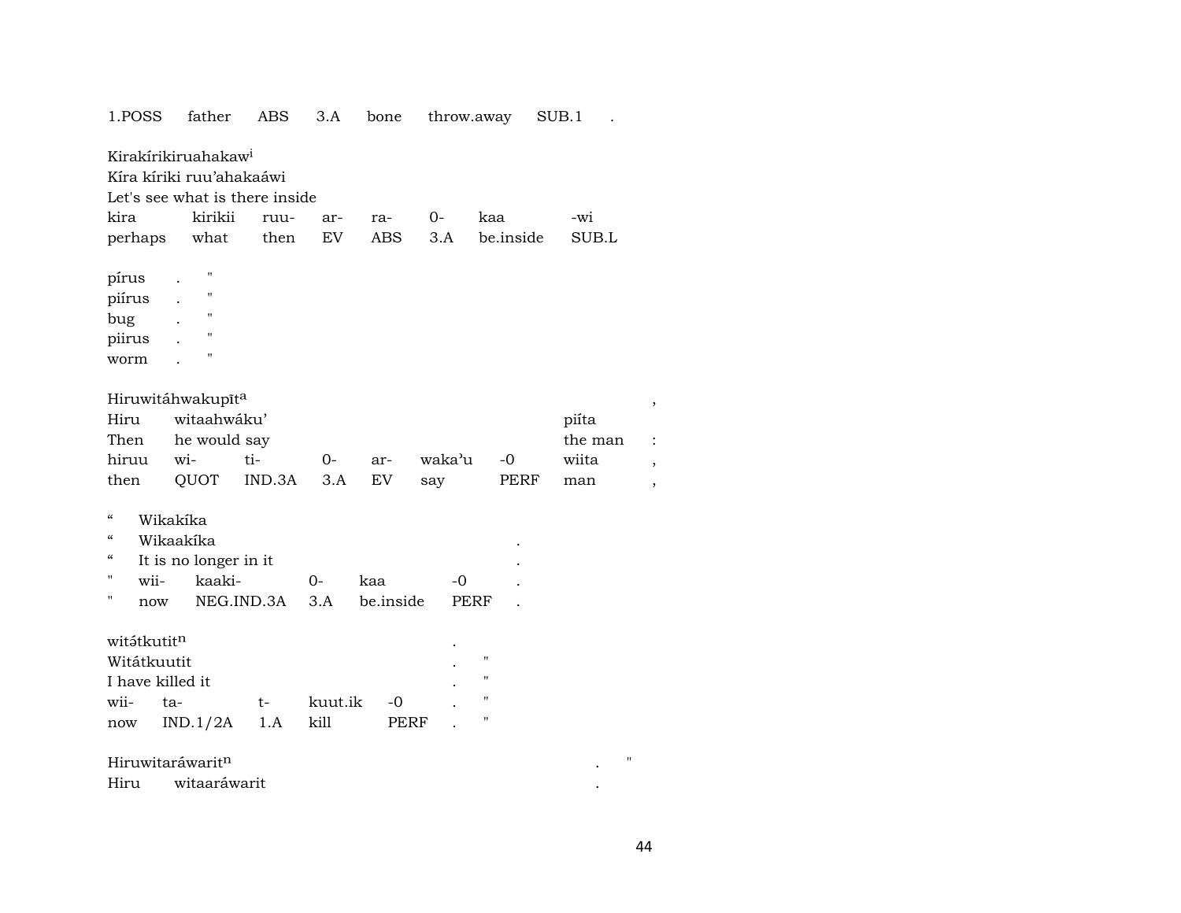1.POSS father ABS 3.A bone throw.away SUB.1 .

Kirakírikiruahakaw[i]
Kíra kíriki ruu'ahakaáwi
Let's see what is there inside

| kira | kirikii | ruu- | ar- | ra- | 0- | kaa | -wi |
|---|---|---|---|---|---|---|---|
| perhaps | what | then | EV | ABS | 3.A | be.inside | SUB.L |

pírus . "
piírus . "
bug . "
piirus . "
worm . "

| Hiruwitáhwakupīt[a] | | | | | | | | ， |
|---|---|---|---|---|---|---|---|---|
| Hiru | witaahwáku' | | | | | | piíta | |
| Then | he would say | | | | | | the man | : |
| hiruu | wi- | ti- | 0- | ar- | waka'u | -0 | wiita | , |
| then | QUOT | IND.3A | 3.A | EV | say | PERF | man | , |

| " | Wikakíka | | | | | |
|---|---|---|---|---|---|---|
| " | Wikaakíka | | | | | . |
| " | It is no longer in it | | | | | . |
| " | wii- | kaaki- | 0- | kaa | -0 | . |
| " | now | NEG.IND.3A | 3.A | be.inside | PERF | . |

| witə́tkutit[n] | | | | | . | |
|---|---|---|---|---|---|---|
| Witátkuutit | | | | | . | " |
| I have killed it | | | | | . | " |
| wii- | ta- | t- | kuut.ik | -0 | . | " |
| now | IND.1/2A | 1.A | kill | PERF | . | " |

Hiruwitaráwarit[n] . "
Hiru witaaráwarit .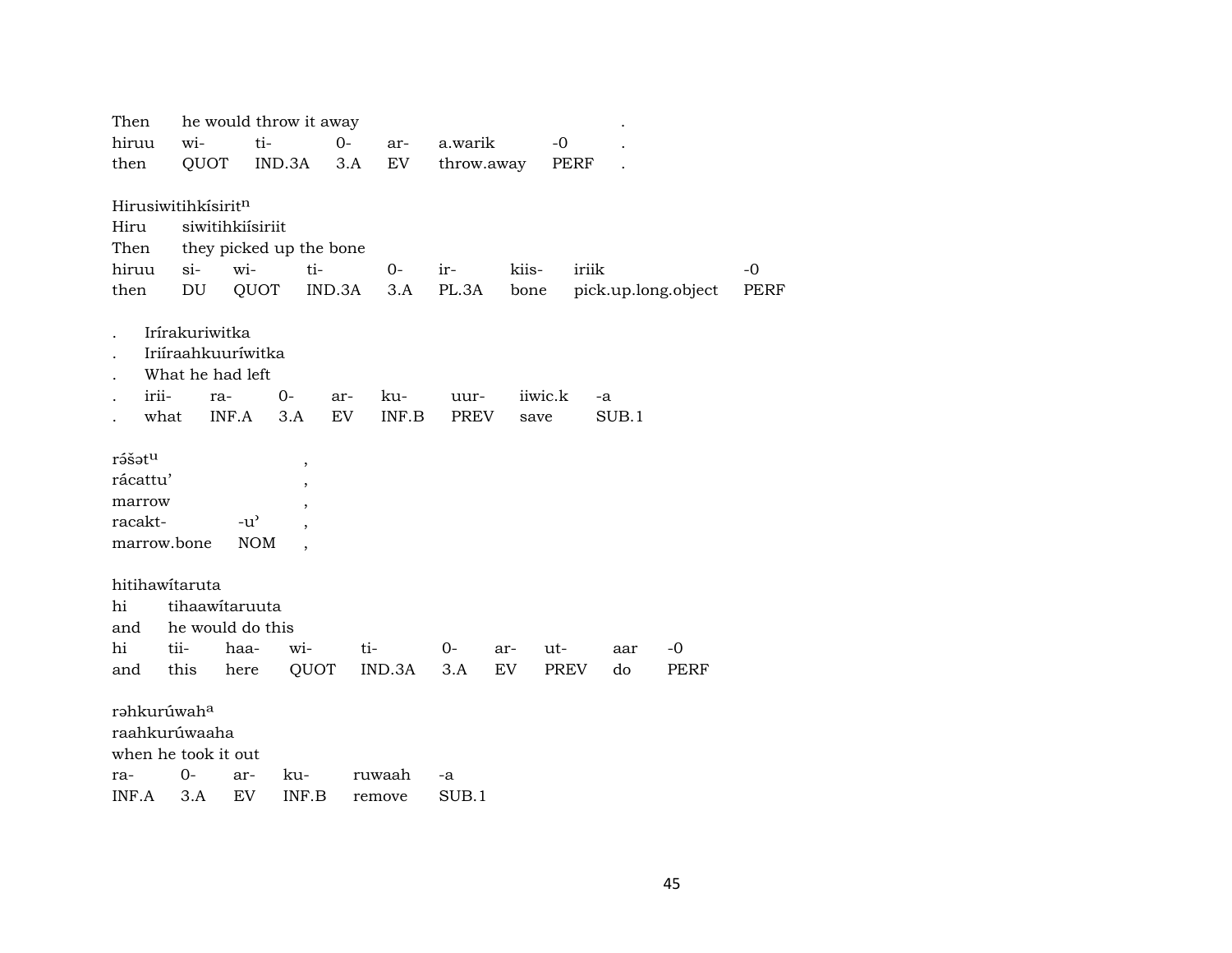| Then | he would throw it away | | | | | .|
|---|---|---|---|---|---|---|
| hiruu | wi- | ti- | 0- | ar- | a.warik | -0 | . |
| then | QUOT | IND.3A | 3.A | EV | throw.away | PERF | . |

Hirusiwitihkísiritⁿ

| Hiru | siwitihkiísiriit | | | | | | | |
|---|---|---|---|---|---|---|---|---|
| Then | they picked up the bone | | | | | | | |
| hiruu | si- | wi- | ti- | 0- | ir- | kiis- | iriik | -0 |
| then | DU | QUOT | IND.3A | 3.A | PL.3A | bone | pick.up.long.object | PERF |

| . | Irírakuriwitka | | | | | | |
|---|---|---|---|---|---|---|---|
| . | Iriíraahkuuríwitka | | | | | | |
| . | What he had left | | | | | | |
| . | irii- | ra- | 0- | ar- | ku- | uur- | iiwic.k | -a |
| . | what | INF.A | 3.A | EV | INF.B | PREV | save | SUB.1 |

| rə́šətᵘ | | , |
|---|---|---|
| rácattu’ | | , |
| marrow | | , |
| racakt- | -u’ | , |
| marrow.bone | NOM | , |

hitihawítaruta

| hi | tihaawítaruuta | | | | | | | | |
|---|---|---|---|---|---|---|---|---|---|
| and | he would do this | | | | | | | | |
| hi | tii- | haa- | wi- | ti- | 0- | ar- | ut- | aar | -0 |
| and | this | here | QUOT | IND.3A | 3.A | EV | PREV | do | PERF |

rəhkurúwahᵃ

| raahkurúwaaha | | | | | |
|---|---|---|---|---|---|
| when he took it out | | | | | |
| ra- | 0- | ar- | ku- | ruwaah | -a |
| INF.A | 3.A | EV | INF.B | remove | SUB.1 |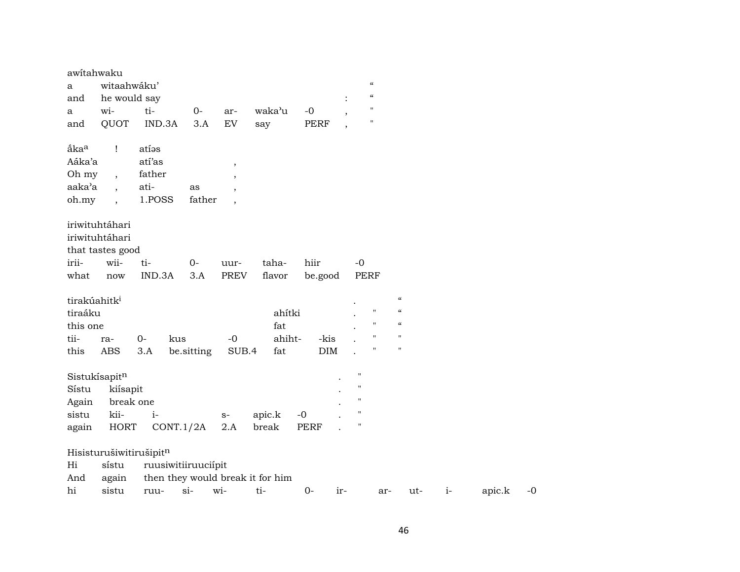awítahwaku

| a | witaahwáku’ | | | | | | | “ |
|---|---|---|---|---|---|---|---|---|
| and | he would say | | | | | | : | “ |
| a | wi- | ti- | 0- | ar- | waka’u | -0 | , | " |
| and | QUOT | IND.3A | 3.A | EV | say | PERF | , | " |

| ãka[a] | ! | atíəs | | |
|---|---|---|---|---|
| Aáka’a | | atí’as | | , |
| Oh my | , | father | | , |
| aaka’a | , | ati- | as | , |
| oh.my | , | 1.POSS | father | , |

iriwituhtáhari

iriwituhtáhari

that tastes good

| irii- | wii- | ti- | 0- | uur- | taha- | hiir | -0 |
|---|---|---|---|---|---|---|---|
| what | now | IND.3A | 3.A | PREV | flavor | be.good | PERF |

tirakúahitk[i] . “

| tiraáku | | | | | ahítki | | . | " | “ |
|---|---|---|---|---|---|---|---|---|---|
| this one | | | | | fat | | . | " | “ |
| tii- | ra- | 0- | kus | -0 | ahiht- | -kis | . | " | " |
| this | ABS | 3.A | be.sitting | SUB.4 | fat | DIM | . | " | " |

Sistukísapit[n] . "

| Sístu | kiísapit | | | | | . | " |
|---|---|---|---|---|---|---|---|
| Again | break one | | | | | . | " |
| sistu | kii- | i- | s- | apic.k | -0 | . | " |
| again | HORT | CONT.1/2A | 2.A | break | PERF | . | " |

Hisisturušiwitirušipit[n]

Hi sístu ruusiwitiiruucíipit

And again then they would break it for him

| hi | sistu | ruu- | si- | wi- | ti- | 0- | ir- | ar- | ut- | i- | apic.k | -0 |
|---|---|---|---|---|---|---|---|---|---|---|---|---|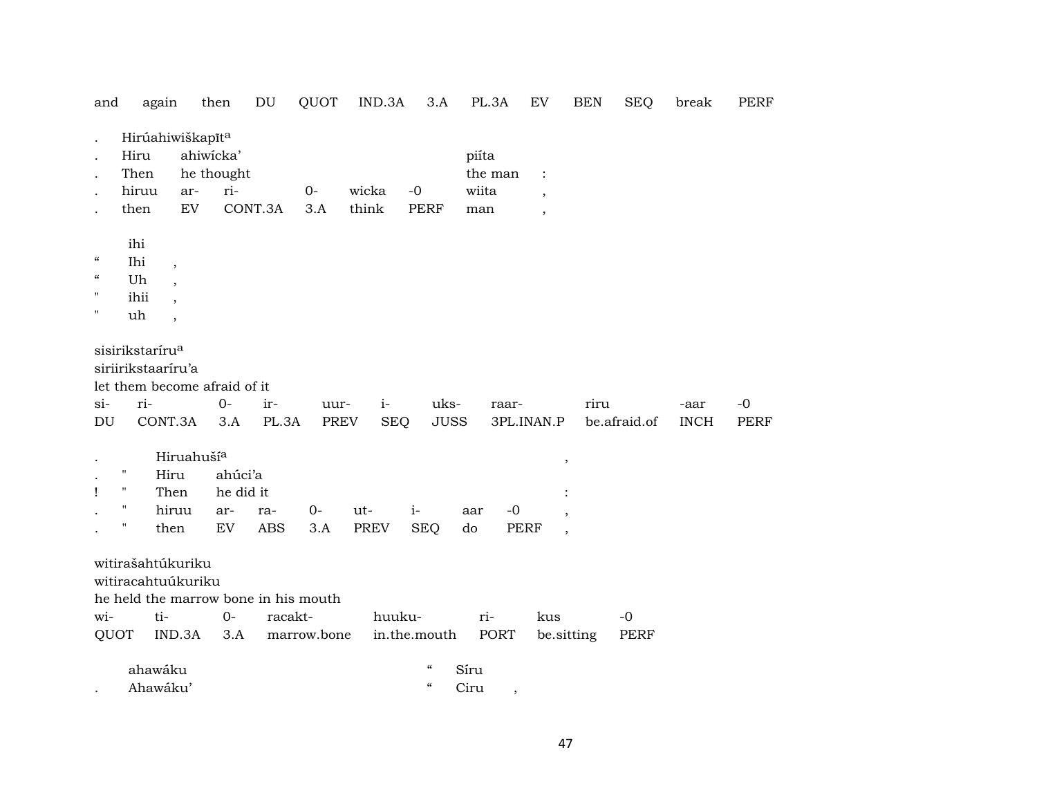| and | again | then | DU | QUOT | IND.3A | 3.A | PL.3A | EV | BEN | SEQ | break | PERF |
|---|---|---|---|---|---|---|---|---|---|---|---|---|

| . | Hirúahiwiškapīt[a] | | | | | | |
|---|---|---|---|---|---|---|---|
| . | Hiru | ahiwícka’ | | | | piíta | |
| . | Then | he thought | | | | the man | : |
| . | hiruu | ar- | ri- | 0- | wicka | -0 | wiita | , |
| . | then | EV | CONT.3A | 3.A | think | PERF | man | , |

| | ihi | |
|---|---|---|
| “ | Ihi | , |
| “ | Uh | , |
| " | ihii | , |
| " | uh | , |

sisirikstaríru[a]
siriirikstaaríru’a
let them become afraid of it

| si- | ri- | 0- | ir- | uur- | i- | uks- | raar- | riru | -aar | -0 |
|---|---|---|---|---|---|---|---|---|---|---|
| DU | CONT.3A | 3.A | PL.3A | PREV | SEQ | JUSS | 3PL.INAN.P | be.afraid.of | INCH | PERF |

| . | | Hiruahuší[a] | | | | | | | | , |
|---|---|---|---|---|---|---|---|---|---|---|
| . | " | Hiru | ahúci’a | | | | | | | |
| ! | " | Then | he did it | | | | | | | : |
| . | " | hiruu | ar- | ra- | 0- | ut- | i- | aar | -0 | , |
| . | " | then | EV | ABS | 3.A | PREV | SEQ | do | PERF | , |

witirašahtúkuriku
witiracahtuúkuriku
he held the marrow bone in his mouth

| wi- | ti- | 0- | racakt- | huuku- | ri- | kus | -0 |
|---|---|---|---|---|---|---|---|
| QUOT | IND.3A | 3.A | marrow.bone | in.the.mouth | PORT | be.sitting | PERF |

| | ahawáku | “ | Síru | |
|---|---|---|---|---|
| . | Ahawáku’ | “ | Ciru | , |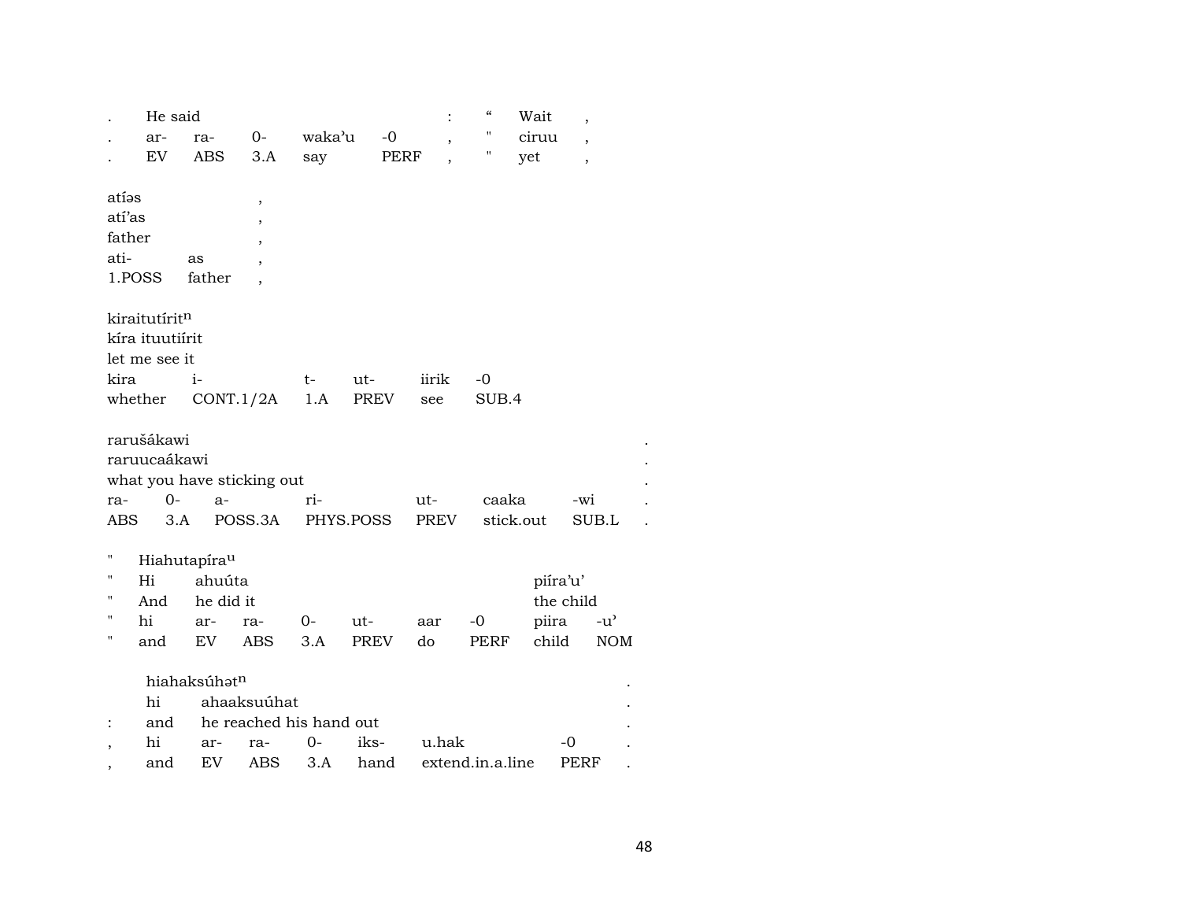| . | He said | | | | | : | " | Wait | , |
|---|---|---|---|---|---|---|---|---|---|
| . | ar- | ra- | 0- | waka'u | -0 | , | " | ciruu | , |
| . | EV | ABS | 3.A | say | PERF | , | " | yet | , |

| atíəs | | , |
|---|---|---|
| atí'as | | , |
| father | | , |
| ati- | as | , |
| 1.POSS | father | , |

| kiraitutírit$^{n}$ | | | | | |
|---|---|---|---|---|---|
| kíra ituutiírit | | | | | |
| let me see it | | | | | |
| kira | i- | t- | ut- | iirik | -0 |
| whether | CONT.1/2A | 1.A | PREV | see | SUB.4 |

| rarušákawi | | | | | | | . |
|---|---|---|---|---|---|---|---|
| raruucaákawi | | | | | | | . |
| what you have sticking out | | | | | | | . |
| ra- | 0- | a- | ri- | ut- | caaka | -wi | . |
| ABS | 3.A | POSS.3A | PHYS.POSS | PREV | stick.out | SUB.L | . |

| " | Hiahutapíra$^{u}$ | | | | | | | | |
|---|---|---|---|---|---|---|---|---|---|
| " | Hi | ahuúta | | | | | | piíra'u' | |
| " | And | he did it | | | | | | the child | |
| " | hi | ar- | ra- | 0- | ut- | aar | -0 | piira | -u' |
| " | and | EV | ABS | 3.A | PREV | do | PERF | child | NOM |

| | hiahaksúhət$^{n}$ | | | | | | | . |
|---|---|---|---|---|---|---|---|---|
| | hi | ahaaksuúhat | | | | | | . |
| : | and | he reached his hand out | | | | | | . |
| , | hi | ar- | ra- | 0- | iks- | u.hak | -0 | . |
| , | and | EV | ABS | 3.A | hand | extend.in.a.line | PERF | . |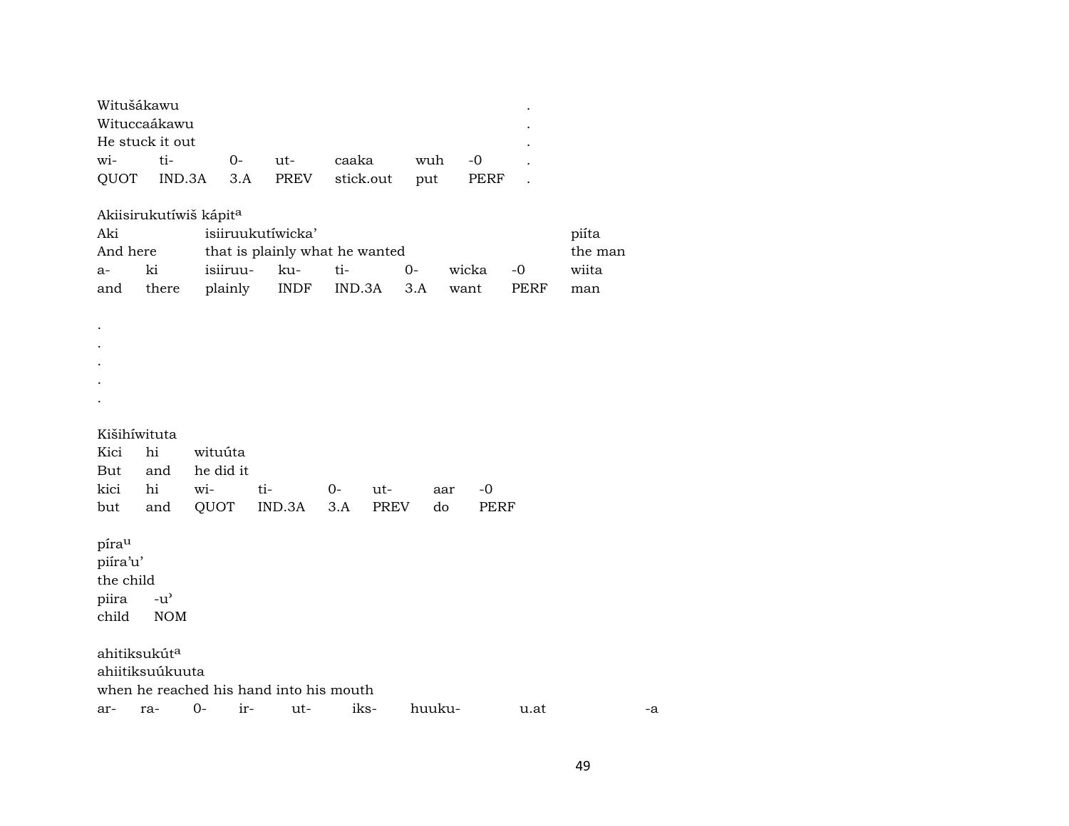Witušákawu .
Wituccaákawu .
He stuck it out .

| wi- | ti- | 0- | ut- | caaka | wuh | -0 | . |
|---|---|---|---|---|---|---|---|
| QUOT | IND.3A | 3.A | PREV | stick.out | put | PERF | . |

Akiisirukutíwiš kápit[a]

| Aki | | isiiruukutíwicka' | | | | | | piíta |
|---|---|---|---|---|---|---|---|---|
| And here | | that is plainly what he wanted | | | | | | the man |
| a- | ki | isiiruu- | ku- | ti- | 0- | wicka | -0 | wiita |
| and | there | plainly | INDF | IND.3A | 3.A | want | PERF | man |

.
.
.
.
.

Kišihíwituta

| Kici | hi | wituúta | | | | | |
|---|---|---|---|---|---|---|---|
| But | and | he did it | | | | | |
| kici | hi | wi- | ti- | 0- | ut- | aar | -0 |
| but | and | QUOT | IND.3A | 3.A | PREV | do | PERF |

píra[u]
piíra'u'
the child

| piira | -u' |
|---|---|
| child | NOM |

ahitiksukút[a]
ahiitiksuúkuuta
when he reached his hand into his mouth

| ar- | ra- | 0- | ir- | ut- | iks- | huuku- | u.at | -a |
|---|---|---|---|---|---|---|---|---|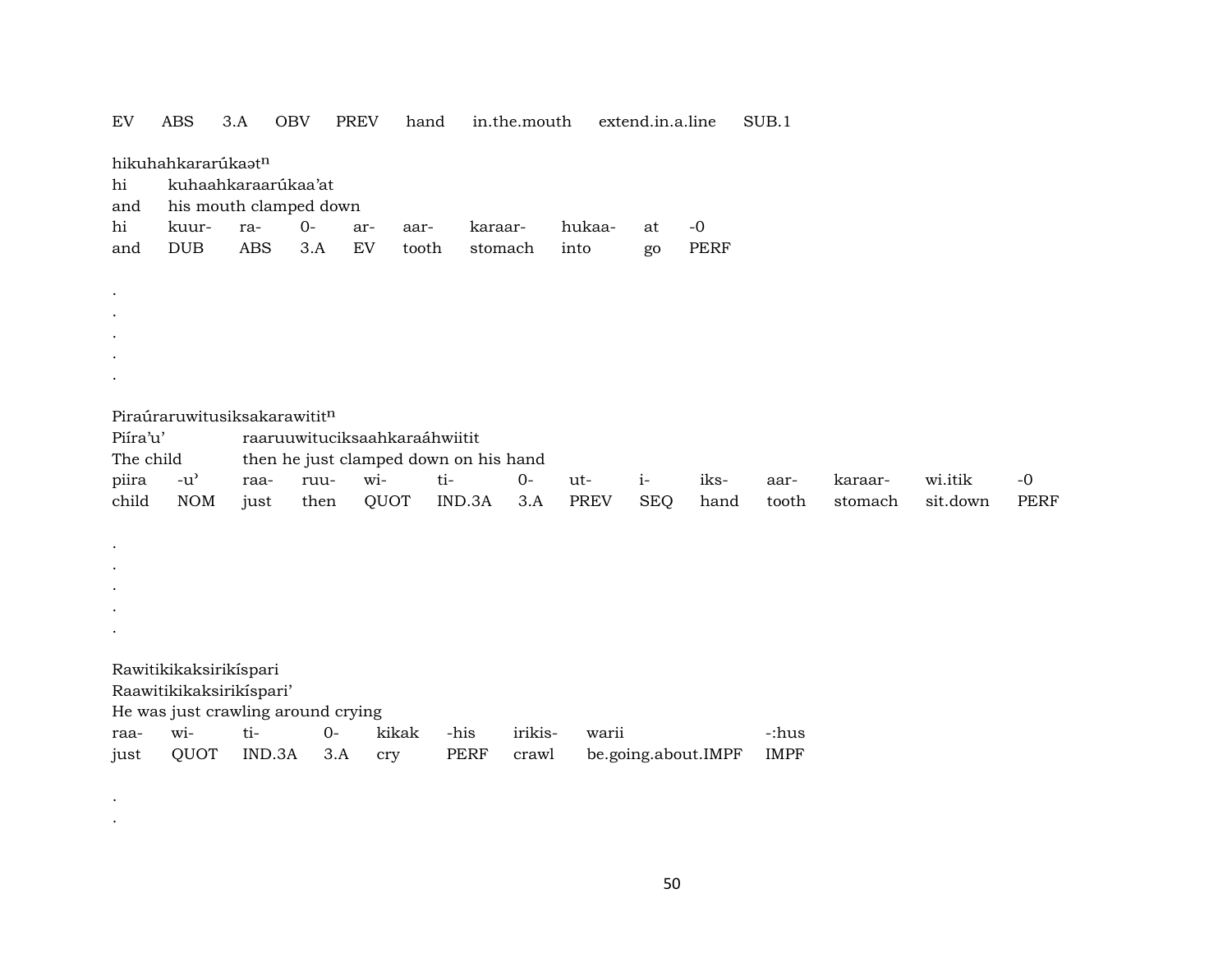| EV | ABS | 3.A | OBV | PREV | hand | in.the.mouth | extend.in.a.line | SUB.1 |
|---|---|---|---|---|---|---|---|---|

hikuhahkararúkaət$^{n}$
hi kuhaahkaraarúkaa'at
and his mouth clamped down

| hi | kuur- | ra- | 0- | ar- | aar- | karaar- | hukaa- | at | -0 |
|---|---|---|---|---|---|---|---|---|---|
| and | DUB | ABS | 3.A | EV | tooth | stomach | into | go | PERF |

.
.
.
.
.

Piraúraruwitusiksakarawitit$^{n}$
Piíra'u' raaruuwituciksaahkaraáhwiitit
The child then he just clamped down on his hand

| piira | -u' | raa- | ruu- | wi- | ti- | 0- | ut- | i- | iks- | aar- | karaar- | wi.itik | -0 |
|---|---|---|---|---|---|---|---|---|---|---|---|---|---|
| child | NOM | just | then | QUOT | IND.3A | 3.A | PREV | SEQ | hand | tooth | stomach | sit.down | PERF |

.
.
.
.
.

Rawitikikaksirikíspari
Raawitikikaksirikíspari'
He was just crawling around crying

| raa- | wi- | ti- | 0- | kikak | -his | irikis- | warii | -:hus |
|---|---|---|---|---|---|---|---|---|
| just | QUOT | IND.3A | 3.A | cry | PERF | crawl | be.going.about.IMPF | IMPF |

.
.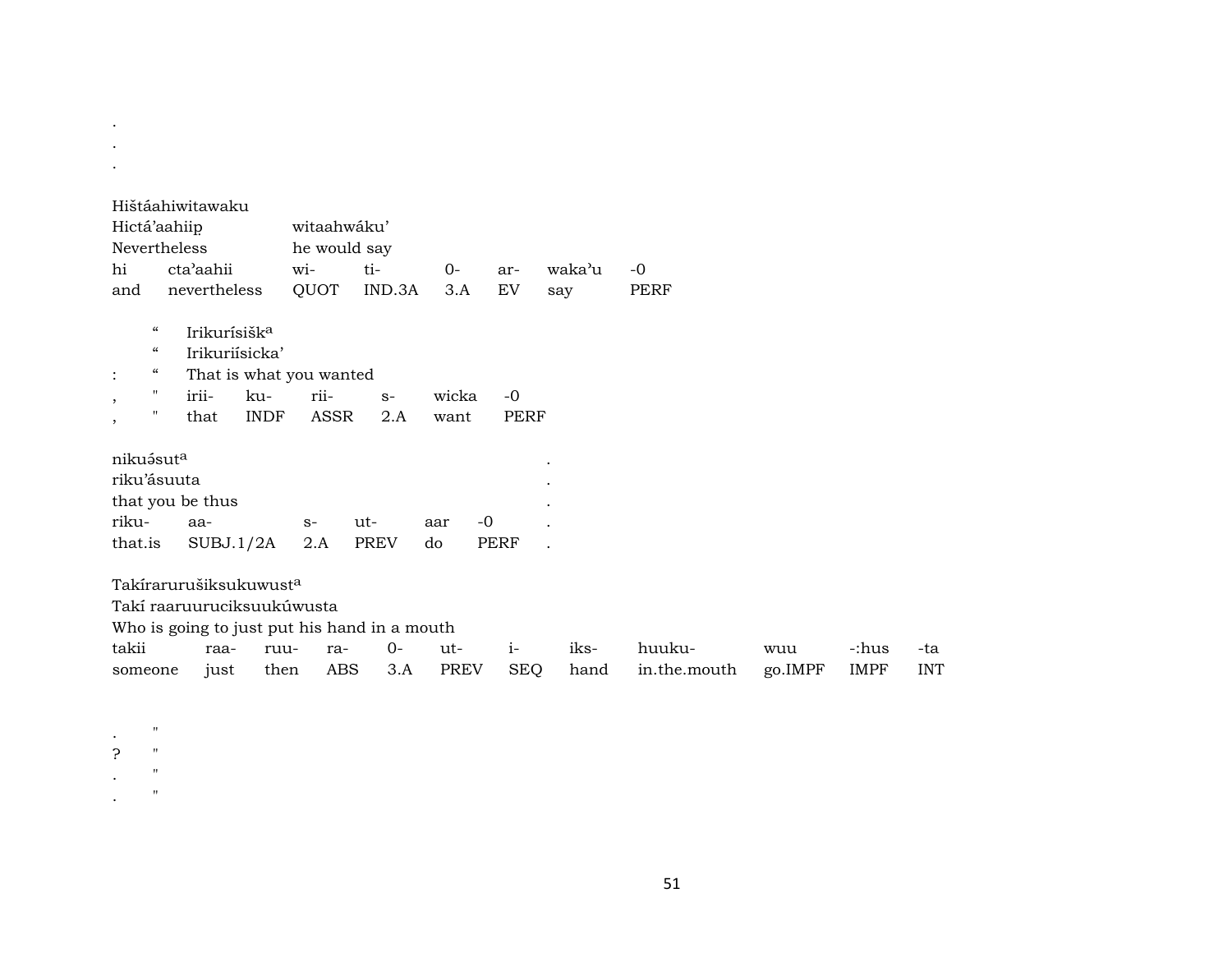.
.
.

Hištáahiwitawaku
Hictá'aahiip̣ witaahwáku'
Nevertheless he would say

| hi | cta'aahii | wi- | ti- | 0- | ar- | waka'u | -0 |
|---|---|---|---|---|---|---|---|
| and | nevertheless | QUOT | IND.3A | 3.A | EV | say | PERF |

" Irikurísišk[a]
" Irikuriísicka'
: " That is what you wanted

| , | " | irii- | ku- | rii- | s- | wicka | -0 |
|---|---|---|---|---|---|---|---|
| , | " | that | INDF | ASSR | 2.A | want | PERF |

nikuə́sut[a] .
riku'ásuuta .
that you be thus .

| riku- | aa- | s- | ut- | aar | -0 | . |
|---|---|---|---|---|---|---|
| that.is | SUBJ.1/2A | 2.A | PREV | do | PERF | . |

Takírararuršiksukuwust[a]
Takí raaruuruciksuukúwusta
Who is going to just put his hand in a mouth

| takii | raa- | ruu- | ra- | 0- | ut- | i- | iks- | huuku- | wuu | -:hus | -ta |
|---|---|---|---|---|---|---|---|---|---|---|---|
| someone | just | then | ABS | 3.A | PREV | SEQ | hand | in.the.mouth | go.IMPF | IMPF | INT |

. "
? "
. "
. "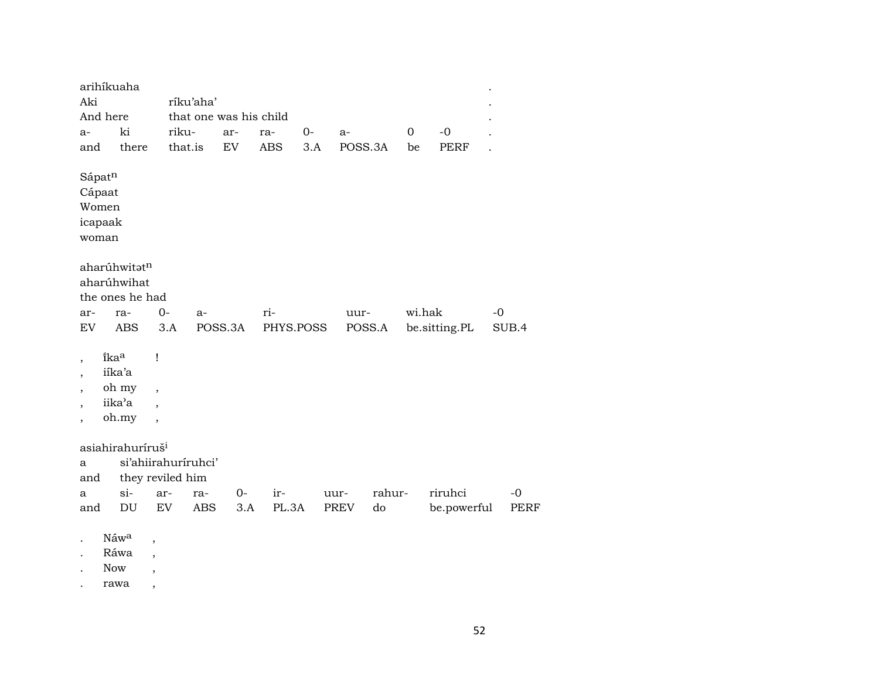arihíkuaha .
Aki ríku'aha' .
And here that one was his child .

| a- | ki | riku- | ar- | ra- | 0- | a- | 0 | -0 | . |
|---|---|---|---|---|---|---|---|---|---|
| and | there | that.is | EV | ABS | 3.A | POSS.3A | be | PERF | . |

Sápat[n]
Cápaat
Women
icapaak
woman

aharúhwitət[n]
aharúhwihat
the ones he had

| ar- | ra- | 0- | a- | ri- | uur- | wi.hak | -0 |
|---|---|---|---|---|---|---|---|
| EV | ABS | 3.A | POSS.3A | PHYS.POSS | POSS.A | be.sitting.PL | SUB.4 |

, íka[a] !
, iíka'a
, oh my ,
, iika'a ,
, oh.my ,

asiahirahuríruš[i]
a si'ahiirahuríruhci'
and they reviled him

| a | si- | ar- | ra- | 0- | ir- | uur- | rahur- | riruhci | -0 |
|---|---|---|---|---|---|---|---|---|---|
| and | DU | EV | ABS | 3.A | PL.3A | PREV | do | be.powerful | PERF |

. Náw[a] ,
. Ráwa ,
. Now ,
. rawa ,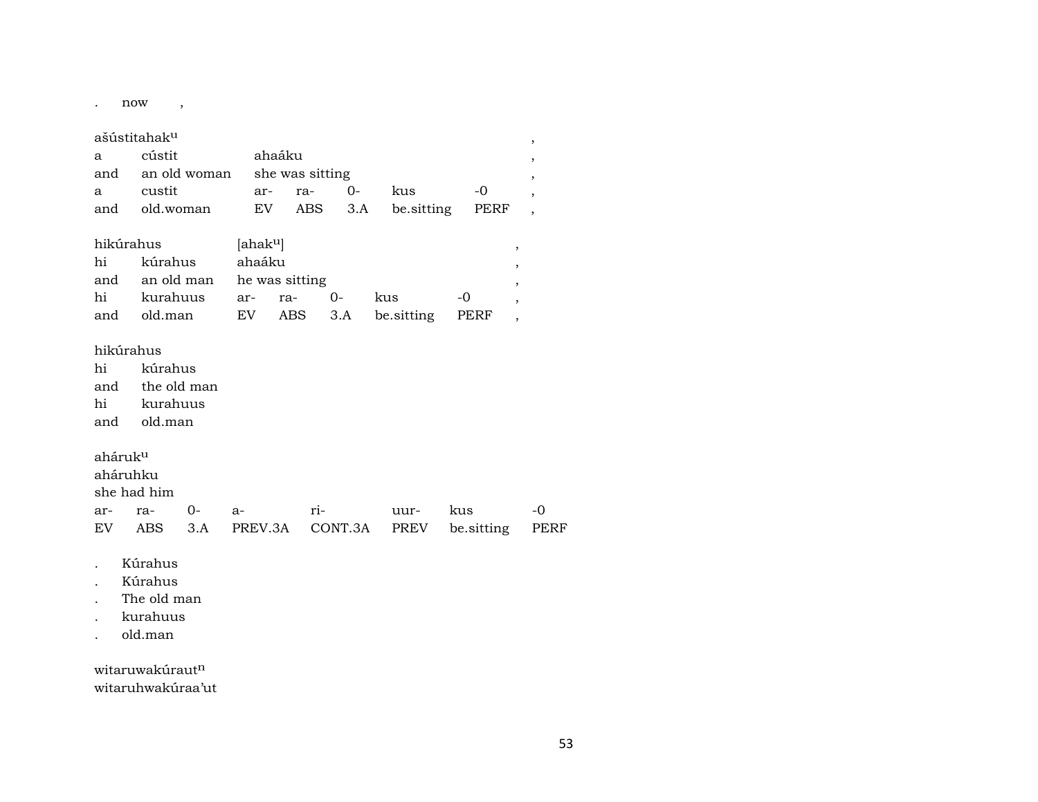.      now      ,

ašústitahak$^{u}$ ,

| a | cústit | ahaáku | | | | | , |
|---|---|---|---|---|---|---|---|
| and | an old woman | she was sitting | | | | | , |
| a | custit | ar- | ra- | 0- | kus | -0 | , |
| and | old.woman | EV | ABS | 3.A | be.sitting | PERF | , |

hikúrahus      [ahak$^{u}$] ,

| hi | kúrahus | ahaáku | | | | | , |
|---|---|---|---|---|---|---|---|
| and | an old man | he was sitting | | | | | , |
| hi | kurahuus | ar- | ra- | 0- | kus | -0 | , |
| and | old.man | EV | ABS | 3.A | be.sitting | PERF | , |

hikúrahus

| hi | kúrahus |
|---|---|
| and | the old man |
| hi | kurahuus |
| and | old.man |

ahárukᵘ

aháruhku

she had him

| ar- | ra- | 0- | a- | ri- | uur- | kus | -0 |
|---|---|---|---|---|---|---|---|
| EV | ABS | 3.A | PREV.3A | CONT.3A | PREV | be.sitting | PERF |

.   Kúrahus

.   Kúrahus

.   The old man

.   kurahuus

.   old.man

witaruwakúraut$^{n}$

witaruhwakúraa'ut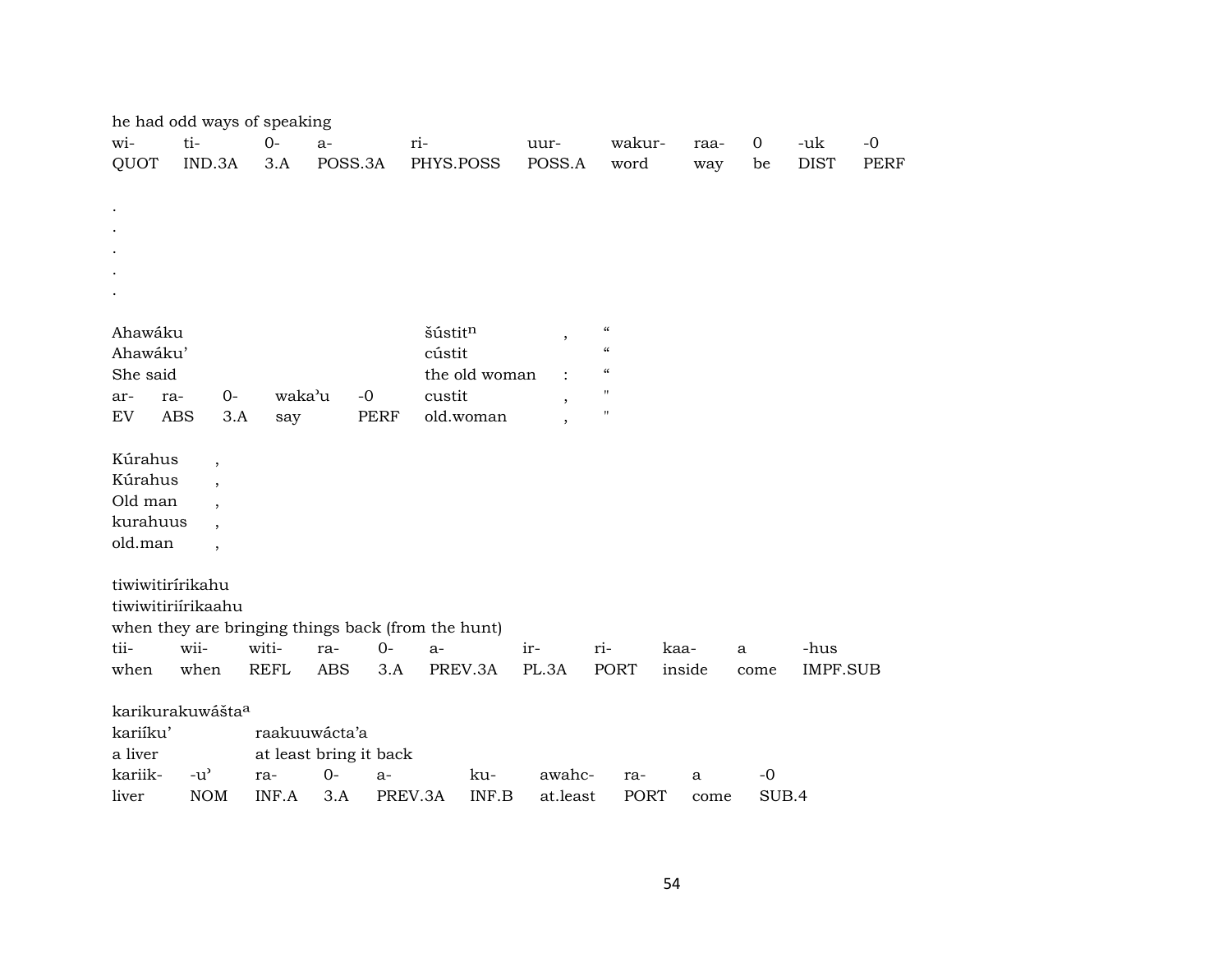he had odd ways of speaking

| wi- | ti- | 0- | a- | ri- | uur- | wakur- | raa- | 0 | -uk | -0 |
|---|---|---|---|---|---|---|---|---|---|---|
| QUOT | IND.3A | 3.A | POSS.3A | PHYS.POSS | POSS.A | word | way | be | DIST | PERF |

.
.
.
.
.

| Ahawáku | | | | | šústit$^{n}$ | , | " |
|---|---|---|---|---|---|---|---|
| Ahawáku' | | | | | cústit | | " |
| She said | | | | | the old woman | : | " |
| ar- | ra- | 0- | waka'u | -0 | custit | , | " |
| EV | ABS | 3.A | say | PERF | old.woman | , | " |

| Kúrahus | , |
|---|---|
| Kúrahus | , |
| Old man | , |
| kurahuus | , |
| old.man | , |

tiwiwitirírikahu
tiwiwitiriírikaahu
when they are bringing things back (from the hunt)

| tii- | wii- | witi- | ra- | 0- | a- | ir- | ri- | kaa- | a | -hus |
|---|---|---|---|---|---|---|---|---|---|---|
| when | when | REFL | ABS | 3.A | PREV.3A | PL.3A | PORT | inside | come | IMPF.SUB |

karikurakuwášta$^{a}$

| kariíku' | | raakuuwácta'a | | | | | | | |
|---|---|---|---|---|---|---|---|---|---|
| a liver | | at least bring it back | | | | | | | |
| kariik- | -u' | ra- | 0- | a- | ku- | awahc- | ra- | a | -0 |
| liver | NOM | INF.A | 3.A | PREV.3A | INF.B | at.least | PORT | come | SUB.4 |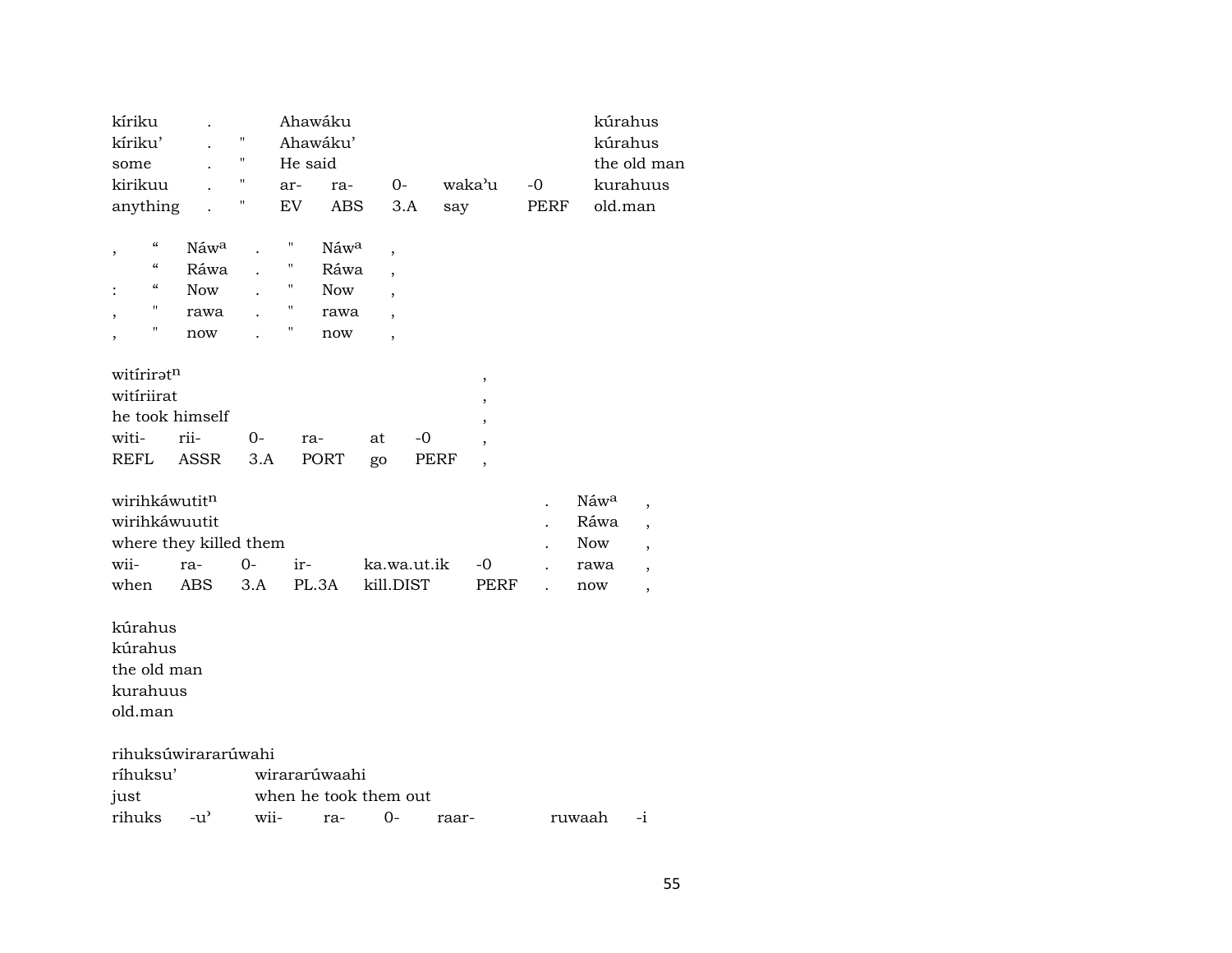| kíriku | . | | Ahawáku | | | | | kúrahus |
|---|---|---|---|---|---|---|---|---|
| kíriku' | . | " | Ahawáku' | | | | | kúrahus |
| some | . | " | He said | | | | | the old man |
| kirikuu | . | " | ar- | ra- | 0- | waka'u | -0 | kurahuus |
| anything | . | " | EV | ABS | 3.A | say | PERF | old.man |

| , | “ | Náw$^{a}$ | . | " | Náw$^{a}$ | , |
|---|---|---|---|---|---|---|
| | “ | Ráwa | . | " | Ráwa | , |
| : | “ | Now | . | " | Now | , |
| , | " | rawa | . | " | rawa | , |
| , | " | now | . | " | now | , |

| witíriræt$^{n}$ | | | | | | , |
|---|---|---|---|---|---|---|
| witíriirat | | | | | | , |
| he took himself | | | | | | , |
| witi- | rii- | 0- | ra- | at | -0 | , |
| REFL | ASSR | 3.A | PORT | go | PERF | , |

| wirihkáwutit$^{n}$ | | | | | | . | Náw$^{a}$ | , |
|---|---|---|---|---|---|---|---|---|
| wirihkáwuutit | | | | | | . | Ráwa | , |
| where they killed them | | | | | | . | Now | , |
| wii- | ra- | 0- | ir- | ka.wa.ut.ik | -0 | . | rawa | , |
| when | ABS | 3.A | PL.3A | kill.DIST | PERF | . | now | , |

kúrahus
kúrahus
the old man
kurahuus
old.man

| rihuksúwirararúwahi | | | | | | | |
|---|---|---|---|---|---|---|---|
| ríhuksu' | | wirararúwaahi | | | | | |
| just | | when he took them out | | | | | |
| rihuks | -u' | wii- | ra- | 0- | raar- | ruwaah | -i |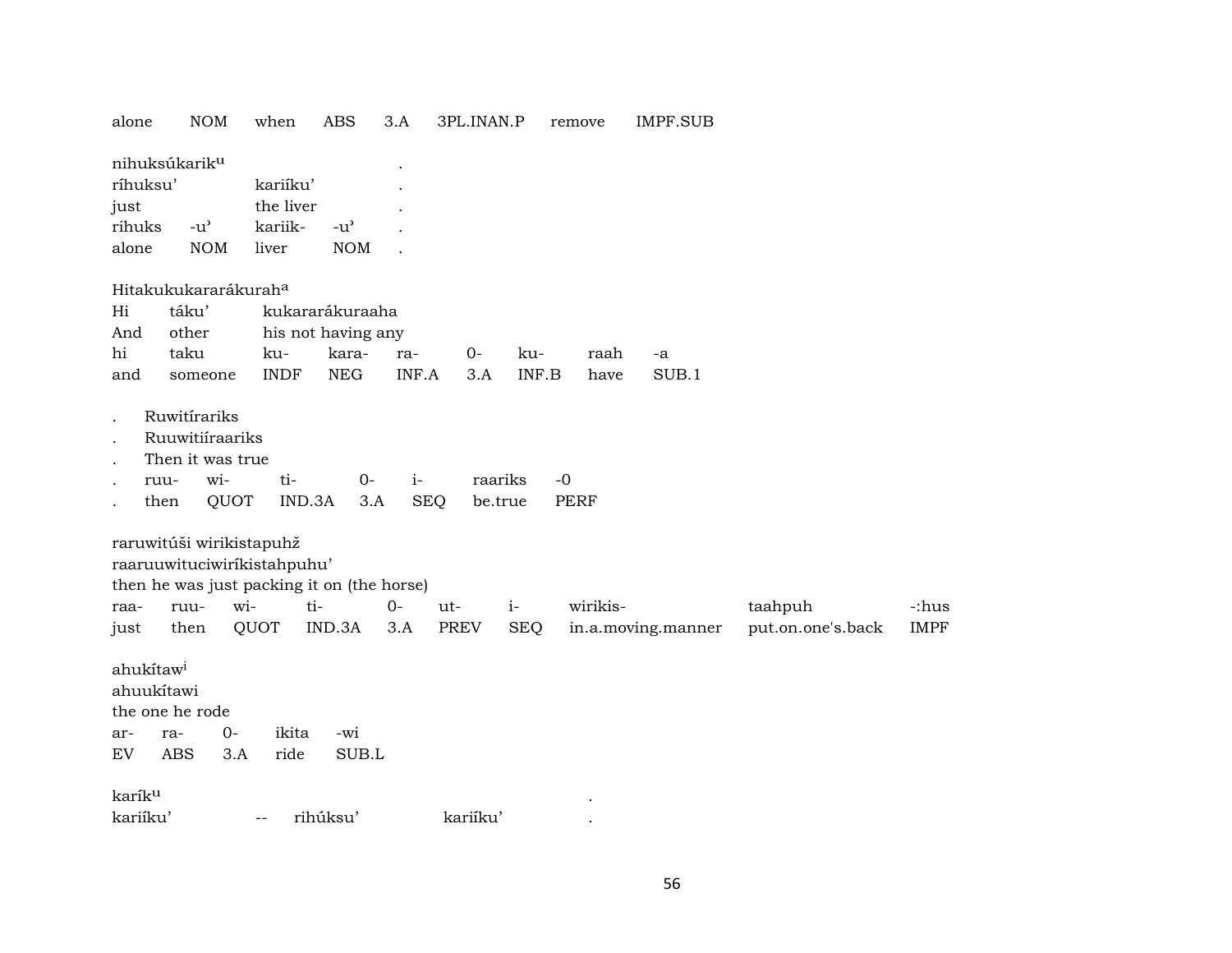alone NOM when ABS 3.A 3PL.INAN.P remove IMPF.SUB

nihuksúkarik[u] .
ríhuksu' kariíku' .
just the liver .
rihuks -u' kariik- -u' .
alone NOM liver NOM .

Hitakukukararákurah[a]
Hi táku' kukararákuraaha
And other his not having any
hi taku ku- kara- ra- 0- ku- raah -a
and someone INDF NEG INF.A 3.A INF.B have SUB.1

. Ruwitírariks
. Ruuwitiíraariks
. Then it was true
. ruu- wi- ti- 0- i- raariks -0
. then QUOT IND.3A 3.A SEQ be.true PERF

raruwitúši wirikistapuhž
raaruuwituciwiríkistahpuhu'
then he was just packing it on (the horse)
raa- ruu- wi- ti- 0- ut- i- wirikis- taahpuh -:hus
just then QUOT IND.3A 3.A PREV SEQ in.a.moving.manner put.on.one's.back IMPF

ahukítaw[i]
ahuukítawi
the one he rode
ar- ra- 0- ikita -wi
EV ABS 3.A ride SUB.L

karík[u] .
kariíku' -- rihúksu' kariíku' .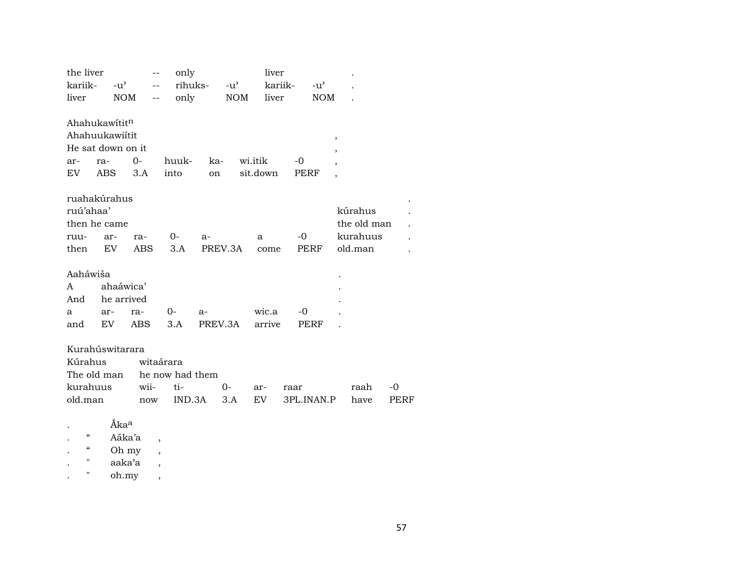| the liver | | -- | only | | liver | | . |
|---|---|---|---|---|---|---|---|
| kariik- | -u’ | -- | rihuks- | -u’ | kariik- | -u’ | . |
| liver | NOM | -- | only | NOM | liver | NOM | . |

| Ahahukawítit$^{n}$ | | | | | | | |
|---|---|---|---|---|---|---|---|
| Ahahuukawiítit | | | | | | | , |
| He sat down on it | | | | | | | , |
| ar- | ra- | 0- | huuk- | ka- | wi.itik | -0 | , |
| EV | ABS | 3.A | into | on | sit.down | PERF | , |

| ruahakúrahus | | | | | | | | . |
|---|---|---|---|---|---|---|---|---|
| ruú’ahaa’ | | | | | | | kúrahus | . |
| then he came | | | | | | | the old man | . |
| ruu- | ar- | ra- | 0- | a- | a | -0 | kurahuus | . |
| then | EV | ABS | 3.A | PREV.3A | come | PERF | old.man | . |

| Aaháwiša | | | | | | | . |
|---|---|---|---|---|---|---|---|
| A | ahaáwica’ | | | | | | . |
| And | he arrived | | | | | | . |
| a | ar- | ra- | 0- | a- | wic.a | -0 | . |
| and | EV | ABS | 3.A | PREV.3A | arrive | PERF | . |

| Kurahúswitarara | | | | | | | |
|---|---|---|---|---|---|---|---|
| Kúrahus | witaárara | | | | | | |
| The old man | he now had them | | | | | | |
| kurahuus | wii- | ti- | 0- | ar- | raar | raah | -0 |
| old.man | now | IND.3A | 3.A | EV | 3PL.INAN.P | have | PERF |

| . | | Ā́ka$^{a}$ | |
|---|---|---|---|
| . | “ | Aáka’a | , |
| . | “ | Oh my | , |
| . | " | aaka’a | , |
| . | " | oh.my | , |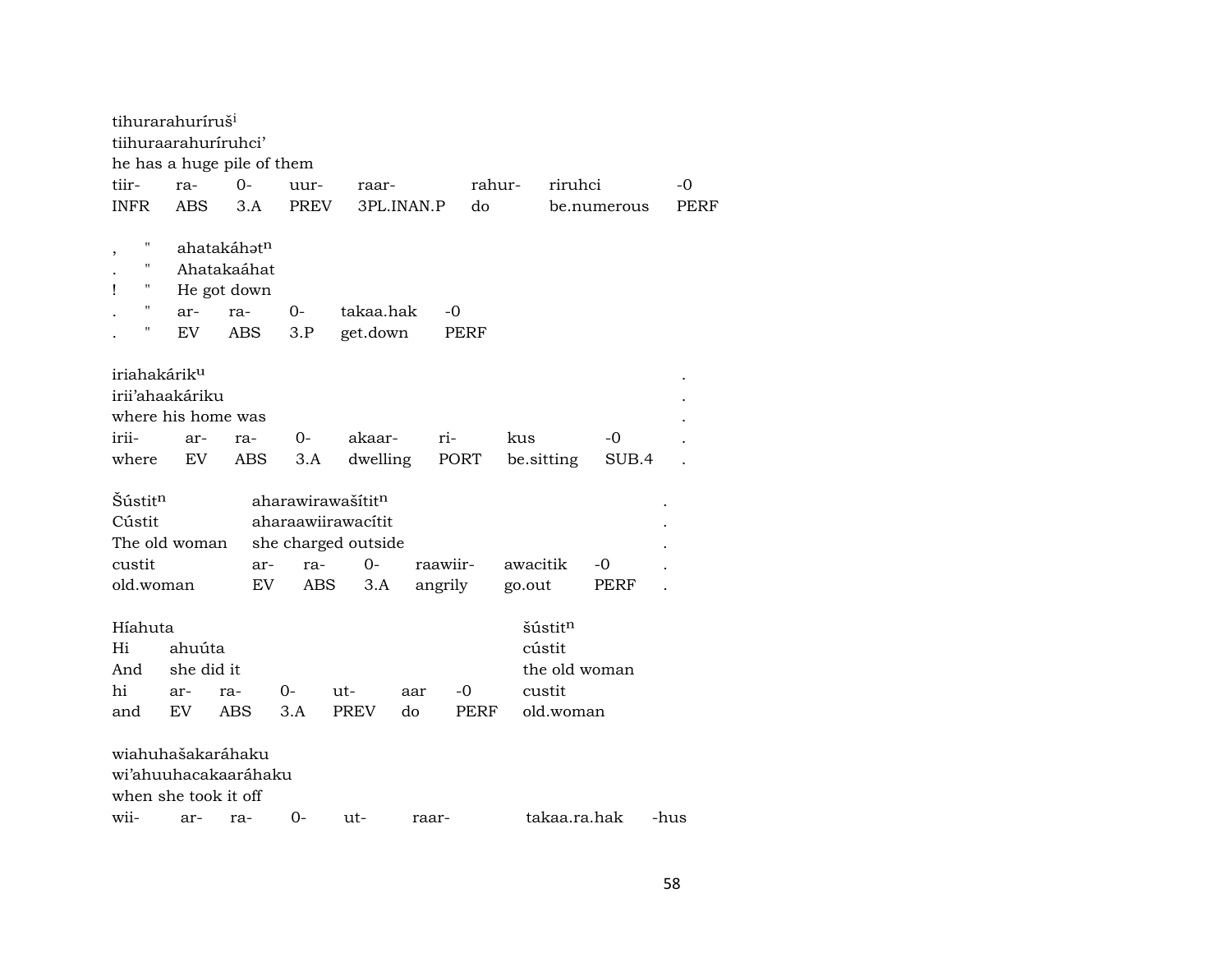tihurarahuríruš$^{i}$
tiihuraarahuríruhci’
he has a huge pile of them

| tiir- | ra- | 0- | uur- | raar- | rahur- | riruhci | -0 |
|---|---|---|---|---|---|---|---|
| INFR | ABS | 3.A | PREV | 3PL.INAN.P | do | be.numerous | PERF |

| , | " | ahatakáhət$^{n}$ | | | | |
|---|---|---|---|---|---|---|
| . | " | Ahatakaáhat | | | | |
| ! | " | He got down | | | | |
| . | " | ar- | ra- | 0- | takaa.hak | -0 |
| . | " | EV | ABS | 3.P | get.down | PERF |

iriahakárik$^{u}$ .
irii’ahaakáriku .
where his home was .

| irii- | ar- | ra- | 0- | akaar- | ri- | kus | -0 | . |
|---|---|---|---|---|---|---|---|---|
| where | EV | ABS | 3.A | dwelling | PORT | be.sitting | SUB.4 | . |

| Šústit$^{n}$ | aharawirawašítit$^{n}$ | | | | | | . |
|---|---|---|---|---|---|---|---|
| Cústit | aharaawiirawacítit | | | | | | . |
| The old woman | she charged outside | | | | | | . |
| custit | ar- | ra- | 0- | raawiir- | awacitik | -0 | . |
| old.woman | EV | ABS | 3.A | angrily | go.out | PERF | . |

| Híahuta | | | | | | | šústit$^{n}$ |
|---|---|---|---|---|---|---|---|
| Hi | ahuúta | | | | | | cústit |
| And | she did it | | | | | | the old woman |
| hi | ar- | ra- | 0- | ut- | aar | -0 | custit |
| and | EV | ABS | 3.A | PREV | do | PERF | old.woman |

wiahuhašakaráhaku
wi’ahuuhacakaaráhaku
when she took it off

| wii- | ar- | ra- | 0- | ut- | raar- | takaa.ra.hak | -hus |
|---|---|---|---|---|---|---|---|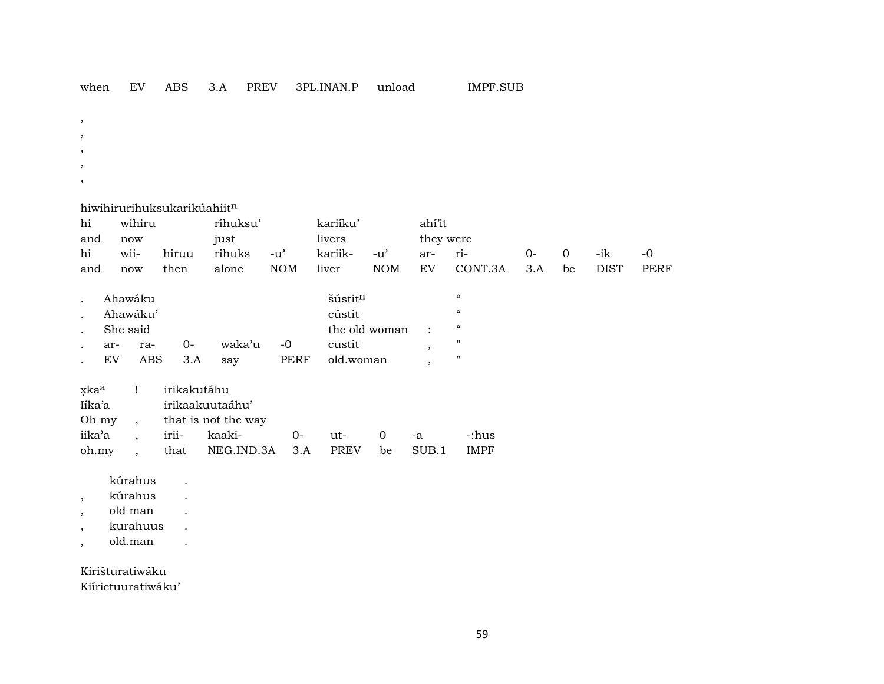| when | EV | ABS | 3.A | PREV | 3PL.INAN.P | unload | IMPF.SUB |
|---|---|---|---|---|---|---|---|

,
,
,
,
,

hiwihirurihuksukarikúahiit$^{n}$

| hi | wihiru | | ríhuksu’ | | kariíku’ | | ahí’it | | | | | |
|---|---|---|---|---|---|---|---|---|---|---|---|---|
| and | now | | just | | livers | | they were | | | | | |
| hi | wii- | hiruu | rihuks | -u’ | kariik- | -u’ | ar- | ri- | 0- | 0 | -ik | -0 |
| and | now | then | alone | NOM | liver | NOM | EV | CONT.3A | 3.A | be | DIST | PERF |

| . | Ahawáku | | | | | šústit$^{n}$ | | “ |
|---|---|---|---|---|---|---|---|---|
| . | Ahawáku’ | | | | | cústit | | “ |
| . | She said | | | | | the old woman | : | “ |
| . | ar- | ra- | 0- | waka’u | -0 | custit | , | " |
| . | EV | ABS | 3.A | say | PERF | old.woman | , | " |

| x̣ka$^{a}$ | ! | irikakutáhu | | | | | | |
|---|---|---|---|---|---|---|---|---|
| Iíka’a | | irikaakuutaáhu’ | | | | | | |
| Oh my | , | that is not the way | | | | | | |
| iika’a | , | irii- | kaaki- | 0- | ut- | 0 | -a | -:hus |
| oh.my | , | that | NEG.IND.3A | 3.A | PREV | be | SUB.1 | IMPF |

| | kúrahus | . |
|---|---|---|
| , | kúrahus | . |
| , | old man | . |
| , | kurahuus | . |
| , | old.man | . |

Kirišturatiwáku
Kiírictuuratiwáku’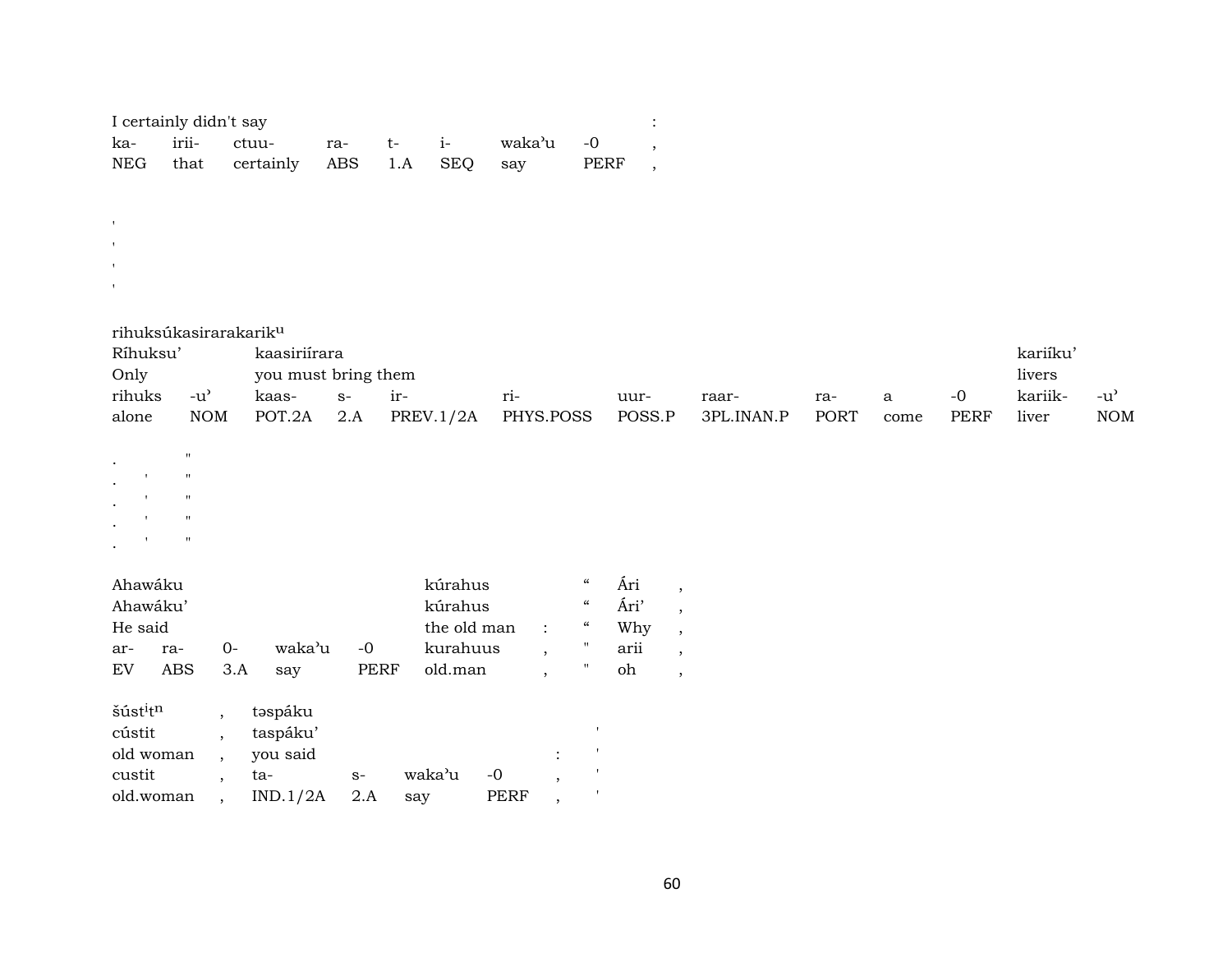| I certainly didn't say | | | | | | | | : |
|---|---|---|---|---|---|---|---|---|
| ka- | irii- | ctuu- | ra- | t- | i- | waka'u | -0 | , |
| NEG | that | certainly | ABS | 1.A | SEQ | say | PERF | , |

'
'
'
'

| rihuksúkasirarakarik[u] | | | | | | | | | | | | |
|---|---|---|---|---|---|---|---|---|---|---|---|---|
| Ríhuksu' | | kaasiriírara | | | | | | | | | kariíku' | |
| Only | | you must bring them | | | | | | | | | livers | |
| rihuks | -u' | kaas- | s- | ir- | ri- | uur- | raar- | ra- | a | -0 | kariik- | -u' |
| alone | NOM | POT.2A | 2.A | PREV.1/2A | PHYS.POSS | POSS.P | 3PL.INAN.P | PORT | come | PERF | liver | NOM |

. "
. ' "
. ' "
. ' "
. ' "

| Ahawáku | | | | | kúrahus | | " | Ári | , |
|---|---|---|---|---|---|---|---|---|---|
| Ahawáku' | | | | | kúrahus | | " | Ári' | , |
| He said | | | | | the old man | : | " | Why | , |
| ar- | ra- | 0- | waka'u | -0 | kurahuus | , | " | arii | , |
| EV | ABS | 3.A | say | PERF | old.man | , | " | oh | , |

| šúst[i]t[n] | , | təspáku | | | | | |
|---|---|---|---|---|---|---|---|
| cústit | , | taspáku' | | | | | ' |
| old woman | , | you said | | | | : | ' |
| custit | , | ta- | s- | waka'u | -0 | , | ' |
| old.woman | , | IND.1/2A | 2.A | say | PERF | , | ' |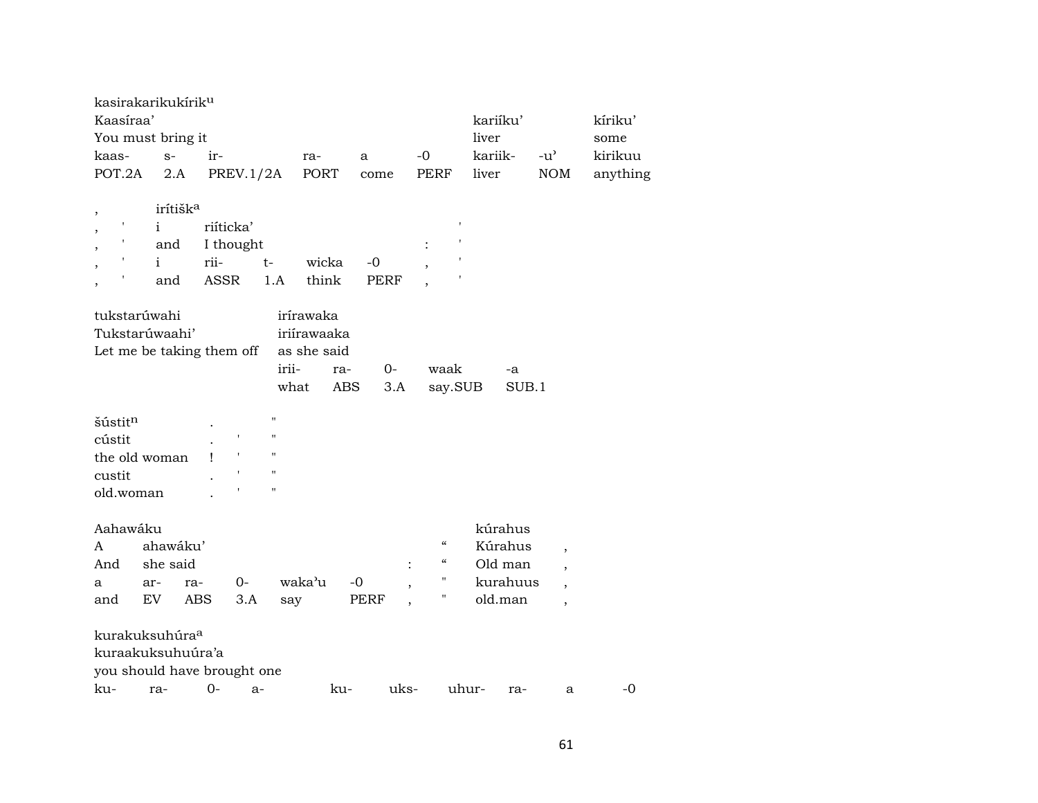kasirakarikukírik[u]

| Kaasíraa' | | | | | | kariíku' | | kíriku' |
|---|---|---|---|---|---|---|---|---|
| You must bring it | | | | | | liver | | some |
| kaas- | s- | ir- | ra- | a | -0 | kariik- | -u' | kirikuu |
| POT.2A | 2.A | PREV.1/2A | PORT | come | PERF | liver | NOM | anything |

, irítišk[a]

| , | ' | i | riíticka' | | | | | ' |
|---|---|---|---|---|---|---|---|---|
| , | ' | and | I thought | | | | : | ' |
| , | ' | i | rii- | t- | wicka | -0 | , | ' |
| , | ' | and | ASSR | 1.A | think | PERF | , | ' |

| tukstarúwahi | irírawaka | | | | |
|---|---|---|---|---|---|
| Tukstarúwaahi' | iriírawaaka | | | | |
| Let me be taking them off | as she said | | | | |
| | irii- | ra- | 0- | waak | -a |
| | what | ABS | 3.A | say.SUB | SUB.1 |

| šústit[n] | . | | " |
|---|---|---|---|
| cústit | . | ' | " |
| the old woman | ! | ' | " |
| custit | . | ' | " |
| old.woman | . | ' | " |

| Aahawáku | | | | | | | | kúrahus | |
|---|---|---|---|---|---|---|---|---|---|
| A | ahawáku' | | | | | | " | Kúrahus | , |
| And | she said | | | | | : | " | Old man | , |
| a | ar- | ra- | 0- | waka'u | -0 | , | " | kurahuus | , |
| and | EV | ABS | 3.A | say | PERF | , | " | old.man | , |

kurakuksuhúra[a]

kuraakuksuhuúra'a

you should have brought one

| ku- | ra- | 0- | a- | ku- | uks- | uhur- | ra- | a | -0 |
|---|---|---|---|---|---|---|---|---|---|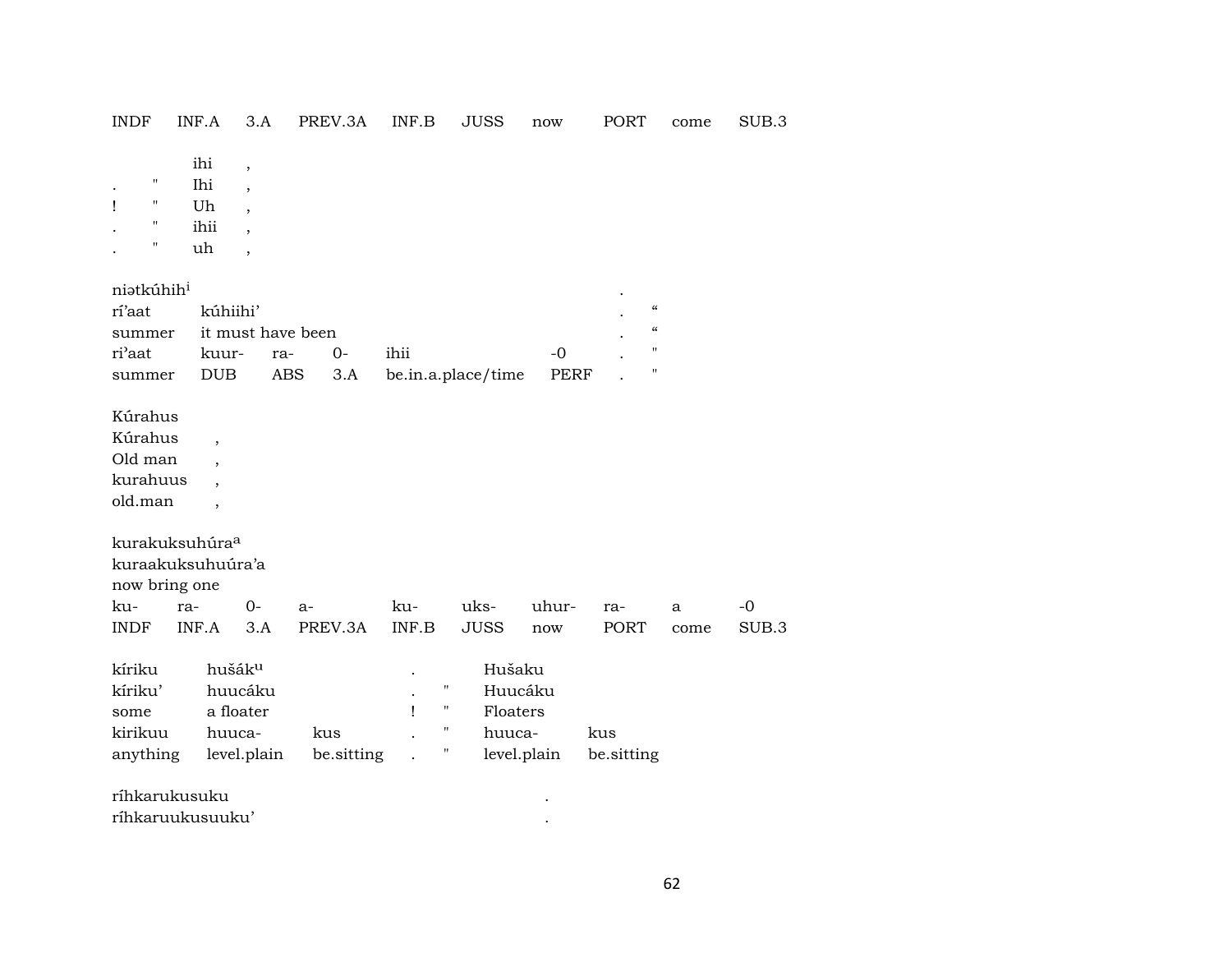| INDF | INF.A | 3.A | PREV.3A | INF.B | JUSS | now | PORT | come | SUB.3 |
|---|---|---|---|---|---|---|---|---|---|

| | | | |
|---|---|---|---|
| | | ihi | , |
| . | " | Ihi | , |
| ! | " | Uh | , |
| . | " | ihii | , |
| . | " | uh | , |

| | | | | | | | |
|---|---|---|---|---|---|---|---|
| niətkúhih[i] | | | | | | . | |
| ri'aat | kúhiihi' | | | | | . | " |
| summer | it must have been | | | | | . | " |
| ri'aat | kuur- | ra- | 0- | ihii | -0 | . | " |
| summer | DUB | ABS | 3.A | be.in.a.place/time | PERF | . | " |

| | |
|---|---|
| Kúrahus | |
| Kúrahus | , |
| Old man | , |
| kurahuus | , |
| old.man | , |

| | | | | | | | | | |
|---|---|---|---|---|---|---|---|---|---|
| kurakuksuhúra[a] | | | | | | | | | |
| kuraakuksuhuúra'a | | | | | | | | | |
| now bring one | | | | | | | | | |
| ku- | ra- | 0- | a- | ku- | uks- | uhur- | ra- | a | -0 |
| INDF | INF.A | 3.A | PREV.3A | INF.B | JUSS | now | PORT | come | SUB.3 |

| | | | | | | |
|---|---|---|---|---|---|---|
| kíriku | hušák[u] | | . | | Hušaku | |
| kíriku' | huucáku | | . | " | Huucáku | |
| some | a floater | | ! | " | Floaters | |
| kirikuu | huuca- | kus | . | " | huuca- | kus |
| anything | level.plain | be.sitting | . | " | level.plain | be.sitting |

| | |
|---|---|
| ríhkarukusuku | . |
| ríhkaruukusuuku' | . |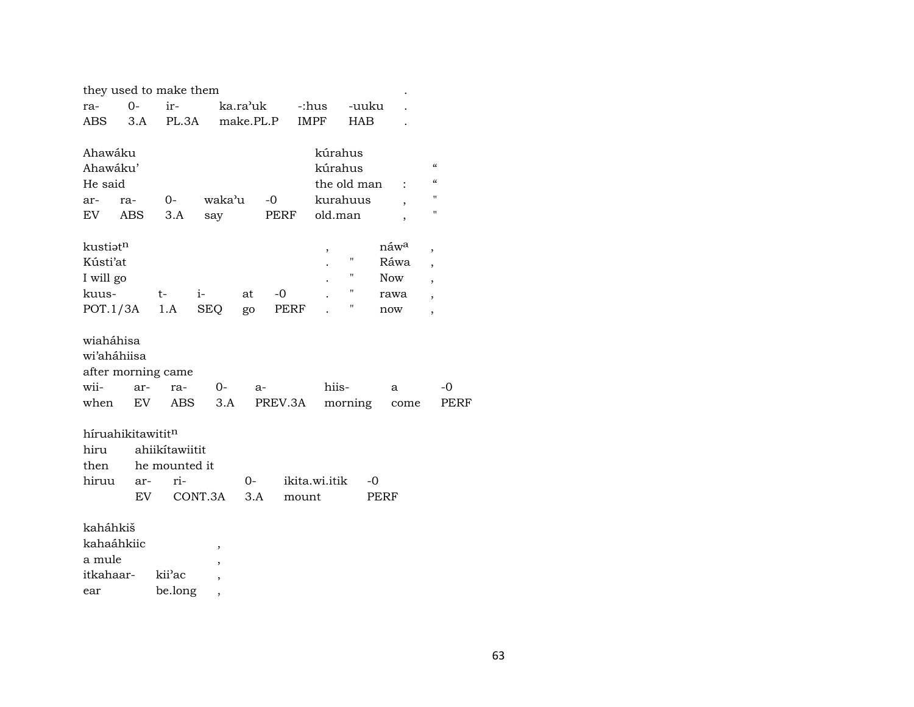| they used to make them | | | | | | . |
|---|---|---|---|---|---|---|
| ra- | 0- | ir- | ka.raʾuk | -:hus | -uuku | . |
| ABS | 3.A | PL.3A | make.PL.P | IMPF | HAB | . |

| Ahawáku | | | | | kúrahus | | |
|---|---|---|---|---|---|---|---|
| Ahawákuʾ | | | | | kúrahus | | " |
| He said | | | | | the old man | : | " |
| ar- | ra- | 0- | wakaʾu | -0 | kurahuus | , | " |
| EV | ABS | 3.A | say | PERF | old.man | , | " |

| kustiətⁿ | | | | | , | | náwᵃ | , |
|---|---|---|---|---|---|---|---|---|
| Kústiʾat | | | | | . | " | Ráwa | , |
| I will go | | | | | . | " | Now | , |
| kuus- | t- | i- | at | -0 | . | " | rawa | , |
| POT.1/3A | 1.A | SEQ | go | PERF | . | " | now | , |

| wiaháhisa | | | | | | | |
|---|---|---|---|---|---|---|---|
| wiʾaháhiisa | | | | | | | |
| after morning came | | | | | | | |
| wii- | ar- | ra- | 0- | a- | hiis- | a | -0 |
| when | EV | ABS | 3.A | PREV.3A | morning | come | PERF |

| híruahikitawititⁿ | | | | | |
|---|---|---|---|---|---|
| hiru | ahiikítawiitit | | | | |
| then | he mounted it | | | | |
| hiruu | ar- | ri- | 0- | ikita.wi.itik | -0 |
| | EV | CONT.3A | 3.A | mount | PERF |

| kaháhkiš | | |
|---|---|---|
| kahaáhkiic | | , |
| a mule | | , |
| itkahaar- | kiiʾac | , |
| ear | be.long | , |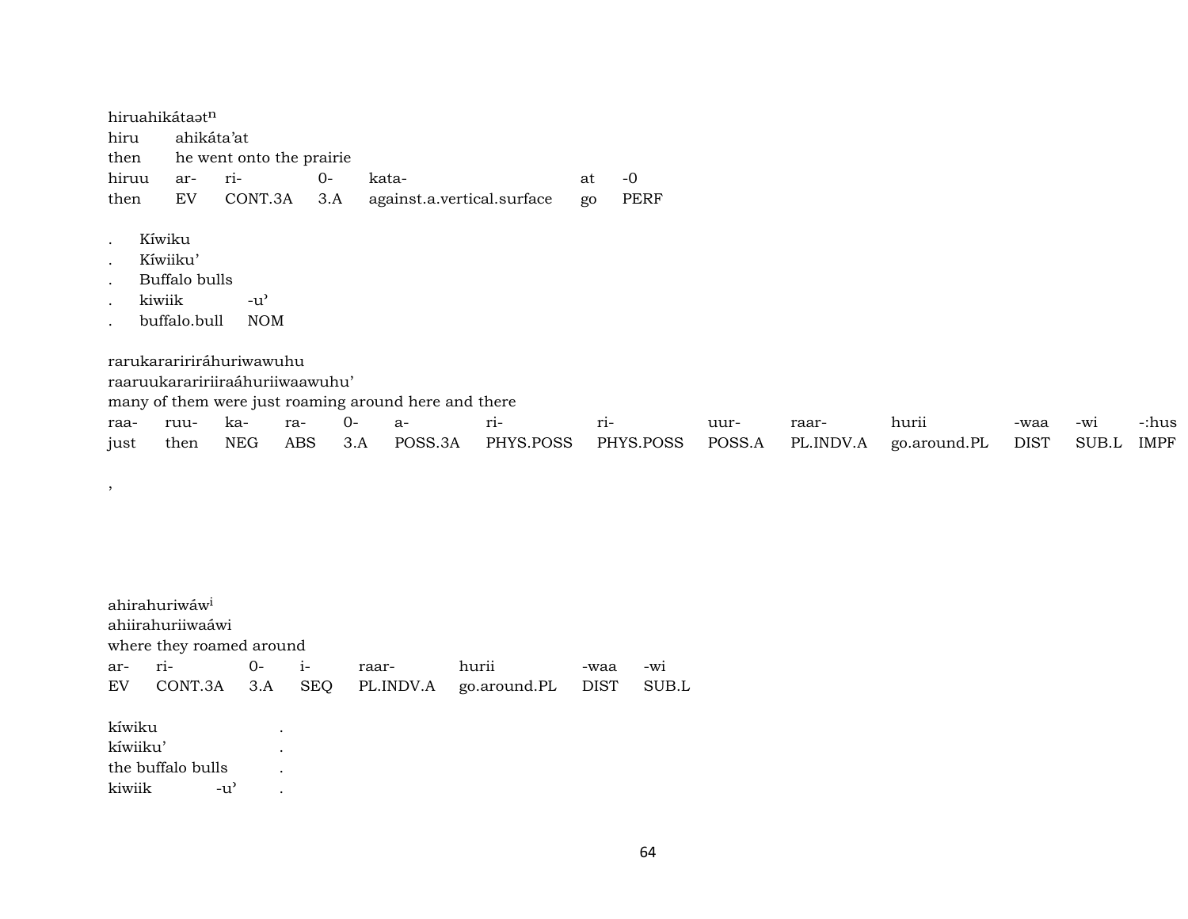hiruahikátaətⁿ
hiru ahikáta'at
then he went onto the prairie

| hiruu | ar- | ri- | 0- | kata- | at | -0 |
|---|---|---|---|---|---|---|
| then | EV | CONT.3A | 3.A | against.a.vertical.surface | go | PERF |

. Kíwiku
. Kíwiiku'
. Buffalo bulls

| . | kiwiik | -u' |
|---|---|---|
| . | buffalo.bull | NOM |

rarukararirirráhuriwawuhu
raaruukarariiriiraáhuriiwaawuhu'
many of them were just roaming around here and there

| raa- | ruu- | ka- | ra- | 0- | a- | ri- | ri- | uur- | raar- | hurii | -waa | -wi | -:hus |
|---|---|---|---|---|---|---|---|---|---|---|---|---|---|
| just | then | NEG | ABS | 3.A | POSS.3A | PHYS.POSS | PHYS.POSS | POSS.A | PL.INDV.A | go.around.PL | DIST | SUB.L | IMPF |

,

ahirahuriwáwⁱ
ahiirahuriiwaáwi
where they roamed around

| ar- | ri- | 0- | i- | raar- | hurii | -waa | -wi |
|---|---|---|---|---|---|---|---|
| EV | CONT.3A | 3.A | SEQ | PL.INDV.A | go.around.PL | DIST | SUB.L |

kíwiku .
kíwiiku' .
the buffalo bulls .
kiwiik -u' .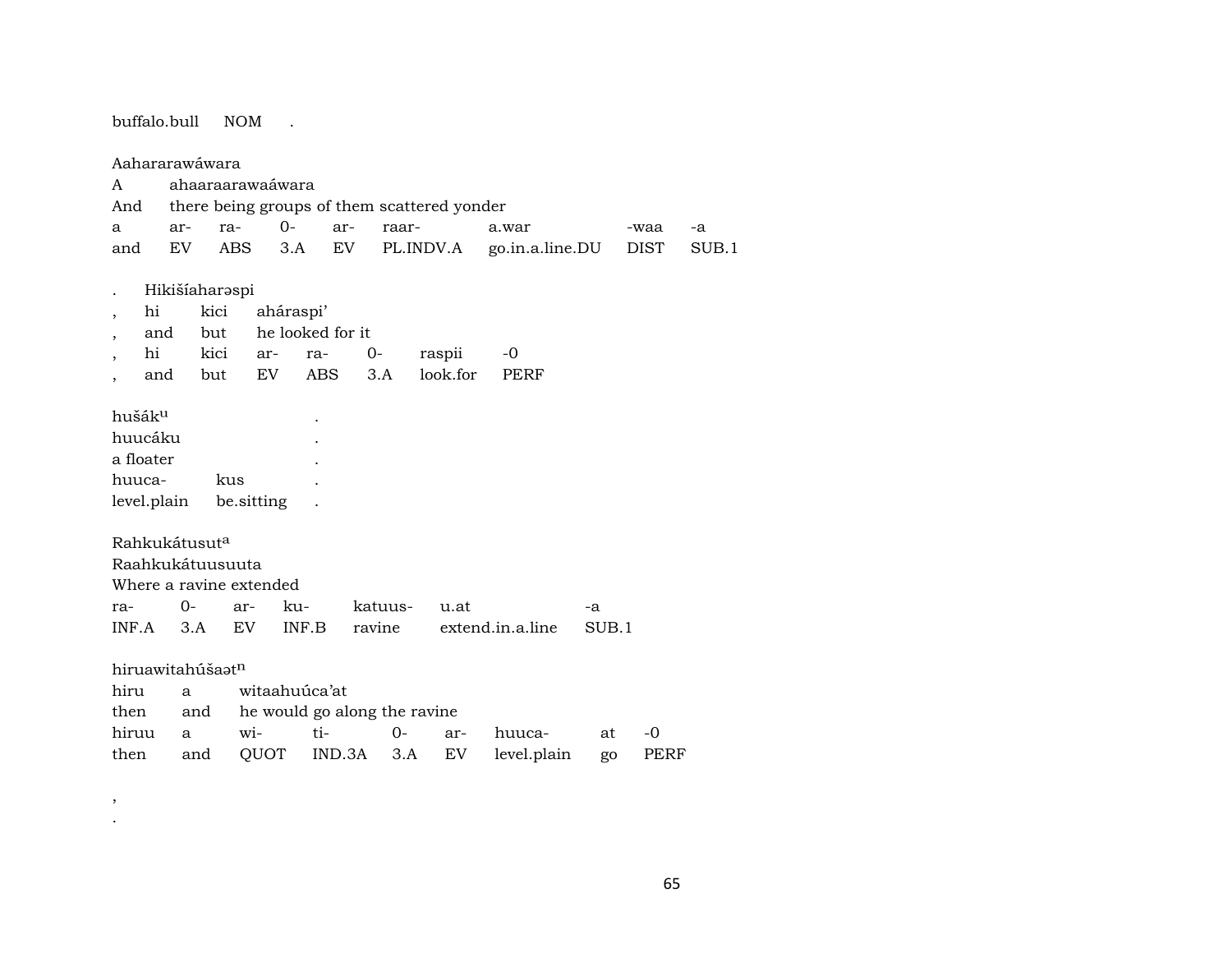buffalo.bull NOM .

Aahararawáwara
A ahaaraarawaáwara
And there being groups of them scattered yonder
a ar- ra- 0- ar- raar- a.war -waa -a
and EV ABS 3.A EV PL.INDV.A go.in.a.line.DU DIST SUB.1

. Hikišíaharəspi
, hi kici aháraspi’
, and but he looked for it
, hi kici ar- ra- 0- raspii -0
, and but EV ABS 3.A look.for PERF

hušák$^{u}$ .
huucáku .
a floater .
huuca- kus .
level.plain be.sitting .

Rahkukátusut$^{a}$
Raahkukátuusuuta
Where a ravine extended
ra- 0- ar- ku- katuus- u.at -a
INF.A 3.A EV INF.B ravine extend.in.a.line SUB.1

hiruawitahúšaət$^{n}$
hiru a witaahuúca’at
then and he would go along the ravine
hiruu a wi- ti- 0- ar- huuca- at -0
then and QUOT IND.3A 3.A EV level.plain go PERF

,
.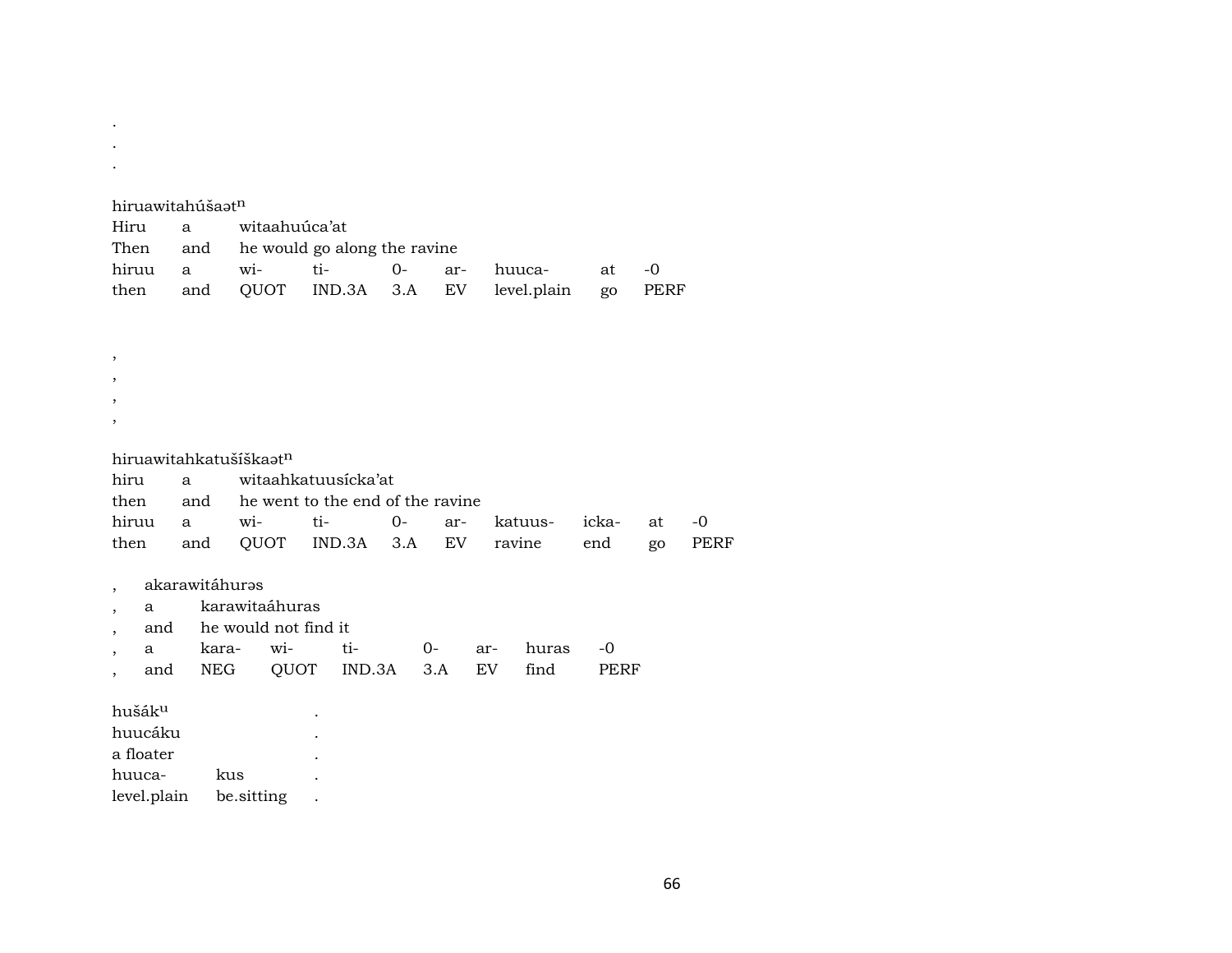.
.
.

hiruawitahúšaət[n]

| Hiru | a | witaahuúca'at | | | | | | |
|---|---|---|---|---|---|---|---|---|
| Then | and | he would go along the ravine | | | | | | |
| hiruu | a | wi- | ti- | 0- | ar- | huuca- | at | -0 |
| then | and | QUOT | IND.3A | 3.A | EV | level.plain | go | PERF |

,
,
,
,

hiruawitahkatušíškaət[n]

| hiru | a | witaahkatuusícka'at | | | | | | | |
|---|---|---|---|---|---|---|---|---|---|
| then | and | he went to the end of the ravine | | | | | | | |
| hiruu | a | wi- | ti- | 0- | ar- | katuus- | icka- | at | -0 |
| then | and | QUOT | IND.3A | 3.A | EV | ravine | end | go | PERF |

| , | akarawitáhurəs | | | | | | | |
|---|---|---|---|---|---|---|---|---|
| , | a | karawitaáhuras | | | | | | |
| , | and | he would not find it | | | | | | |
| , | a | kara- | wi- | ti- | 0- | ar- | huras | -0 |
| , | and | NEG | QUOT | IND.3A | 3.A | EV | find | PERF |

| hušák[u] | | . |
|---|---|---|
| huucáku | | . |
| a floater | | . |
| huuca- | kus | . |
| level.plain | be.sitting | . |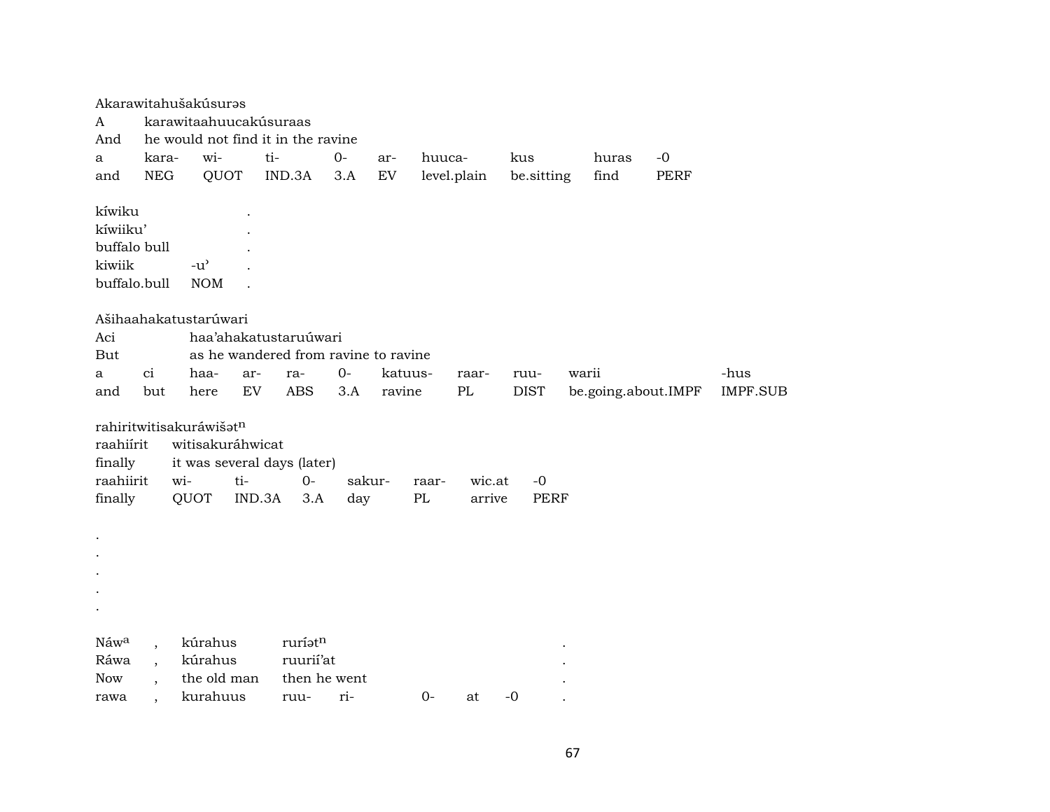Akarawitahušakúsurəs
A karawitaahuucakúsuraas
And he would not find it in the ravine

| a | kara- | wi- | ti- | 0- | ar- | huuca- | kus | huras | -0 |
|---|---|---|---|---|---|---|---|---|---|
| and | NEG | QUOT | IND.3A | 3.A | EV | level.plain | be.sitting | find | PERF |

kíwiku .
kíwiiku' .
buffalo bull .

| kiwiik | -u' | . |
|---|---|---|
| buffalo.bull | NOM | . |

Ašihaahakatustarúwari
Aci haa'ahakatustaruúwari
But as he wandered from ravine to ravine

| a | ci | haa- | ar- | ra- | 0- | katuus- | raar- | ruu- | warii | -hus |
|---|---|---|---|---|---|---|---|---|---|---|
| and | but | here | EV | ABS | 3.A | ravine | PL | DIST | be.going.about.IMPF | IMPF.SUB |

rahiritwitisakuráwišət$^{n}$
raahiírit witisakuráhwicat
finally it was several days (later)

| raahiirit | wi- | ti- | 0- | sakur- | raar- | wic.at | -0 |
|---|---|---|---|---|---|---|---|
| finally | QUOT | IND.3A | 3.A | day | PL | arrive | PERF |

.
.
.
.
.

Náw$^{a}$ , kúrahus ruríət$^{n}$ .
Ráwa , kúrahus ruurií'at .
Now , the old man then he went .

| rawa | , | kurahuus | ruu- | ri- | 0- | at | -0 | . |
|---|---|---|---|---|---|---|---|---|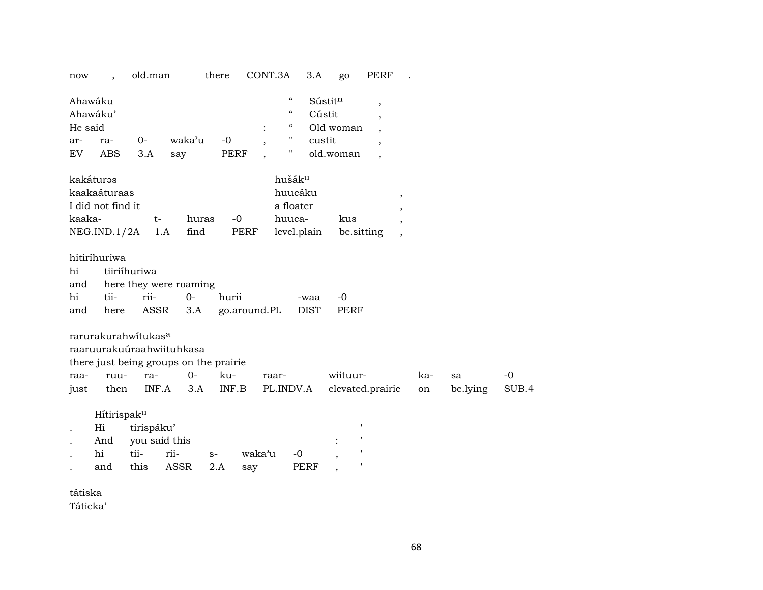| now | , | old.man | there | CONT.3A | 3.A | go | PERF | . |
|---|---|---|---|---|---|---|---|---|

| Ahawáku | | | | | | “ | Súustit[n] | , |
|---|---|---|---|---|---|---|---|---|
| Ahawáku’ | | | | | | “ | Cústit | , |
| He said | | | | | : | “ | Old woman | , |
| ar- | ra- | 0- | waka’u | -0 | , | " | custit | , |
| EV | ABS | 3.A | say | PERF | , | " | old.woman | , |

| kakáturəs | | | | hušák[u] | | |
|---|---|---|---|---|---|---|
| kaakaáturaas | | | | huucáku | | , |
| I did not find it | | | | a floater | | , |
| kaaka- | t- | huras | -0 | huuca- | kus | , |
| NEG.IND.1/2A | 1.A | find | PERF | level.plain | be.sitting | , |

| hitiríhuriwa | | | | | | |
|---|---|---|---|---|---|---|
| hi | tiiriíhuriwa | | | | | |
| and | here they were roaming | | | | | |
| hi | tii- | rii- | 0- | hurii | -waa | -0 |
| and | here | ASSR | 3.A | go.around.PL | DIST | PERF |

| rarurakurahwítukas[a] | | | | | | | | | |
|---|---|---|---|---|---|---|---|---|---|
| raaruurakuúraahwiituhkasa | | | | | | | | | |
| there just being groups on the prairie | | | | | | | | | |
| raa- | ruu- | ra- | 0- | ku- | raar- | wiituur- | ka- | sa | -0 |
| just | then | INF.A | 3.A | INF.B | PL.INDV.A | elevated.prairie | on | be.lying | SUB.4 |

| | Hítirispak[u] | | | | | | | |
|---|---|---|---|---|---|---|---|---|
| . | Hi | tirispáku’ | | | | | | ' |
| . | And | you said this | | | | | : | ' |
| . | hi | tii- | rii- | s- | waka’u | -0 | , | ' |
| . | and | this | ASSR | 2.A | say | PERF | , | ' |

tátiska
Táticka’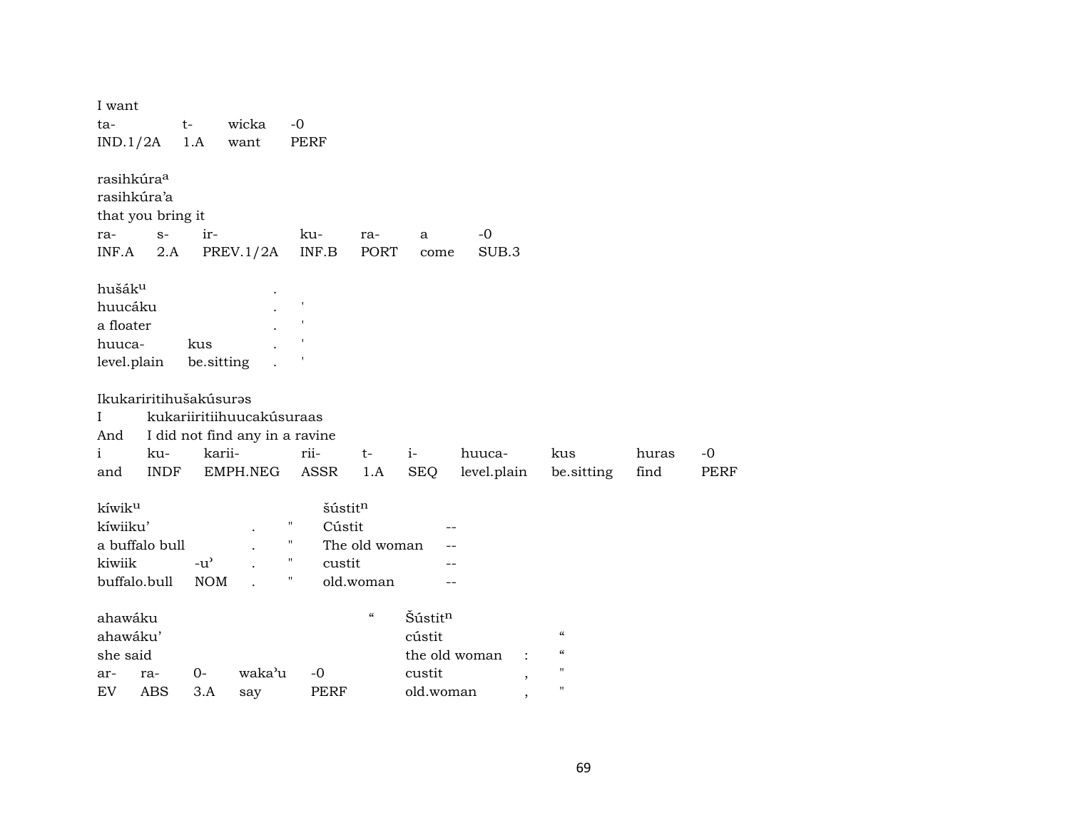I want

| ta- | t- | wicka | -0 |
|---|---|---|---|
| IND.1/2A | 1.A | want | PERF |

rasihkúra[a]
rasihkúra'a
that you bring it

| ra- | s- | ir- | ku- | ra- | a | -0 |
|---|---|---|---|---|---|---|
| INF.A | 2.A | PREV.1/2A | INF.B | PORT | come | SUB.3 |

| hušák[u] | | . | |
|---|---|---|---|
| huucáku | | . | ' |
| a floater | | . | ' |
| huuca- | kus | . | ' |
| level.plain | be.sitting | . | ' |

Ikukaririitihušakúsurəs

| I | kukariiritiihuucakúsuraas | | | | | | | | |
|---|---|---|---|---|---|---|---|---|---|
| And | I did not find any in a ravine | | | | | | | | |
| i | ku- | karii- | rii- | t- | i- | huuca- | kus | huras | -0 |
| and | INDF | EMPH.NEG | ASSR | 1.A | SEQ | level.plain | be.sitting | find | PERF |

| kíwik[u] | | | | šústit[n] | |
|---|---|---|---|---|---|
| kíwiiku' | | . | " | Cústit | -- |
| a buffalo bull | | . | " | The old woman | -- |
| kiwiik | -u' | . | " | custit | -- |
| buffalo.bull | NOM | . | " | old.woman | -- |

| ahawáku | | | | | “ | Šústit[n] | | |
|---|---|---|---|---|---|---|---|---|
| ahawáku' | | | | | | cústit | | “ |
| she said | | | | | | the old woman | : | “ |
| ar- | ra- | 0- | waka'u | -0 | | custit | , | " |
| EV | ABS | 3.A | say | PERF | | old.woman | , | " |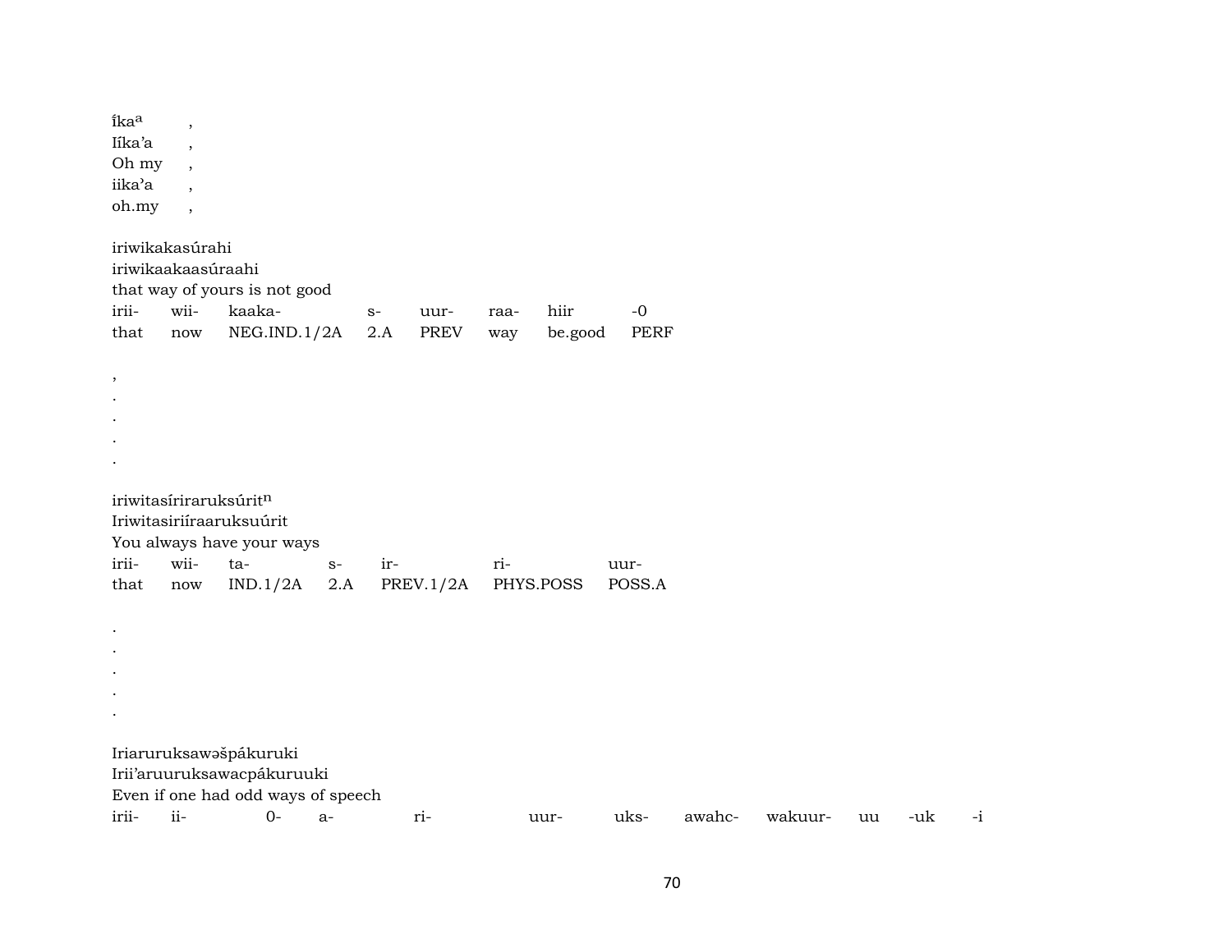ĩka$^{a}$ ,
Iíka'a ,
Oh my ,
iika'a ,
oh.my ,

iriwikakasúrahi
iriwikaakaasúraahi
that way of yours is not good

| irii- | wii- | kaaka- | s- | uur- | raa- | hiir | -0 |
|---|---|---|---|---|---|---|---|
| that | now | NEG.IND.1/2A | 2.A | PREV | way | be.good | PERF |

,
.
.
.
.

iriwitasíriraruksúrit$^{n}$
Iriwitasiriíraaruksuúrit
You always have your ways

| irii- | wii- | ta- | s- | ir- | ri- | uur- |
|---|---|---|---|---|---|---|
| that | now | IND.1/2A | 2.A | PREV.1/2A | PHYS.POSS | POSS.A |

.
.
.
.
.

Iriaruruksawəšpákuruki
Irii'aruuruksawacpákuruuki
Even if one had odd ways of speech

| irii- | ii- | 0- | a- | ri- | uur- | uks- | awahc- | wakuur- | uu | -uk | -i |
|---|---|---|---|---|---|---|---|---|---|---|---|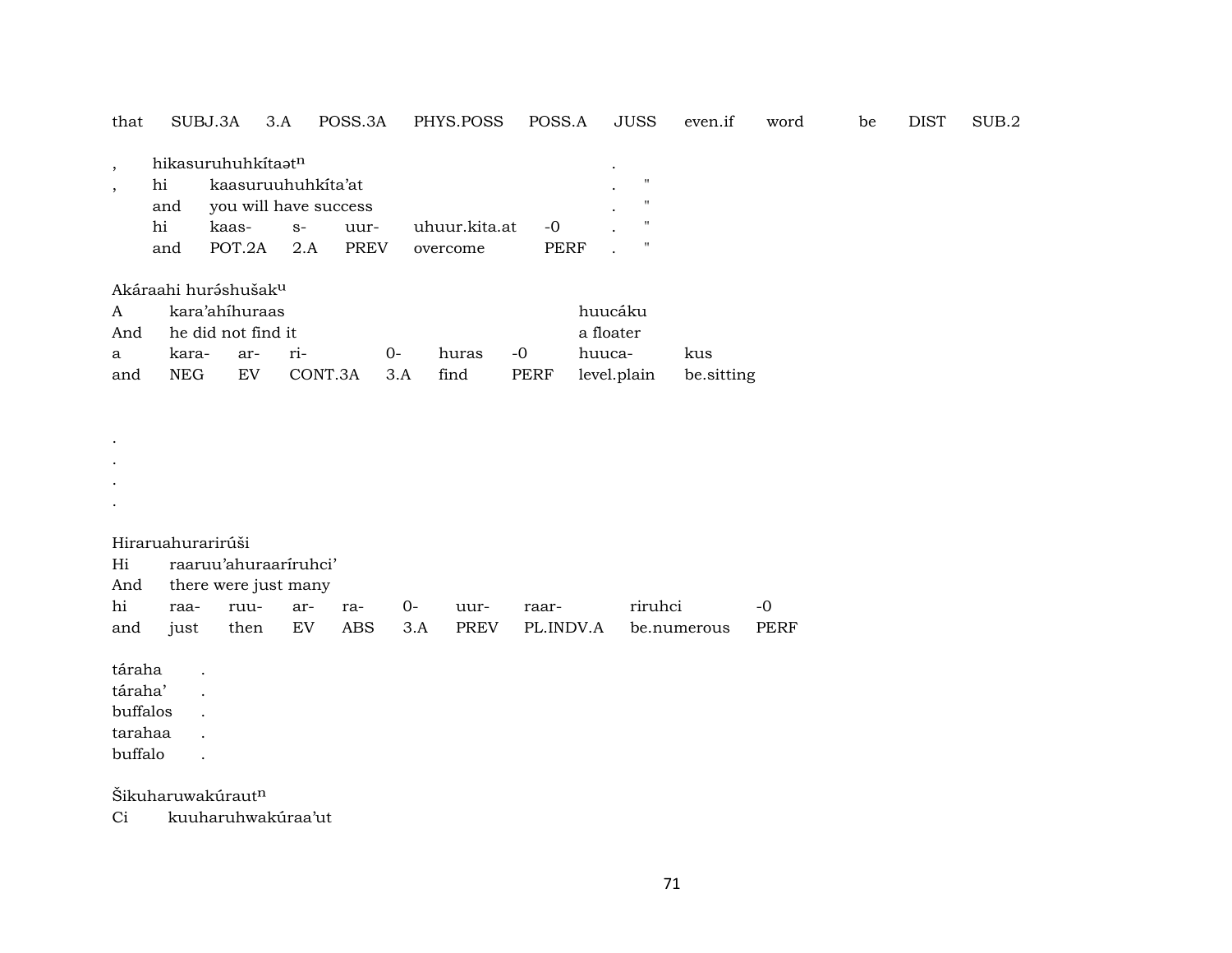| that | SUBJ.3A | 3.A | POSS.3A | PHYS.POSS | POSS.A | JUSS | even.if | word | be | DIST | SUB.2 |
|---|---|---|---|---|---|---|---|---|---|---|---|

| , | hikasuruhuhkítaətⁿ | | | | | . | |
|---|---|---|---|---|---|---|---|
| , | hi | kaasuruuhuhkíta'at | | | | . | " |
| | and | you will have success | | | | . | " |
| | hi | kaas- | s- | uur- | uhuur.kita.at | -0 | . | " |
| | and | POT.2A | 2.A | PREV | overcome | PERF | . | " |

Akáraahi hurə́shušakᵘ

| A | kara'ahíhuraas | | | | | | huucáku | |
|---|---|---|---|---|---|---|---|---|
| And | he did not find it | | | | | | a floater | |
| a | kara- | ar- | ri- | 0- | huras | -0 | huuca- | kus |
| and | NEG | EV | CONT.3A | 3.A | find | PERF | level.plain | be.sitting |

.
.
.
.

Hiraruahurarirúši

| Hi | raaruu'ahuraaríruhci' | | | | | | | | |
|---|---|---|---|---|---|---|---|---|---|
| And | there were just many | | | | | | | | |
| hi | raa- | ruu- | ar- | ra- | 0- | uur- | raar- | riruhci | -0 |
| and | just | then | EV | ABS | 3.A | PREV | PL.INDV.A | be.numerous | PERF |

táraha .
táraha' .
buffalos .
tarahaa .
buffalo .

Šikuharuwakúrautⁿ
Ci kuuharuhwakúraa'ut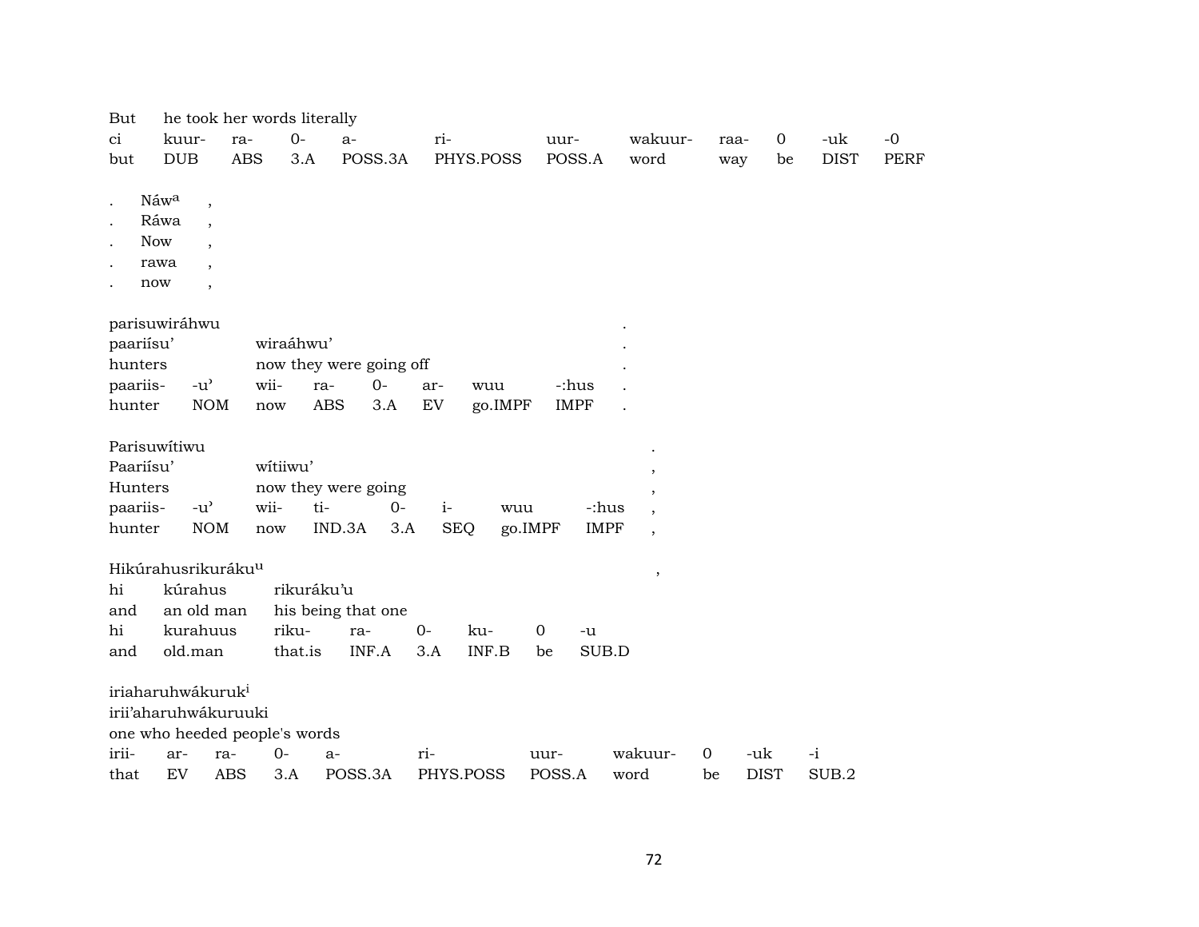But he took her words literally

| ci | kuur- | ra- | 0- | a- | ri- | uur- | wakuur- | raa- | 0 | -uk | -0 |
|---|---|---|---|---|---|---|---|---|---|---|---|
| but | DUB | ABS | 3.A | POSS.3A | PHYS.POSS | POSS.A | word | way | be | DIST | PERF |

| | | |
|---|---|---|
| . | Náw[a] | , |
| . | Ráwa | , |
| . | Now | , |
| . | rawa | , |
| . | now | , |

parisuwiráhwu .
paariísu' wiraáhwu' .
hunters now they were going off .

| paariis- | -u' | wii- | ra- | 0- | ar- | wuu | -:hus | . |
|---|---|---|---|---|---|---|---|---|
| hunter | NOM | now | ABS | 3.A | EV | go.IMPF | IMPF | . |

Parisuwítiwu .
Paariísu' wítiiwu' ,
Hunters now they were going ,

| paariis- | -u' | wii- | ti- | 0- | i- | wuu | -:hus | , |
|---|---|---|---|---|---|---|---|---|
| hunter | NOM | now | IND.3A | 3.A | SEQ | go.IMPF | IMPF | , |

Hikúrahusrikuráku[u] ,
hi kúrahus rikuráku'u
and an old man his being that one

| hi | kurahuus | riku- | ra- | 0- | ku- | 0 | -u |
|---|---|---|---|---|---|---|---|
| and | old.man | that.is | INF.A | 3.A | INF.B | be | SUB.D |

iriaharuhwákuruk[i]
irii'aharuhwákuruuki
one who heeded people's words

| irii- | ar- | ra- | 0- | a- | ri- | uur- | wakuur- | 0 | -uk | -i |
|---|---|---|---|---|---|---|---|---|---|---|
| that | EV | ABS | 3.A | POSS.3A | PHYS.POSS | POSS.A | word | be | DIST | SUB.2 |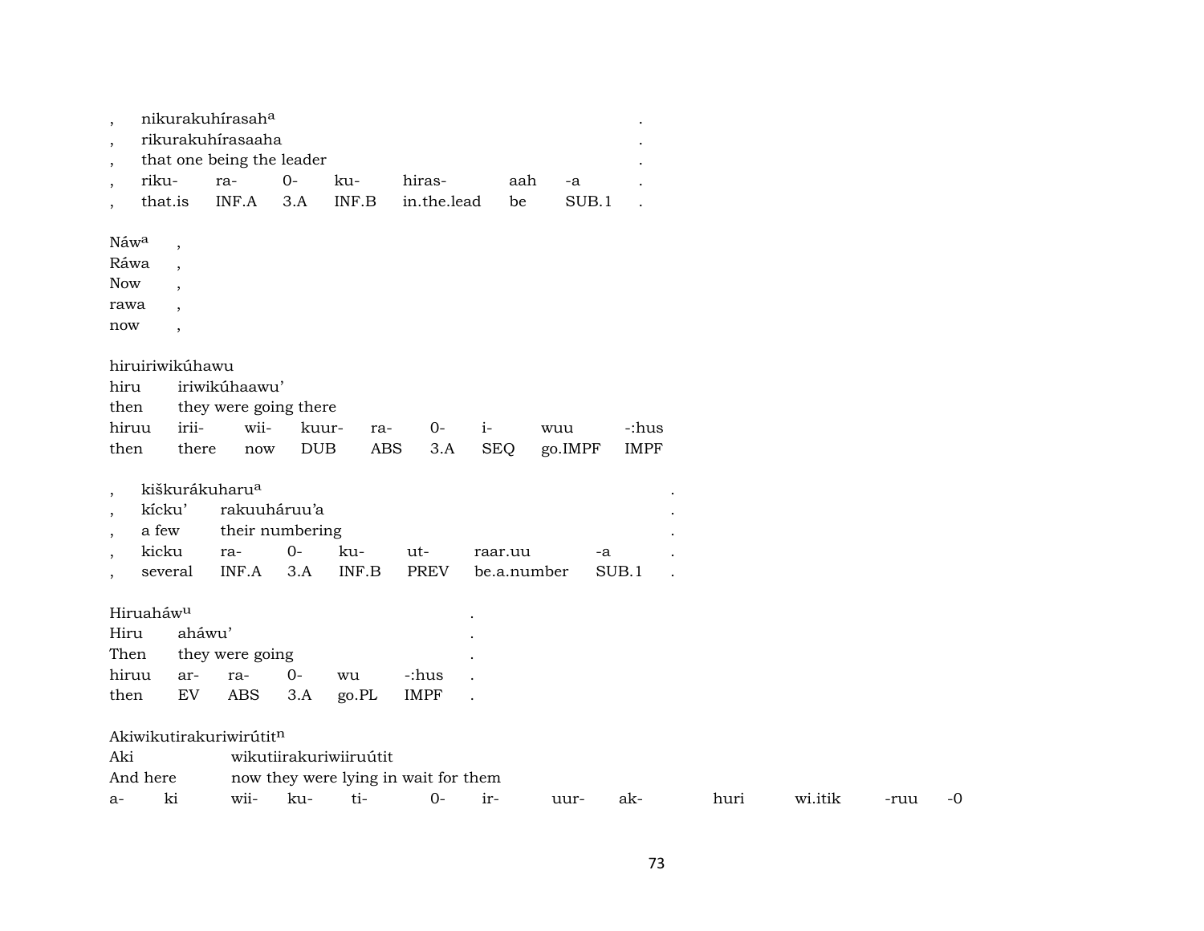| , | nikurakuhírasah[a] | | | | | | . |
|---|---|---|---|---|---|---|---|
| , | rikurakuhírasaaha | | | | | | . |
| , | that one being the leader | | | | | | . |
| , | riku- | ra- | 0- | ku- | hiras- | aah | -a | . |
| , | that.is | INF.A | 3.A | INF.B | in.the.lead | be | SUB.1 | . |

Náw[a] ,
Ráwa ,
Now ,
rawa ,
now ,

| hiruiriwikúhawu | | | | | | | | |
|---|---|---|---|---|---|---|---|---|
| hiru | iriwikúhaawu’ | | | | | | | |
| then | they were going there | | | | | | | |
| hiruu | irii- | wii- | kuur- | ra- | 0- | i- | wuu | -:hus |
| then | there | now | DUB | ABS | 3.A | SEQ | go.IMPF | IMPF |

| , | kiškurákuharu[a] | | | | | | | . |
|---|---|---|---|---|---|---|---|---|
| , | kícku’ | rakuuháruu’a | | | | | | . |
| , | a few | their numbering | | | | | | . |
| , | kicku | ra- | 0- | ku- | ut- | raar.uu | -a | . |
| , | several | INF.A | 3.A | INF.B | PREV | be.a.number | SUB.1 | . |

| Hiruaháw[u] | | | | | | . |
|---|---|---|---|---|---|---|
| Hiru | aháwu’ | | | | | . |
| Then | they were going | | | | | . |
| hiruu | ar- | ra- | 0- | wu | -:hus | . |
| then | EV | ABS | 3.A | go.PL | IMPF | . |

| Akiwikutirakuriwirútit[n] | | | | | | | | | | | | |
|---|---|---|---|---|---|---|---|---|---|---|---|---|
| Aki | | wikutiirakuriwiiruútit | | | | | | | | | | |
| And here | | now they were lying in wait for them | | | | | | | | | | |
| a- | ki | wii- | ku- | ti- | 0- | ir- | uur- | ak- | huri | wi.itik | -ruu | -0 |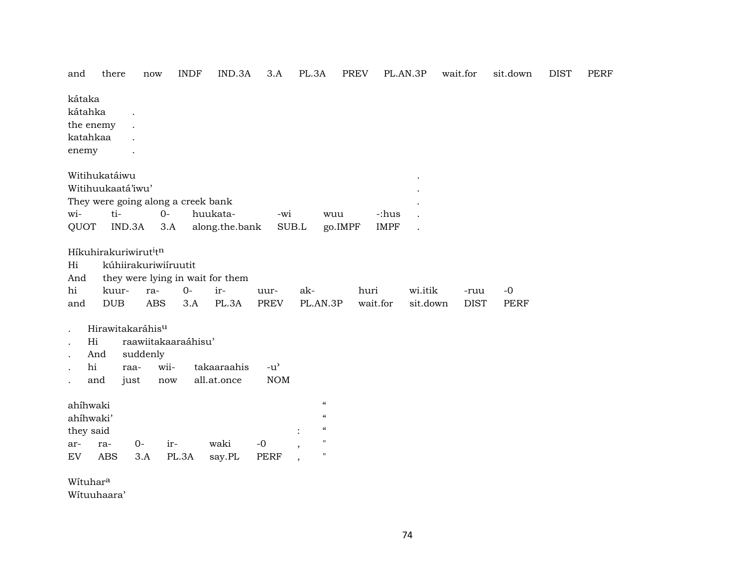| and | there | now | INDF | IND.3A | 3.A | PL.3A | PREV | PL.AN.3P | wait.for | sit.down | DIST | PERF |
|---|---|---|---|---|---|---|---|---|---|---|---|---|

kátaka
kátahka .
the enemy .
katahkaa .
enemy .

Witihukatáiwu .
Witihuukaatá'iwu' .
They were going along a creek bank .

| wi- | ti- | 0- | huukata- | -wi | wuu | -:hus | . |
|---|---|---|---|---|---|---|---|
| QUOT | IND.3A | 3.A | along.the.bank | SUB.L | go.IMPF | IMPF | . |

Híkuhirakuriwirut[i]t[n]
Hi kúhiirakuriwiíruutit
And they were lying in wait for them

| hi | kuur- | ra- | 0- | ir- | uur- | ak- | huri | wi.itik | -ruu | -0 |
|---|---|---|---|---|---|---|---|---|---|---|
| and | DUB | ABS | 3.A | PL.3A | PREV | PL.AN.3P | wait.for | sit.down | DIST | PERF |

. Hirawitakaráhis[u]
. Hi raawiitakaaraáhisu'
. And suddenly

| . | hi | raa- | wii- | takaaraahis | -u' |
|---|---|---|---|---|---|
| . | and | just | now | all.at.once | NOM |

ahíhwaki "
ahíhwaki' "
they said : "

| ar- | ra- | 0- | ir- | waki | -0 | , | " |
|---|---|---|---|---|---|---|---|
| EV | ABS | 3.A | PL.3A | say.PL | PERF | , | " |

Wítuhar[a]
Wítuuhaara'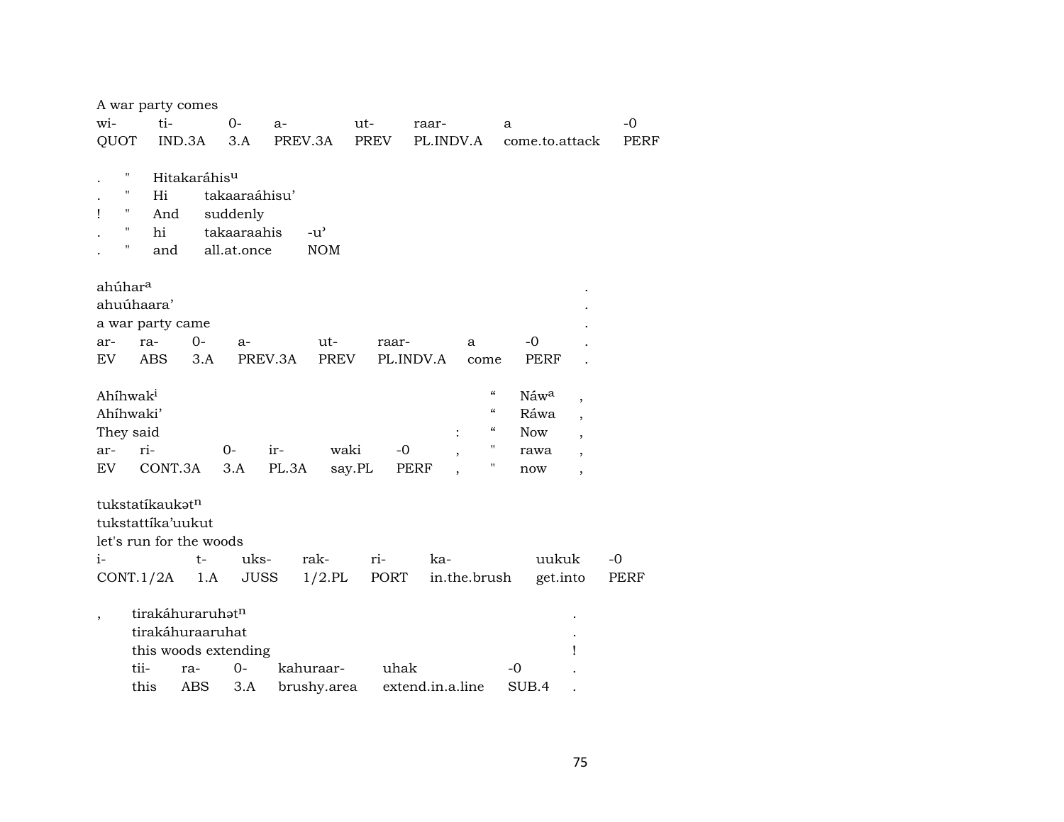A war party comes

| wi- | ti- | 0- | a- | ut- | raar- | a | -0 |
|---|---|---|---|---|---|---|---|
| QUOT | IND.3A | 3.A | PREV.3A | PREV | PL.INDV.A | come.to.attack | PERF |

| | | | | |
|---|---|---|---|---|
| . | " | Hitakaráhis$^{u}$ | | |
| . | " | Hi | takaaraáhisu' | |
| ! | " | And | suddenly | |
| . | " | hi | takaaraahis | -u' |
| . | " | and | all.at.once | NOM |

| | | | | | | | | |
|---|---|---|---|---|---|---|---|---|
| ahúhar$^{a}$ | | | | | | | | . |
| ahuúhaara' | | | | | | | | . |
| a war party came | | | | | | | | . |
| ar- | ra- | 0- | a- | ut- | raar- | a | -0 | . |
| EV | ABS | 3.A | PREV.3A | PREV | PL.INDV.A | come | PERF | . |

| | | | | | | | | | |
|---|---|---|---|---|---|---|---|---|---|
| Ahíhwak$^{i}$ | | | | | | | “ | Náw$^{a}$ | , |
| Ahíhwaki' | | | | | | | “ | Ráwa | , |
| They said | | | | | | : | “ | Now | , |
| ar- | ri- | 0- | ir- | waki | -0 | , | " | rawa | , |
| EV | CONT.3A | 3.A | PL.3A | say.PL | PERF | , | " | now | , |

| | | | | | | | |
|---|---|---|---|---|---|---|---|
| tukstatíkaukət$^{n}$ | | | | | | | |
| tukstattíka'uukut | | | | | | | |
| let's run for the woods | | | | | | | |
| i- | t- | uks- | rak- | ri- | ka- | uukuk | -0 |
| CONT.1/2A | 1.A | JUSS | 1/2.PL | PORT | in.the.brush | get.into | PERF |

| | | | | | | | |
|---|---|---|---|---|---|---|---|
| , | tirakáhuraruhət$^{n}$ | | | | | | . |
| | tirakáhuraaruhat | | | | | | . |
| | this woods extending | | | | | | ! |
| | tii- | ra- | 0- | kahuraar- | uhak | -0 | . |
| | this | ABS | 3.A | brushy.area | extend.in.a.line | SUB.4 | . |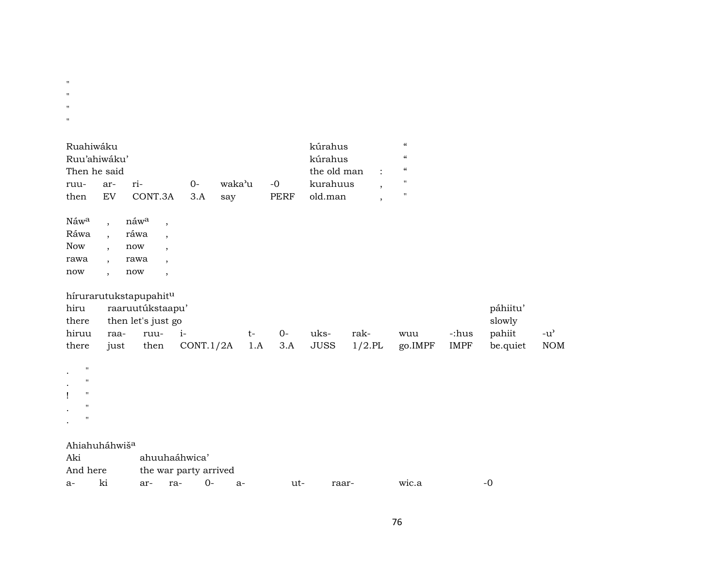"
"
"
"

| Ruahiwáku | | | | | | kúrahus | | “ |
|---|---|---|---|---|---|---|---|---|
| Ruu’ahiwáku’ | | | | | | kúrahus | | “ |
| Then he said | | | | | | the old man | : | “ |
| ruu- | ar- | ri- | 0- | waka’u | -0 | kurahuus | , | " |
| then | EV | CONT.3A | 3.A | say | PERF | old.man | , | " |

| Náw[a] | , | náw[a] | , |
|---|---|---|---|
| Ráwa | , | ráwa | , |
| Now | , | now | , |
| rawa | , | rawa | , |
| now | , | now | , |

hírurarutukstapupahit[u]

| hiru | raaruutúkstaapu’ | | | | | | | | | páhiitu’ | |
|---|---|---|---|---|---|---|---|---|---|---|---|
| there | then let's just go | | | | | | | | | slowly | |
| hiruu | raa- | ruu- | i- | t- | 0- | uks- | rak- | wuu | -:hus | pahiit | -u’ |
| there | just | then | CONT.1/2A | 1.A | 3.A | JUSS | 1/2.PL | go.IMPF | IMPF | be.quiet | NOM |

. "
. "
! "
. "
. "

Ahiahuháhwiš[a]

| Aki | | ahuuhaáhwica’ | | | | | | | |
|---|---|---|---|---|---|---|---|---|---|
| And here | | the war party arrived | | | | | | | |
| a- | ki | ar- | ra- | 0- | a- | ut- | raar- | wic.a | -0 |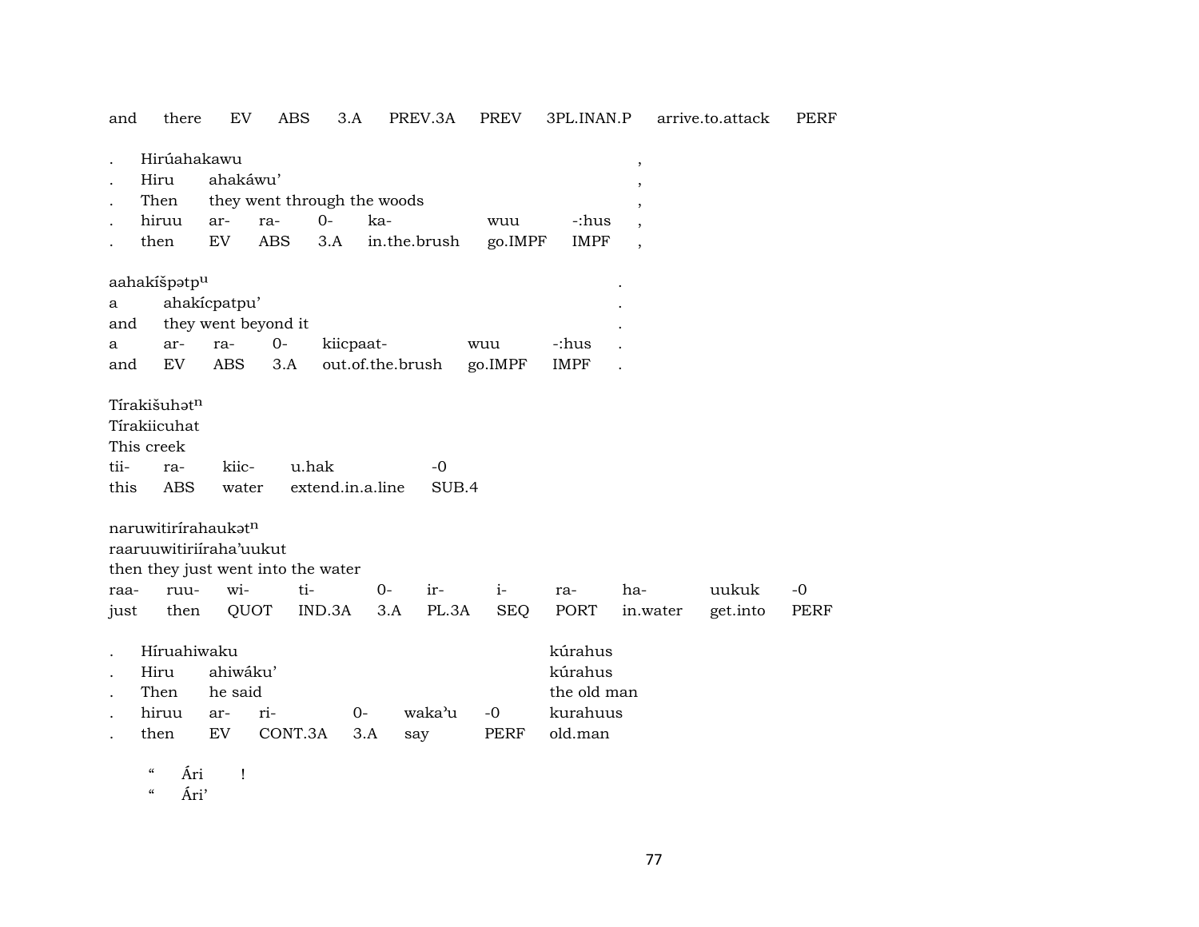| and | there | EV | ABS | 3.A | PREV.3A | PREV | 3PL.INAN.P | arrive.to.attack | PERF |
|---|---|---|---|---|---|---|---|---|---|

| . | Hirúahakawu | | | | | | , |
|---|---|---|---|---|---|---|---|
| . | Hiru | ahakáwu’ | | | | | , |
| . | Then | they went through the woods | | | | | , |
| . | hiruu | ar- | ra- | 0- | ka- | wuu | -:hus | , |
| . | then | EV | ABS | 3.A | in.the.brush | go.IMPF | IMPF | , |

| aahakíšpətp$^{u}$ | | | | | | | . |
|---|---|---|---|---|---|---|---|
| a | ahakícpatpu’ | | | | | | . |
| and | they went beyond it | | | | | | . |
| a | ar- | ra- | 0- | kiicpaat- | wuu | -:hus | . |
| and | EV | ABS | 3.A | out.of.the.brush | go.IMPF | IMPF | . |

| Tírakišuhət$^{n}$ | | | | |
|---|---|---|---|---|
| Tírakiicuhat | | | | |
| This creek | | | | |
| tii- | ra- | kiic- | u.hak | -0 |
| this | ABS | water | extend.in.a.line | SUB.4 |

| naruwitirírahaukət$^{n}$ | | | | | | | | | | |
|---|---|---|---|---|---|---|---|---|---|---|
| raaruuwitiriíraha’uukut | | | | | | | | | | |
| then they just went into the water | | | | | | | | | | |
| raa- | ruu- | wi- | ti- | 0- | ir- | i- | ra- | ha- | uukuk | -0 |
| just | then | QUOT | IND.3A | 3.A | PL.3A | SEQ | PORT | in.water | get.into | PERF |

| . | Híruahiwaku | | | | | | kúrahus |
|---|---|---|---|---|---|---|---|
| . | Hiru | ahiwáku’ | | | | | kúrahus |
| . | Then | he said | | | | | the old man |
| . | hiruu | ar- | ri- | 0- | waka’u | -0 | kurahuus |
| . | then | EV | CONT.3A | 3.A | say | PERF | old.man |

“ Ári !
“ Ári’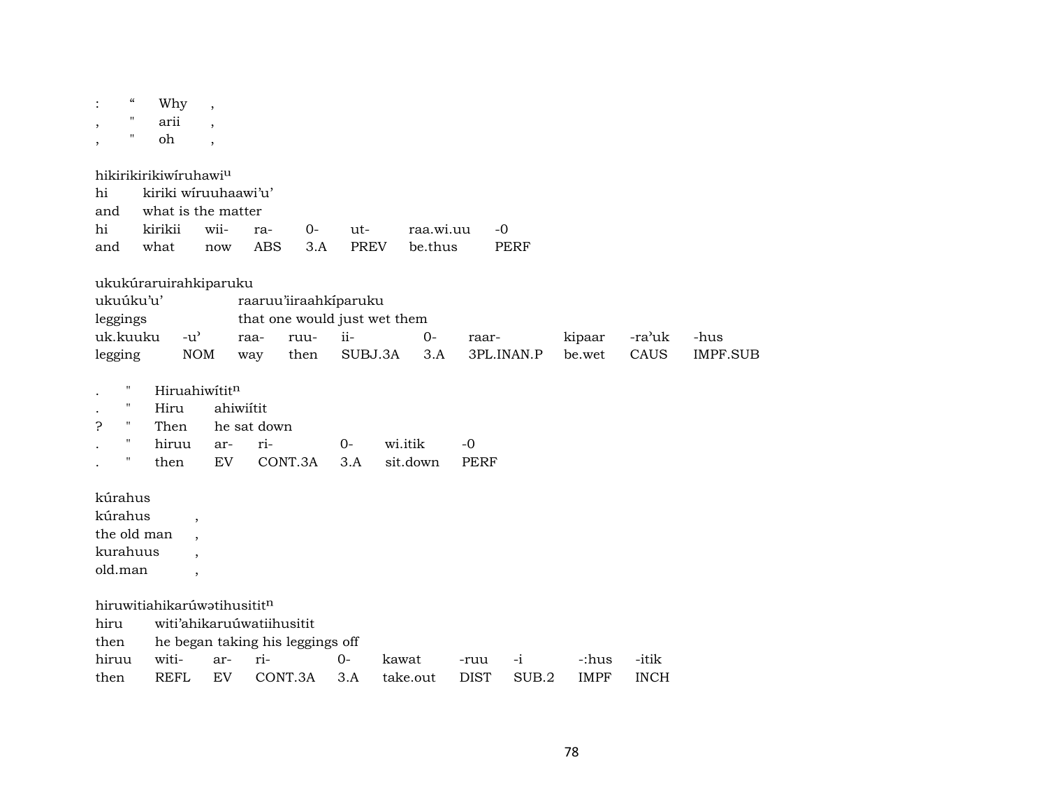| : | “ | Why | , |
|---|---|---|---|
| , | " | arii | , |
| , | " | oh | , |

hikirikirikiwíruhawi[u]

| hi | kiriki wíruuhaawi’u’ | | | | | |
|---|---|---|---|---|---|---|
| and | what is the matter | | | | | |
| hi | kirikii | wii- | ra- | 0- | ut- | raa.wi.uu | -0 |
| and | what | now | ABS | 3.A | PREV | be.thus | PERF |

ukukúraruirahkiparuku

| ukuúku’u’ | | raaruu’iiraahkíparuku | | | | | | | |
|---|---|---|---|---|---|---|---|---|---|
| leggings | | that one would just wet them | | | | | | | |
| uk.kuuku | -u’ | raa- | ruu- | ii- | 0- | raar- | kipaar | -ra’uk | -hus |
| legging | NOM | way | then | SUBJ.3A | 3.A | 3PL.INAN.P | be.wet | CAUS | IMPF.SUB |

| . | " | Hiruahiwítit[n] | | | | | |
|---|---|---|---|---|---|---|---|
| . | " | Hiru | ahiwiítit | | | | |
| ? | " | Then | he sat down | | | | |
| . | " | hiruu | ar- | ri- | 0- | wi.itik | -0 |
| . | " | then | EV | CONT.3A | 3.A | sit.down | PERF |

kúrahus

| kúrahus | , |
|---|---|
| the old man | , |
| kurahuus | , |
| old.man | , |

hiruwitiahikarúwətihusitit[n]

| hiru | witi’ahikaruúwatiihusitit | | | | | | | | |
|---|---|---|---|---|---|---|---|---|---|
| then | he began taking his leggings off | | | | | | | | |
| hiruu | witi- | ar- | ri- | 0- | kawat | -ruu | -i | -:hus | -itik |
| then | REFL | EV | CONT.3A | 3.A | take.out | DIST | SUB.2 | IMPF | INCH |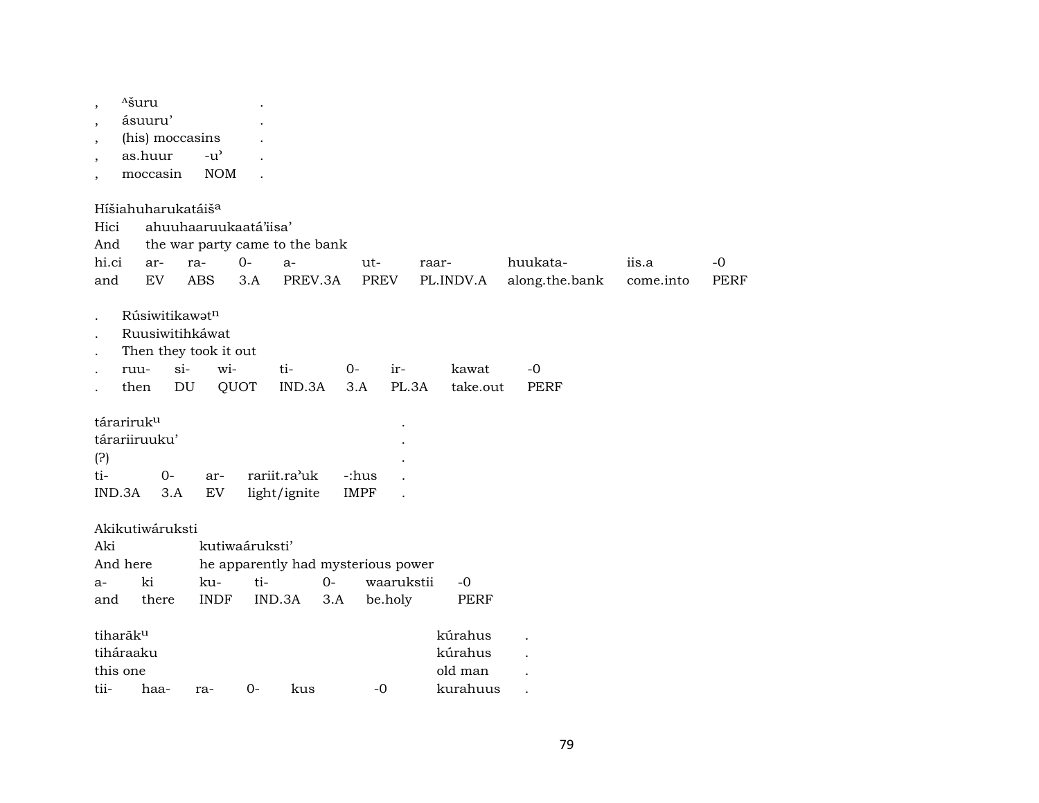| , | ^šuru | | . |
|---|---|---|---|
| , | ásuuru’ | | . |
| , | (his) moccasins | | . |
| , | as.huur | -u’ | . |
| , | moccasin | NOM | . |

Híšiahuharukatáiš[a]

| Hici | ahuuhaaruukaatá’iisa’ | | | | | | | | |
|---|---|---|---|---|---|---|---|---|---|
| And | the war party came to the bank | | | | | | | | |
| hi.ci | ar- | ra- | 0- | a- | ut- | raar- | huukata- | iis.a | -0 |
| and | EV | ABS | 3.A | PREV.3A | PREV | PL.INDV.A | along.the.bank | come.into | PERF |

| . | Rúsiwitikawət[n] | | | | | | | |
|---|---|---|---|---|---|---|---|---|
| . | Ruusiwitihkáwat | | | | | | | |
| . | Then they took it out | | | | | | | |
| . | ruu- | si- | wi- | ti- | 0- | ir- | kawat | -0 |
| . | then | DU | QUOT | IND.3A | 3.A | PL.3A | take.out | PERF |

| tárariruk[u] | | | | | . |
|---|---|---|---|---|---|
| tárariiruuku’ | | | | | . |
| (?) | | | | | . |
| ti- | 0- | ar- | rariit.ra’uk | -:hus | . |
| IND.3A | 3.A | EV | light/ignite | IMPF | . |

Akikutiwáruksti

| Aki | | kutiwaáruksti’ | | | | |
|---|---|---|---|---|---|---|
| And here | | he apparently had mysterious power | | | | |
| a- | ki | ku- | ti- | 0- | waarukstii | -0 |
| and | there | INDF | IND.3A | 3.A | be.holy | PERF |

| tiharāk[u] | | | | | | kúrahus | . |
|---|---|---|---|---|---|---|---|
| tiháraaku | | | | | | kúrahus | . |
| this one | | | | | | old man | . |
| tii- | haa- | ra- | 0- | kus | -0 | kurahuus | . |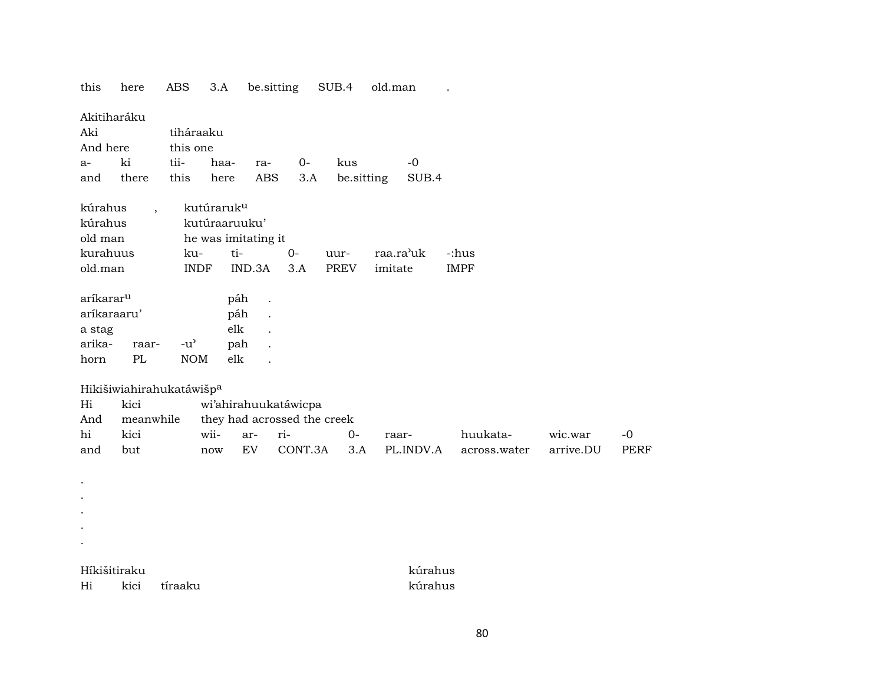| this | here | ABS | 3.A | be.sitting | SUB.4 | old.man | . |
|---|---|---|---|---|---|---|---|

Akitiharáku

| Aki | | tiháraaku | | | | |
|---|---|---|---|---|---|---|
| And here | | this one | | | | |
| a- | ki | tii- | haa- | ra- | 0- | kus | -0 |
| and | there | this | here | ABS | 3.A | be.sitting | SUB.4 |

| kúrahus | , | kutúraruk[u] | | | | | |
|---|---|---|---|---|---|---|---|
| kúrahus | | kutúraaruuku' | | | | | |
| old man | | he was imitating it | | | | | |
| kurahuus | | ku- | ti- | 0- | uur- | raa.ra'uk | -:hus |
| old.man | | INDF | IND.3A | 3.A | PREV | imitate | IMPF |

| aríkarar[u] | | | páh | . |
|---|---|---|---|---|
| aríkaraaru' | | | páh | . |
| a stag | | | elk | . |
| arika- | raar- | -u' | pah | . |
| horn | PL | NOM | elk | . |

Hikišiwiahirahukatáwišp[a]

| Hi | kici | wi'ahirahuukatáwicpa | | | | | | |
|---|---|---|---|---|---|---|---|---|
| And | meanwhile | they had acrossed the creek | | | | | | |
| hi | kici | wii- | ar- | ri- | 0- | raar- | huukata- | wic.war | -0 |
| and | but | now | EV | CONT.3A | 3.A | PL.INDV.A | across.water | arrive.DU | PERF |

.
.
.
.
.

| Híkišitiraku | | | kúrahus |
|---|---|---|---|
| Hi | kici | tíraaku | kúrahus |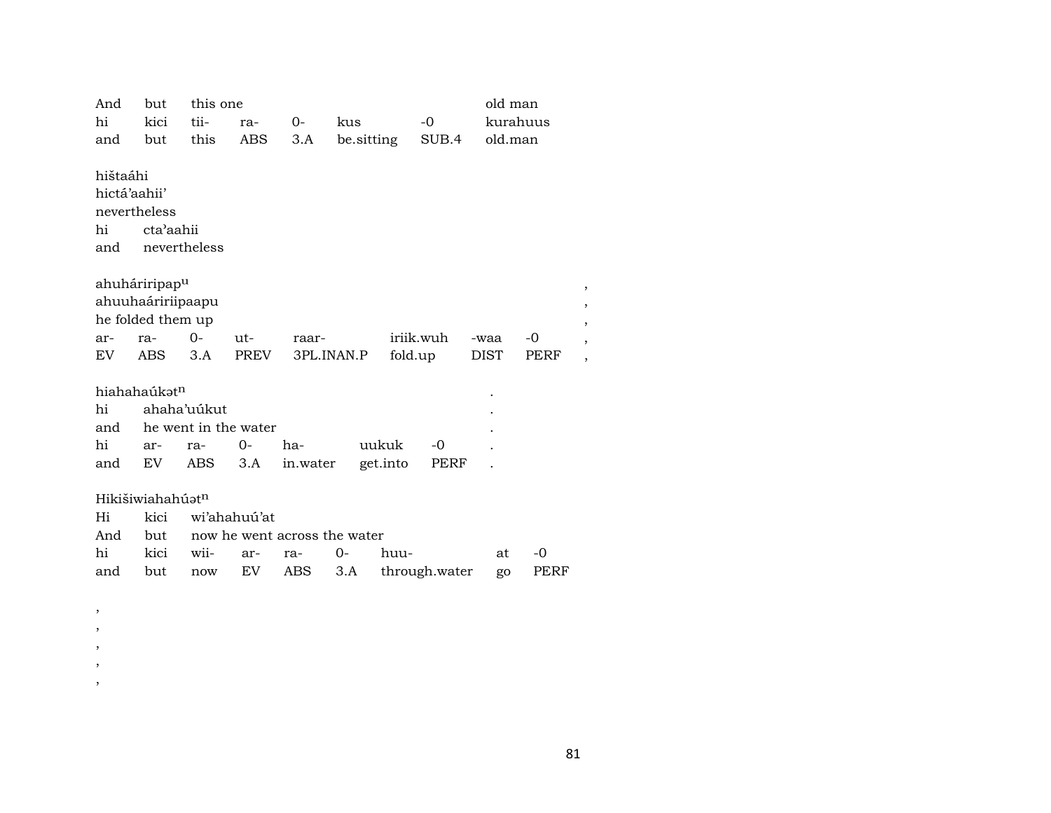| And | but | this one | | | | | old man |
|---|---|---|---|---|---|---|---|
| hi | kici | tii- | ra- | 0- | kus | -0 | kurahuus |
| and | but | this | ABS | 3.A | be.sitting | SUB.4 | old.man |

hištaáhi
hictá'aahii'
nevertheless

| hi | cta'aahii |
|---|---|
| and | nevertheless |

ahuháriripap$^{u}$ ,
ahuuhaáririipaapu ,
he folded them up ,

| ar- | ra- | 0- | ut- | raar- | iriik.wuh | -waa | -0 | , |
|---|---|---|---|---|---|---|---|---|
| EV | ABS | 3.A | PREV | 3PL.INAN.P | fold.up | DIST | PERF | , |

hiahahaúkət$^{n}$ .

| hi | ahaha'uúkut | | | | | | . |
|---|---|---|---|---|---|---|---|
| and | he went in the water | | | | | | . |
| hi | ar- | ra- | 0- | ha- | uukuk | -0 | . |
| and | EV | ABS | 3.A | in.water | get.into | PERF | . |

Hikišiwiahahúət$^{n}$

| Hi | kici | wi'ahahuú'at | | | | | | |
|---|---|---|---|---|---|---|---|---|
| And | but | now he went across the water | | | | | | |
| hi | kici | wii- | ar- | ra- | 0- | huu- | at | -0 |
| and | but | now | EV | ABS | 3.A | through.water | go | PERF |

,
,
,
,
,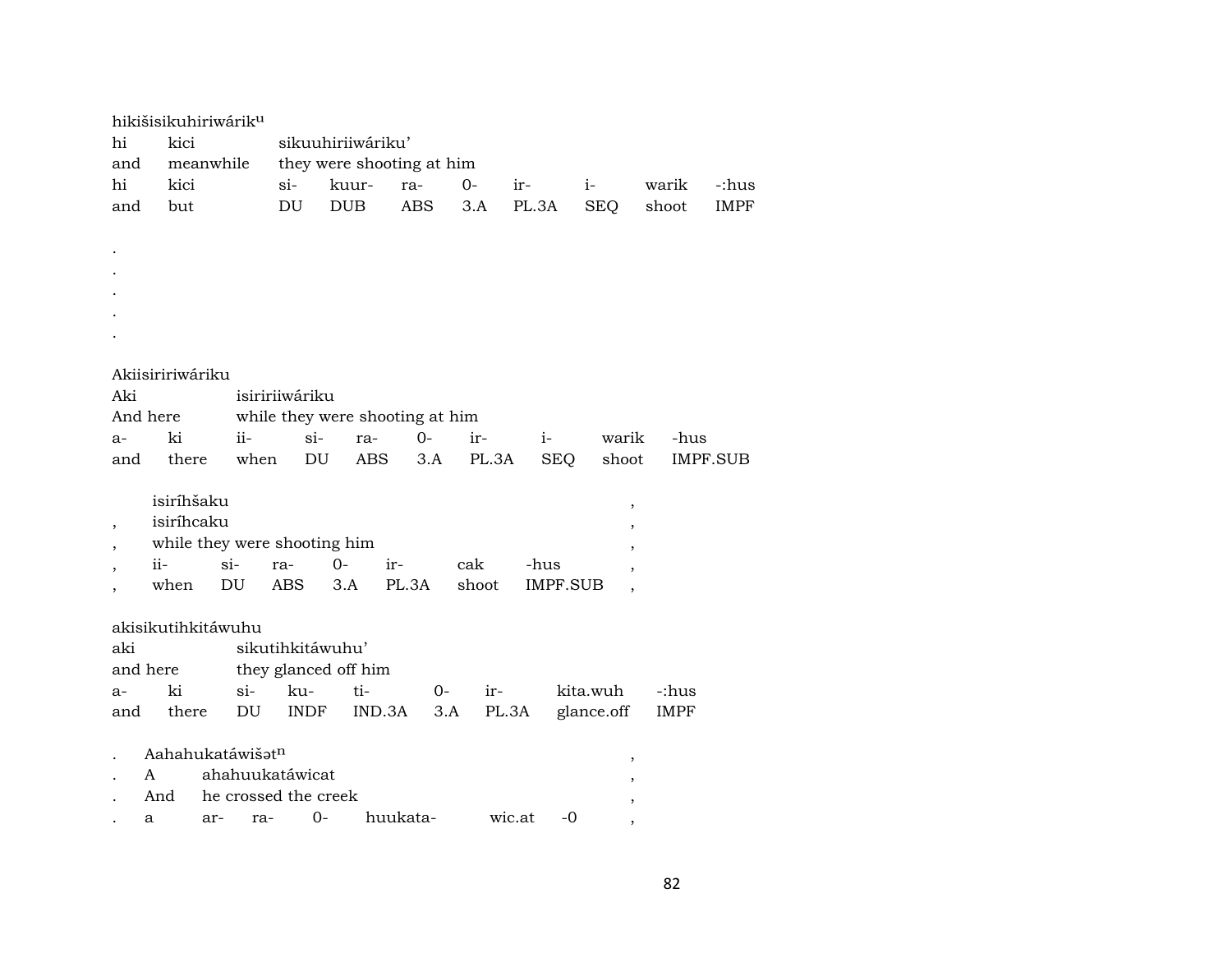hikišisikuhiriwárik$^{u}$

| hi | kici | sikuuhiriiwáriku’ | | | | | | | |
|---|---|---|---|---|---|---|---|---|---|
| and | meanwhile | they were shooting at him | | | | | | | |
| hi | kici | si- | kuur- | ra- | 0- | ir- | i- | warik | -:hus |
| and | but | DU | DUB | ABS | 3.A | PL.3A | SEQ | shoot | IMPF |

.
.
.
.
.

Akiisiririwáriku

| Aki | | isiririiwáriku | | | | | | | |
|---|---|---|---|---|---|---|---|---|---|
| And here | | while they were shooting at him | | | | | | | |
| a- | ki | ii- | si- | ra- | 0- | ir- | i- | warik | -hus |
| and | there | when | DU | ABS | 3.A | PL.3A | SEQ | shoot | IMPF.SUB |

| | isiríhšaku | | | | | | | ， |
|---|---|---|---|---|---|---|---|---|
| ， | isiríhcaku | | | | | | | ， |
| ， | while they were shooting him | | | | | | | ， |
| ， | ii- | si- | ra- | 0- | ir- | cak | -hus | ， |
| ， | when | DU | ABS | 3.A | PL.3A | shoot | IMPF.SUB | ， |

akisikutihkitáwuhu

| aki | | sikutihkitáwuhu’ | | | | | | |
|---|---|---|---|---|---|---|---|---|
| and here | | they glanced off him | | | | | | |
| a- | ki | si- | ku- | ti- | 0- | ir- | kita.wuh | -:hus |
| and | there | DU | INDF | IND.3A | 3.A | PL.3A | glance.off | IMPF |

| . | Aahahukatáwišət$^{n}$ | | | | | | ， |
|---|---|---|---|---|---|---|---|
| . | A | ahahuukatáwicat | | | | | ， |
| . | And | he crossed the creek | | | | | ， |
| . | a | ar- | ra- | 0- | huukata- | wic.at | -0 ， |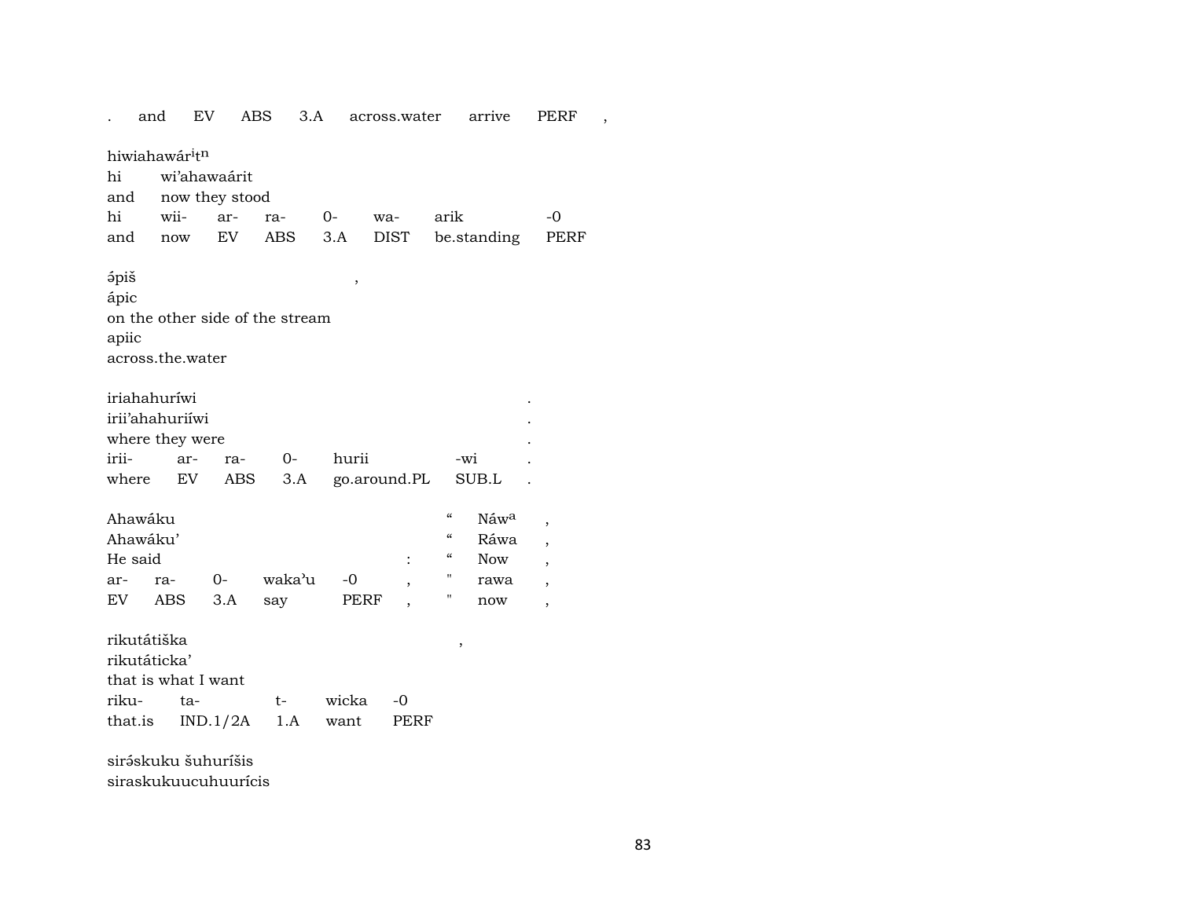. and EV ABS 3.A across.water arrive PERF ,

hiwiahawár$^{i}$t$^{n}$
hi wi'ahawaárit
and now they stood
hi wii- ar- ra- 0- wa- arik -0
and now EV ABS 3.A DIST be.standing PERF

ə́piš ,
ápic
on the other side of the stream
apiic
across.the.water

iriahahuríwi .
irii'ahahuriíwi .
where they were .
irii- ar- ra- 0- hurii -wi .
where EV ABS 3.A go.around.PL SUB.L .

Ahawáku " Náw$^{a}$ ,
Ahawáku' " Ráwa ,
He said : " Now ,
ar- ra- 0- waka'u -0 , " rawa ,
EV ABS 3.A say PERF , " now ,

rikutátiška ,
rikutáticka'
that is what I want
riku- ta- t- wicka -0
that.is IND.1/2A 1.A want PERF

sirə́skuku šuhuríšis
siraskukuucuhuurícis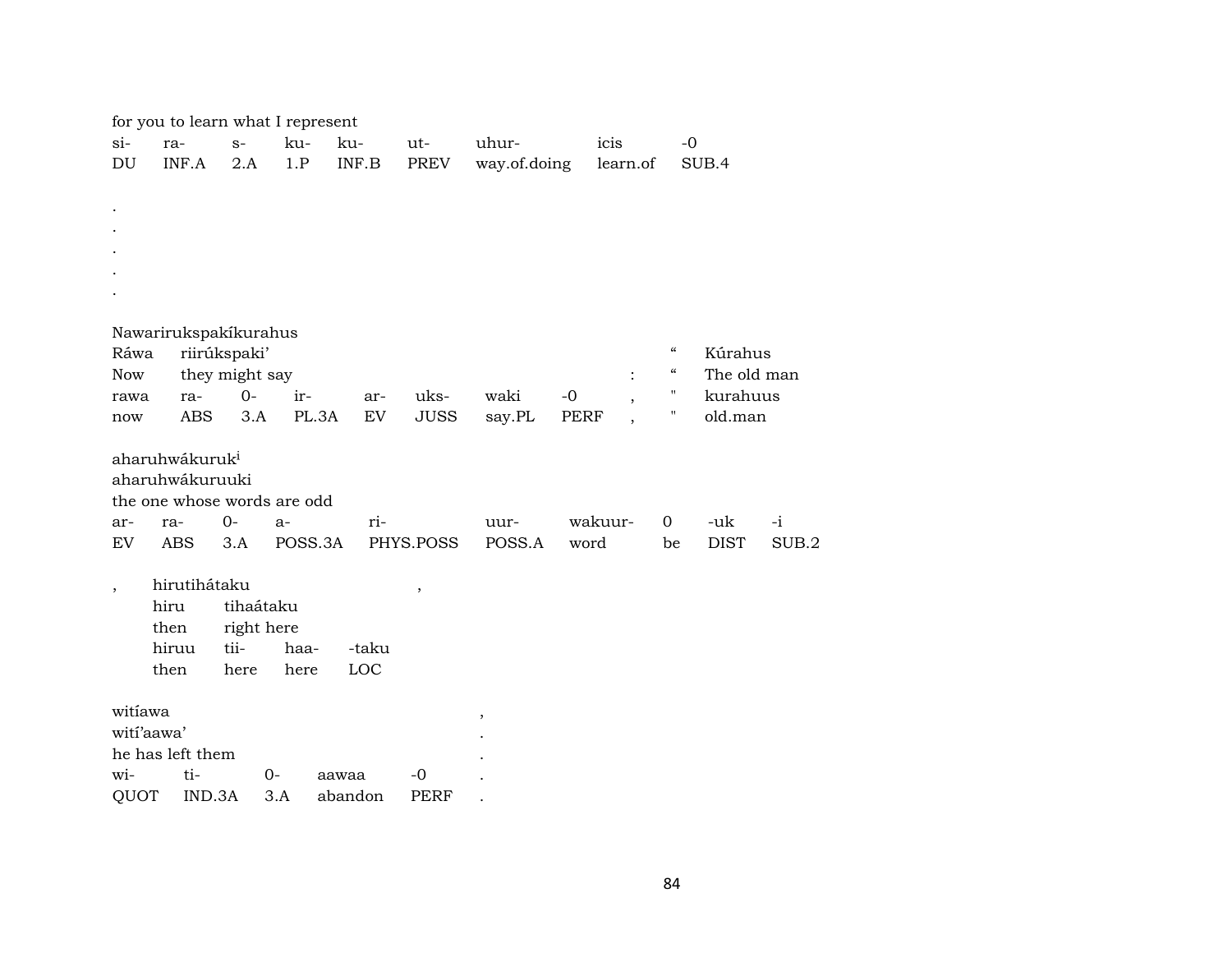for you to learn what I represent

| si- | ra- | s- | ku- | ku- | ut- | uhur- | icis | -0 |
|---|---|---|---|---|---|---|---|---|
| DU | INF.A | 2.A | 1.P | INF.B | PREV | way.of.doing | learn.of | SUB.4 |

.
.
.
.
.

Nawarirukspakíkurahus

| Ráwa | riirúkspaki' | | | | | | : | " | Kúrahus |
|---|---|---|---|---|---|---|---|---|---|
| Now | they might say | | | | | | : | " | The old man |
| rawa | ra- | 0- | ir- | ar- | uks- | waki | -0 | , | " | kurahuus |
| now | ABS | 3.A | PL.3A | EV | JUSS | say.PL | PERF | , | " | old.man |

aharuhwákuruk[i]
aharuhwákuruuki
the one whose words are odd

| ar- | ra- | 0- | a- | ri- | uur- | wakuur- | 0 | -uk | -i |
|---|---|---|---|---|---|---|---|---|---|
| EV | ABS | 3.A | POSS.3A | PHYS.POSS | POSS.A | word | be | DIST | SUB.2 |

, hirutihátaku ,

| hiru | tihaátaku | | |
|---|---|---|---|
| then | right here | | |
| hiruu | tii- | haa- | -taku |
| then | here | here | LOC |

witíawa ,
wití'aawa' .
he has left them .

| wi- | ti- | 0- | aawaa | -0 | . |
|---|---|---|---|---|---|
| QUOT | IND.3A | 3.A | abandon | PERF | . |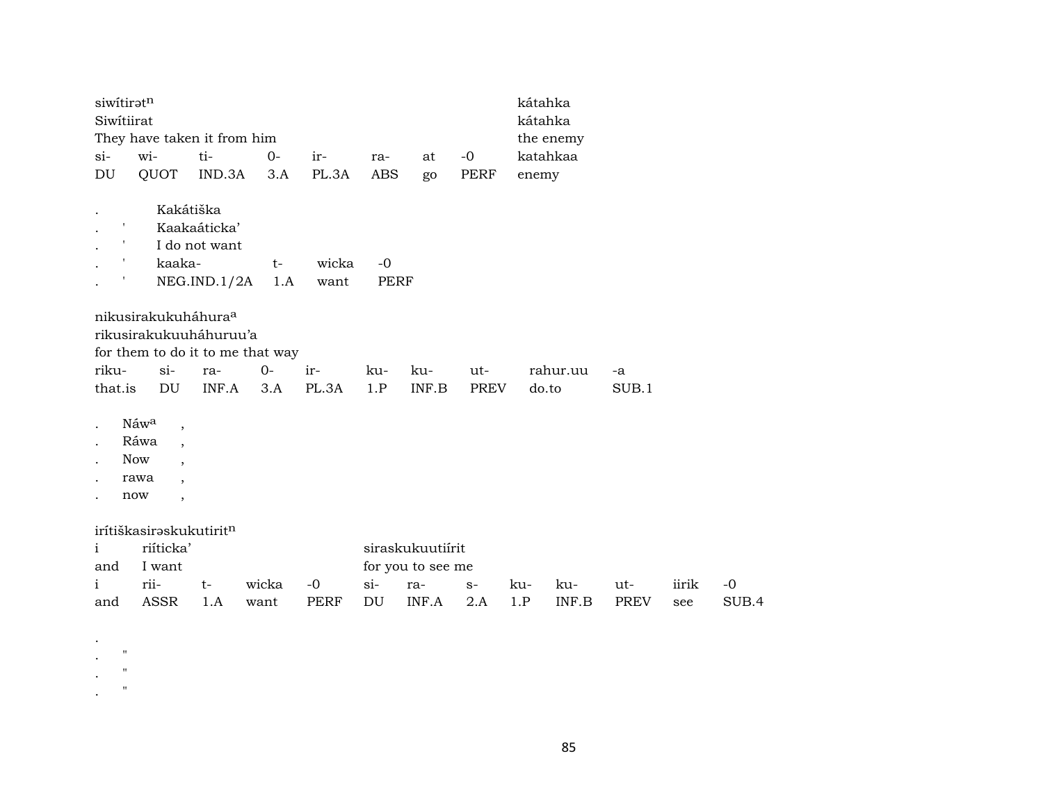siwítirətⁿ kátahka
Siwítiirat kátahka
They have taken it from him the enemy

| si- | wi- | ti- | 0- | ir- | ra- | at | -0 | katahkaa |
|---|---|---|---|---|---|---|---|---|
| DU | QUOT | IND.3A | 3.A | PL.3A | ABS | go | PERF | enemy |

| . | | Kakátiška | | | |
|---|---|---|---|---|---|
| . | ' | Kaakaáticka' | | | |
| . | ' | I do not want | | | |
| . | ' | kaaka- | t- | wicka | -0 |
| . | ' | NEG.IND.1/2A | 1.A | want | PERF |

nikusirakukuháhuraª
rikusirakukuuháhuruu'a
for them to do it to me that way

| riku- | si- | ra- | 0- | ir- | ku- | ku- | ut- | rahur.uu | -a |
|---|---|---|---|---|---|---|---|---|---|
| that.is | DU | INF.A | 3.A | PL.3A | 1.P | INF.B | PREV | do.to | SUB.1 |

. Náwª ,
. Ráwa ,
. Now ,
. rawa ,
. now ,

irítiškasirəskukutiritⁿ

| i | riíticka' | | | | siraskukuutiírit | | | | | | | |
|---|---|---|---|---|---|---|---|---|---|---|---|---|
| and | I want | | | | for you to see me | | | | | | | |
| i | rii- | t- | wicka | -0 | si- | ra- | s- | ku- | ku- | ut- | iirik | -0 |
| and | ASSR | 1.A | want | PERF | DU | INF.A | 2.A | 1.P | INF.B | PREV | see | SUB.4 |

.
. "
. "
. "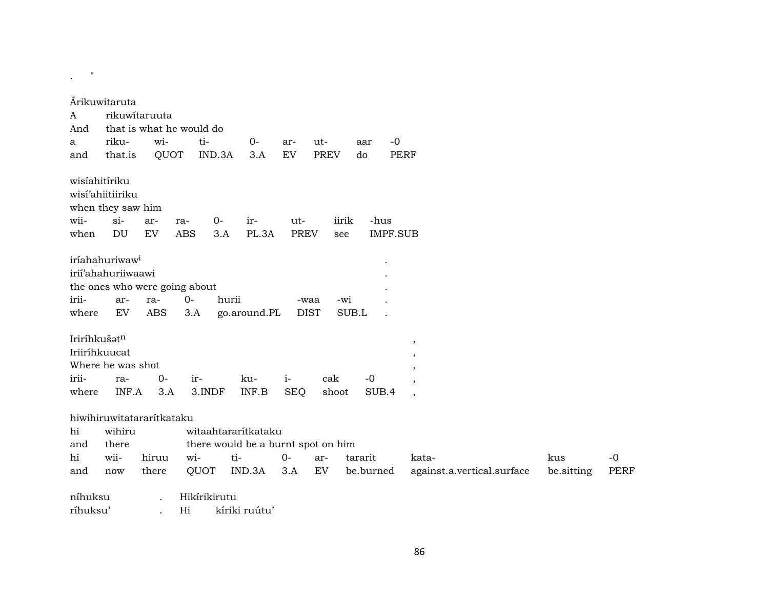.      "

Árikuwitaruta
A        rikuwítaruuta
And      that is what he would do

| a | riku- | wi- | ti- | 0- | ar- | ut- | aar | -0 |
|---|---|---|---|---|---|---|---|---|
| and | that.is | QUOT | IND.3A | 3.A | EV | PREV | do | PERF |

wisíahitíriku
wisí'ahiitiiriku
when they saw him

| wii- | si- | ar- | ra- | 0- | ir- | ut- | iirik | -hus |
|---|---|---|---|---|---|---|---|---|
| when | DU | EV | ABS | 3.A | PL.3A | PREV | see | IMPF.SUB |

iríahahuriwaw[i]                    .
irií'ahahuriiwaawi                    .
the ones who were going about                    .

| irii- | ar- | ra- | 0- | hurii | -waa | -wi | . |
|---|---|---|---|---|---|---|---|
| where | EV | ABS | 3.A | go.around.PL | DIST | SUB.L | . |

Iriríhkušət[n]                    ,
Iriiríhkuucat                    ,
Where he was shot                    ,

| irii- | ra- | 0- | ir- | ku- | i- | cak | -0 | , |
|---|---|---|---|---|---|---|---|---|
| where | INF.A | 3.A | 3.INDF | INF.B | SEQ | shoot | SUB.4 | , |

hiwihiruwitatararítkataku
hi       wihiru          witaahtararítkataku
and      there           there would be a burnt spot on him

| hi | wii- | hiruu | wi- | ti- | 0- | ar- | tararit | kata- | kus | -0 |
|---|---|---|---|---|---|---|---|---|---|---|
| and | now | there | QUOT | IND.3A | 3.A | EV | be.burned | against.a.vertical.surface | be.sitting | PERF |

níhuksu          .     Hikírikirutu
ríhuksu'          .     Hi      kíriki ruútu'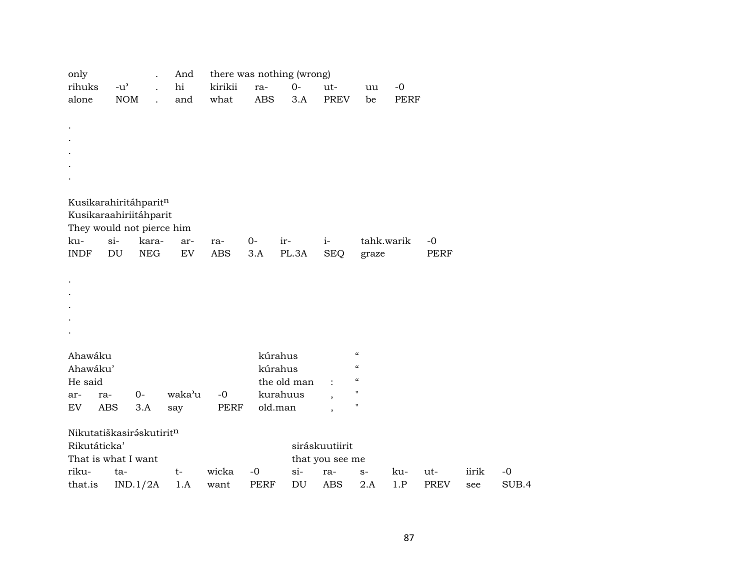| only | | . | And | there was nothing (wrong) | | | | | |
|---|---|---|---|---|---|---|---|---|---|
| rihuks | -u’ | . | hi | kirikii | ra- | 0- | ut- | uu | -0 |
| alone | NOM | . | and | what | ABS | 3.A | PREV | be | PERF |

.
.
.
.
.

Kusikarahiritáhparit$^{n}$
Kusikaraahiriitáhparit
They would not pierce him

| ku- | si- | kara- | ar- | ra- | 0- | ir- | i- | tahk.warik | -0 |
|---|---|---|---|---|---|---|---|---|---|
| INDF | DU | NEG | EV | ABS | 3.A | PL.3A | SEQ | graze | PERF |

.
.
.
.
.

| Ahawáku | | | | | kúrahus | | “ |
|---|---|---|---|---|---|---|---|
| Ahawáku’ | | | | | kúrahus | | “ |
| He said | | | | | the old man | : | “ |
| ar- | ra- | 0- | waka’u | -0 | kurahuus | , | " |
| EV | ABS | 3.A | say | PERF | old.man | , | " |

Nikutatiškasirəskutirit$^{n}$

| Rikutáticka’ | | | | | siráskuutiirit | | | | | | |
|---|---|---|---|---|---|---|---|---|---|---|---|
| That is what I want | | | | | that you see me | | | | | | |
| riku- | ta- | t- | wicka | -0 | si- | ra- | s- | ku- | ut- | iirik | -0 |
| that.is | IND.1/2A | 1.A | want | PERF | DU | ABS | 2.A | 1.P | PREV | see | SUB.4 |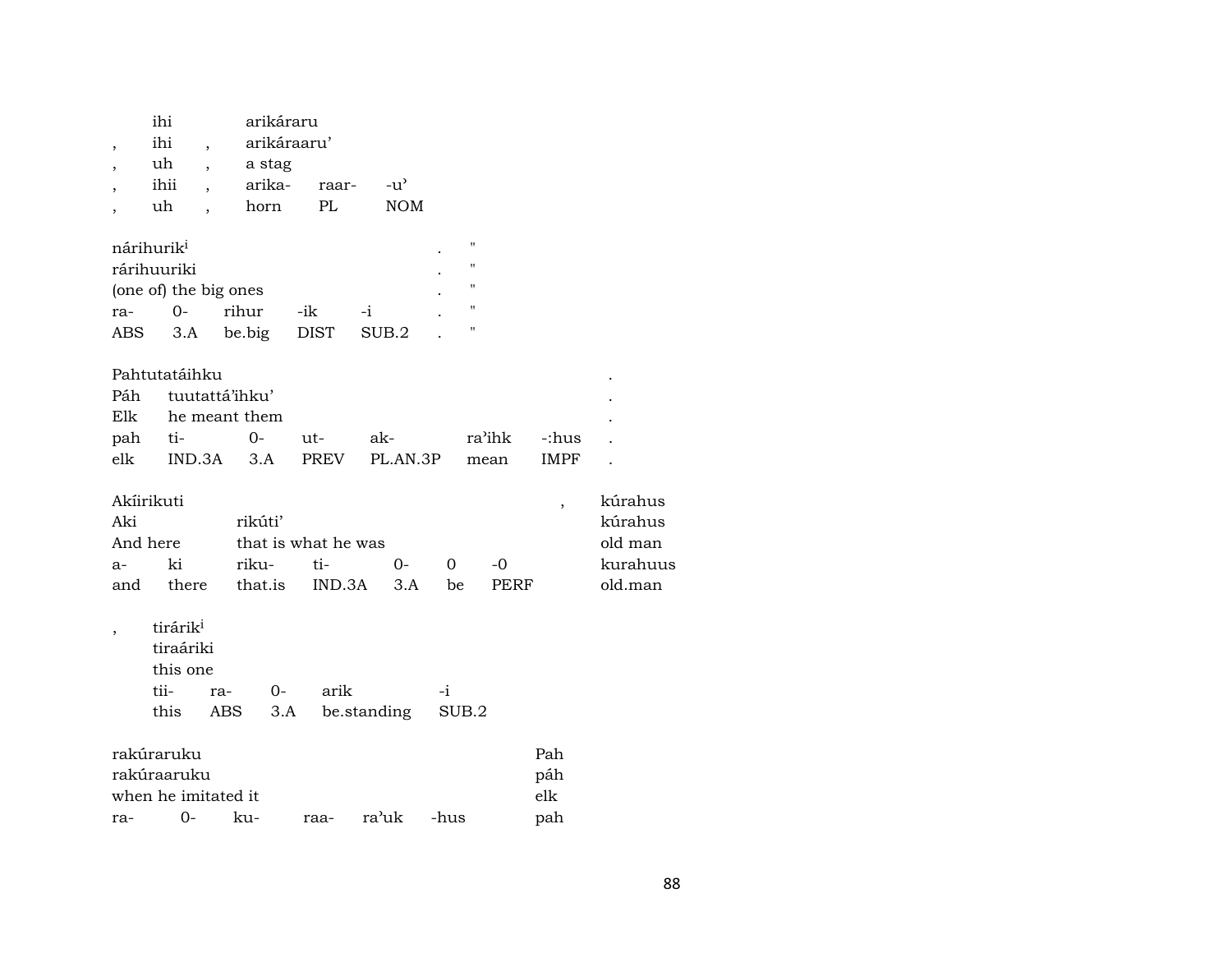|   | ihi |   | arikáraru |   |   |
|---|---|---|---|---|---|
| , | ihi | , | arikáraaru' |   |   |
| , | uh | , | a stag |   |   |
| , | ihii | , | arika- | raar- | -u' |
| , | uh | , | horn | PL | NOM |

| nárihurik[i] |   |   |   |   | . | " |
|---|---|---|---|---|---|---|
| rárihuuriki |   |   |   |   | . | " |
| (one of) the big ones |   |   |   |   | . | " |
| ra- | 0- | rihur | -ik | -i | . | " |
| ABS | 3.A | be.big | DIST | SUB.2 | . | " |

| Pahtutatáihku |   |   |   |   |   |   | . |
|---|---|---|---|---|---|---|---|
| Páh | tuutattá'ihku' |   |   |   |   |   | . |
| Elk | he meant them |   |   |   |   |   | . |
| pah | ti- | 0- | ut- | ak- | ra'ihk | -:hus | . |
| elk | IND.3A | 3.A | PREV | PL.AN.3P | mean | IMPF | . |

| Akíirikuti |   |   |   |   |   |   | , | kúrahus |
|---|---|---|---|---|---|---|---|---|
| Aki |   | rikúti' |   |   |   |   |   | kúrahus |
| And here |   | that is what he was |   |   |   |   |   | old man |
| a- | ki | riku- | ti- | 0- | 0 | -0 |   | kurahuus |
| and | there | that.is | IND.3A | 3.A | be | PERF |   | old.man |

| , | tirárik[i] |   |   |   |   |
|---|---|---|---|---|---|
|   | tiraáriki |   |   |   |   |
|   | this one |   |   |   |   |
|   | tii- | ra- | 0- | arik | -i |
|   | this | ABS | 3.A | be.standing | SUB.2 |

| rakúraruku |   |   |   |   |   | Pah |
|---|---|---|---|---|---|---|
| rakúraaruku |   |   |   |   |   | páh |
| when he imitated it |   |   |   |   |   | elk |
| ra- | 0- | ku- | raa- | ra'uk | -hus | pah |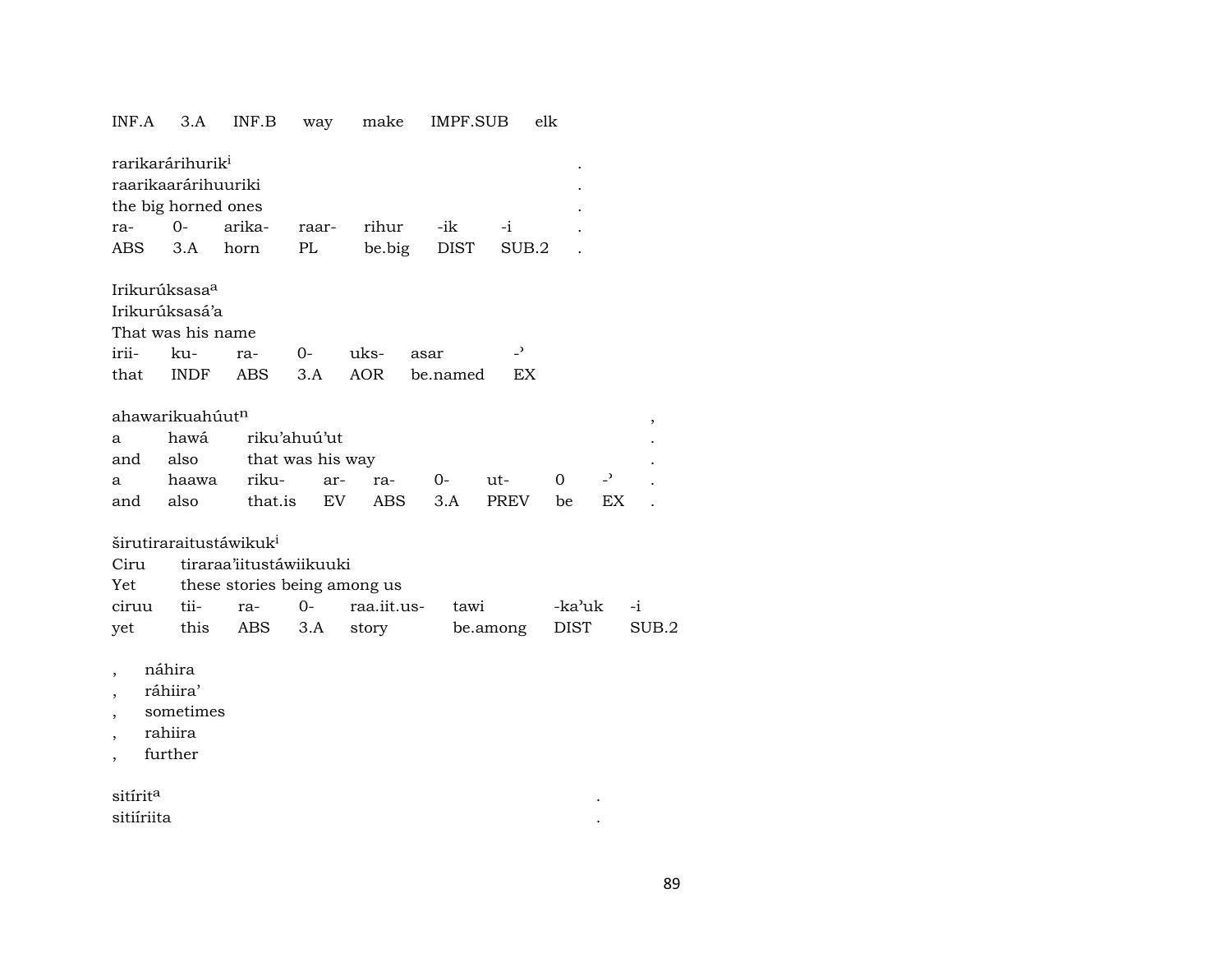| INF.A | 3.A | INF.B | way | make | IMPF.SUB | elk |
|---|---|---|---|---|---|---|

rarikarárihurik[i] .
raarikaarárihuuriki .
the big horned ones .

| ra- | 0- | arika- | raar- | rihur | -ik | -i | . |
|---|---|---|---|---|---|---|---|
| ABS | 3.A | horn | PL | be.big | DIST | SUB.2 | . |

Irikurúksasa[a]
Irikurúksasá'a
That was his name

| irii- | ku- | ra- | 0- | uks- | asar | -ʾ |
|---|---|---|---|---|---|---|
| that | INDF | ABS | 3.A | AOR | be.named | EX |

ahawarikuahúut[n] ,

| a | hawá | riku'ahuú'ut | | | | | | | . |
|---|---|---|---|---|---|---|---|---|---|
| and | also | that was his way | | | | | | | . |
| a | haawa | riku- | ar- | ra- | 0- | ut- | 0 | -ʾ | . |
| and | also | that.is | EV | ABS | 3.A | PREV | be | EX | . |

širutiraraitustáwikuk[i]

| Ciru | tiraraa'iitustáwiikuuki | | | | | | |
|---|---|---|---|---|---|---|---|
| Yet | these stories being among us | | | | | | |
| ciruu | tii- | ra- | 0- | raa.iit.us- | tawi | -ka'uk | -i |
| yet | this | ABS | 3.A | story | be.among | DIST | SUB.2 |

, náhira
, ráhiira'
, sometimes
, rahiira
, further

sitírit[a] .
sitiíriita .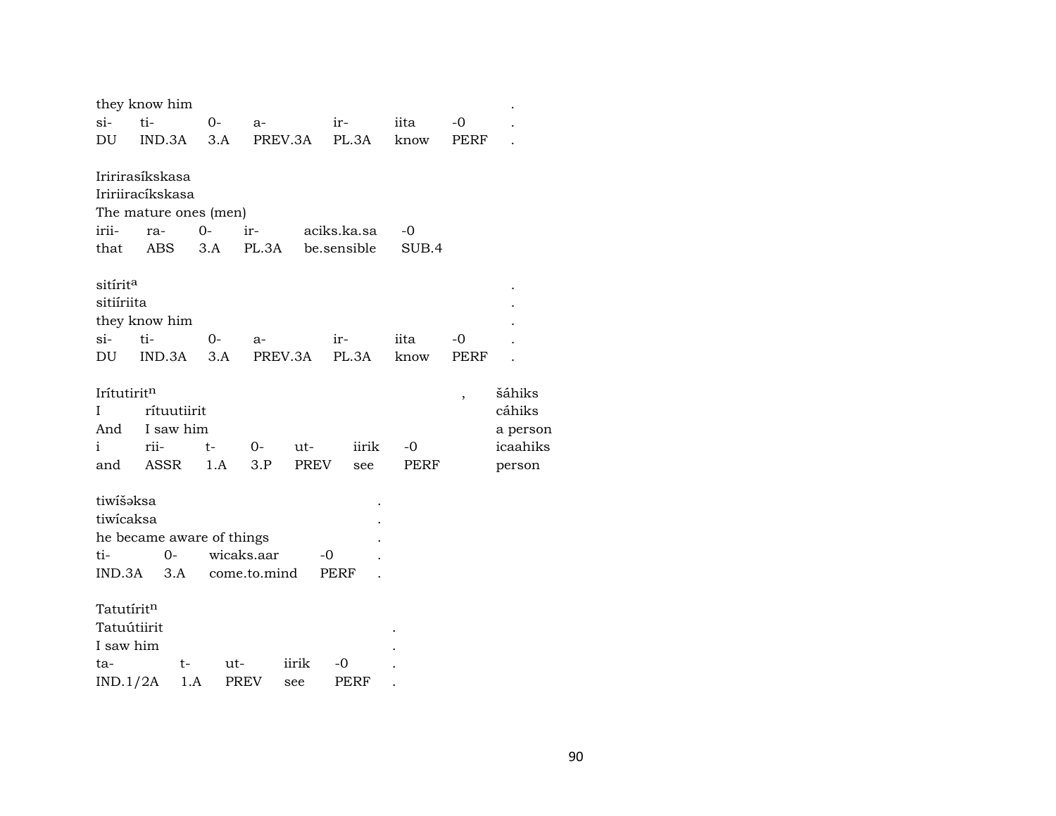they know him .
si- ti- 0- a- ir- iita -0 .
DU IND.3A 3.A PREV.3A PL.3A know PERF .

Iririrasíkskasa
Iririiracíkskasa
The mature ones (men)
irii- ra- 0- ir- aciks.ka.sa -0
that ABS 3.A PL.3A be.sensible SUB.4

sitírit[a] .
sitiíriita .
they know him .
si- ti- 0- a- ir- iita -0 .
DU IND.3A 3.A PREV.3A PL.3A know PERF .

Irítutirit[n] , šáhiks
I rítuutiirit cáhiks
And I saw him a person
i rii- t- 0- ut- iirik -0 icaahiks
and ASSR 1.A 3.P PREV see PERF person

tiwíšəksa .
tiwícaksa .
he became aware of things .
ti- 0- wicaks.aar -0 .
IND.3A 3.A come.to.mind PERF .

Tatutírit[n]
Tatuútiirit .
I saw him .
ta- t- ut- iirik -0 .
IND.1/2A 1.A PREV see PERF .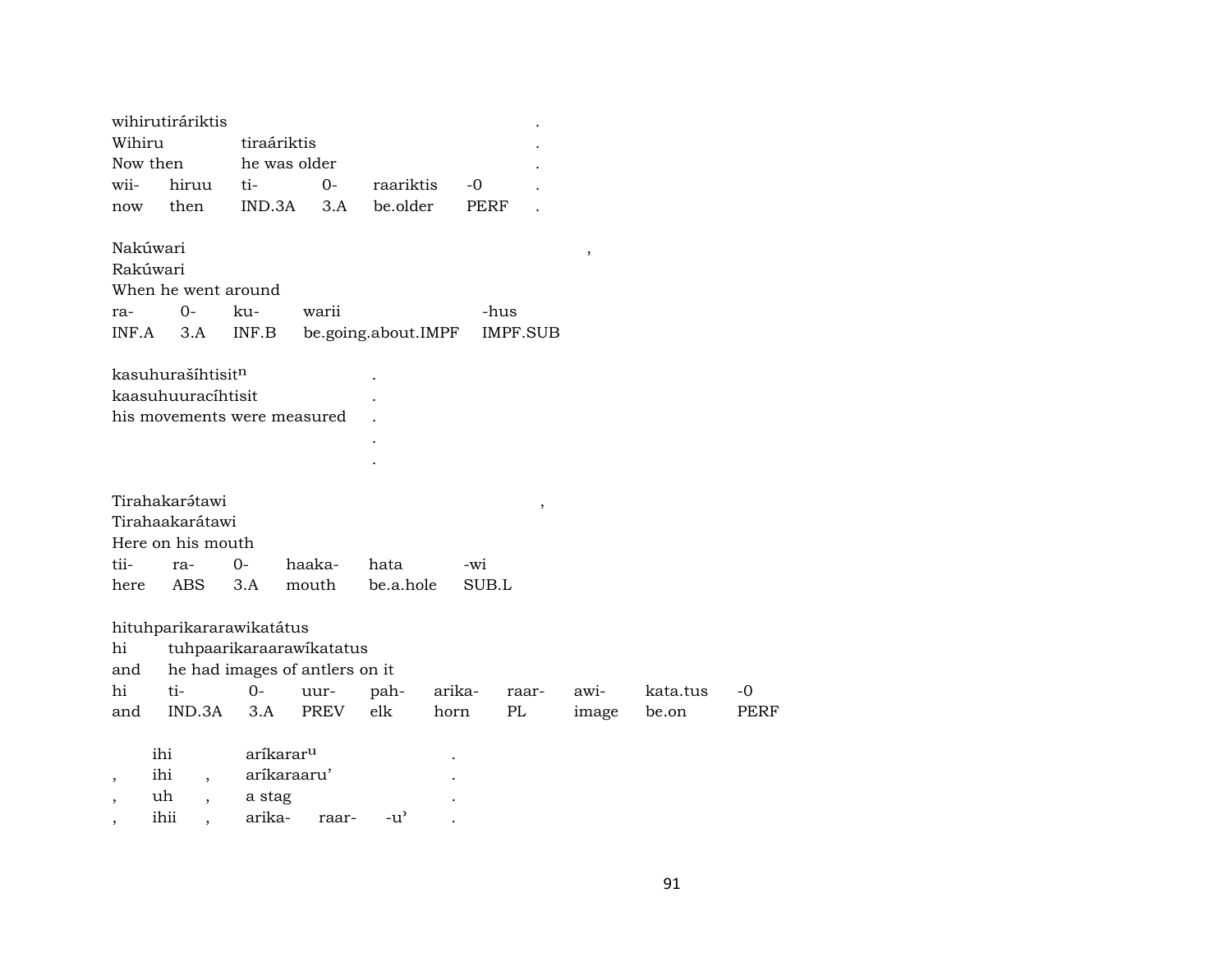wihirutiráriktis .
Wihiru tiraáriktis .
Now then he was older .

| wii- | hiruu | ti- | 0- | raariktis | -0 | . |
|---|---|---|---|---|---|---|
| now | then | IND.3A | 3.A | be.older | PERF | . |

Nakúwari ,
Rakúwari
When he went around

| ra- | 0- | ku- | warii | -hus |
|---|---|---|---|---|
| INF.A | 3.A | INF.B | be.going.about.IMPF | IMPF.SUB |

kasuhurašíhtisit$^{n}$ .
kaasuhuuracíhtisit .
his movements were measured .
.
.

Tirahakarə́tawi ,
Tirahaakarátawi
Here on his mouth

| tii- | ra- | 0- | haaka- | hata | -wi |
|---|---|---|---|---|---|
| here | ABS | 3.A | mouth | be.a.hole | SUB.L |

hituhparikararawikatátus
hi tuhpaarikaraarawíkatatus
and he had images of antlers on it

| hi | ti- | 0- | uur- | pah- | arika- | raar- | awi- | kata.tus | -0 |
|---|---|---|---|---|---|---|---|---|---|
| and | IND.3A | 3.A | PREV | elk | horn | PL | image | be.on | PERF |

ihi aríkarar$^{u}$ .
, ihi , aríkaraaru’ .
, uh , a stag .
, ihii , arika- raar- -u’ .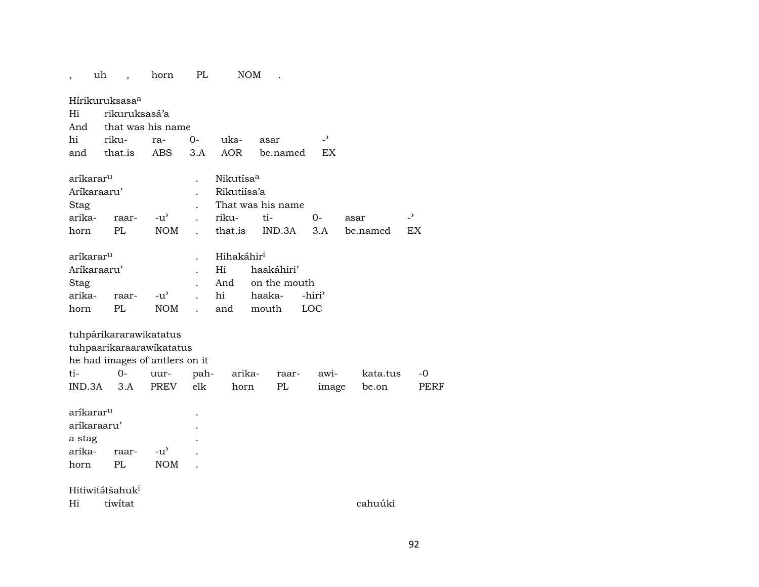| , | uh | , | horn | PL | NOM | . |
|---|---|---|---|---|---|---|

Hírikuruksasa[a]
Hi rikuruksasá'a
And that was his name

| hi | riku- | ra- | 0- | uks- | asar | -ʾ |
|---|---|---|---|---|---|---|
| and | that.is | ABS | 3.A | AOR | be.named | EX |

| aríkarar[u] | | | . | Nikutísa[a] | | | | |
|---|---|---|---|---|---|---|---|---|
| Aríkaraaru' | | | . | Rikutiísa'a | | | | |
| Stag | | | . | That was his name | | | | |
| arika- | raar- | -u' | . | riku- | ti- | 0- | asar | -ʾ |
| horn | PL | NOM | . | that.is | IND.3A | 3.A | be.named | EX |

| aríkarar[u] | | | . | Hihakáhir[i] | | |
|---|---|---|---|---|---|---|
| Aríkaraaru' | | | . | Hi | haakáhiri' | |
| Stag | | | . | And | on the mouth | |
| arika- | raar- | -u' | . | hi | haaka- | -hiri' |
| horn | PL | NOM | . | and | mouth | LOC |

tuhpárikararawikatatus
tuhpaarikaraarawíkatatus
he had images of antlers on it

| ti- | 0- | uur- | pah- | arika- | raar- | awi- | kata.tus | -0 |
|---|---|---|---|---|---|---|---|---|
| IND.3A | 3.A | PREV | elk | horn | PL | image | be.on | PERF |

| aríkarar[u] | | | . |
|---|---|---|---|
| aríkaraaru' | | | . |
| a stag | | | . |
| arika- | raar- | -u' | . |
| horn | PL | NOM | . |

Hitiwitə̄tšahuk[i]
Hi tiwítat cahuúki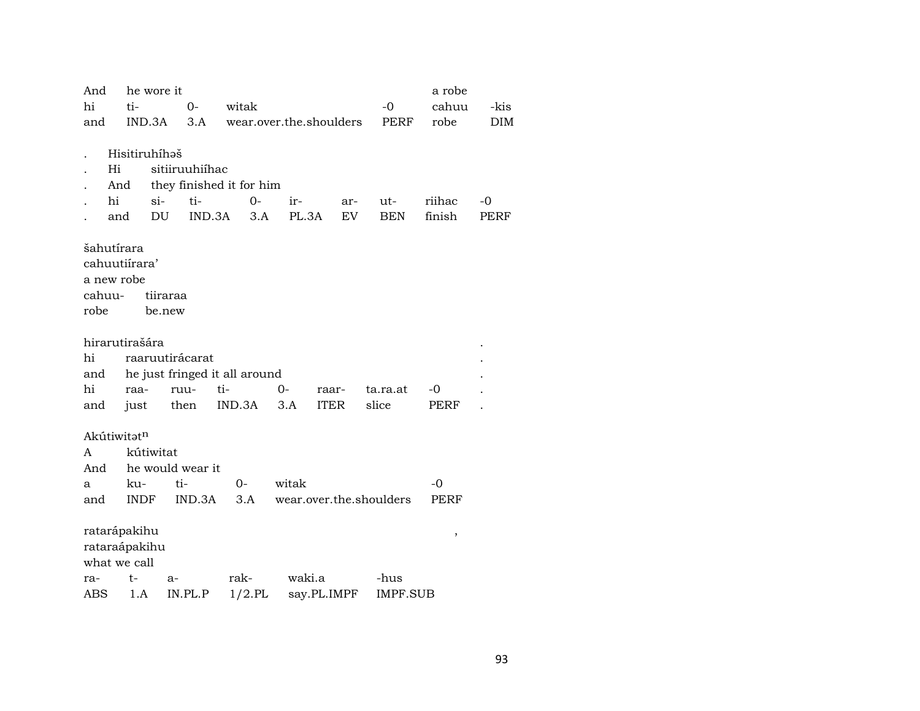| And | he wore it | | | | a robe | |
|---|---|---|---|---|---|---|
| hi | ti- | 0- | witak | -0 | cahuu | -kis |
| and | IND.3A | 3.A | wear.over.the.shoulders | PERF | robe | DIM |

| . | Hisitiruhíhəš | | | | | | | |
|---|---|---|---|---|---|---|---|---|
| . | Hi | sitiiruuhiíhac | | | | | | |
| . | And | they finished it for him | | | | | | |
| . | hi | si- | ti- | 0- | ir- | ar- | ut- | riihac | -0 |
| . | and | DU | IND.3A | 3.A | PL.3A | EV | BEN | finish | PERF |

šahutírara
cahuutiírara'
a new robe

| cahuu- | tiiraraa |
|---|---|
| robe | be.new |

| hirarutirašára | | | | | | | | . |
|---|---|---|---|---|---|---|---|---|
| hi | raaruutirácarat | | | | | | | . |
| and | he just fringed it all around | | | | | | | . |
| hi | raa- | ruu- | ti- | 0- | raar- | ta.ra.at | -0 | . |
| and | just | then | IND.3A | 3.A | ITER | slice | PERF | . |

| Akútiwitət$^{n}$ | | | | | |
|---|---|---|---|---|---|
| A | kútiwitat | | | | |
| And | he would wear it | | | | |
| a | ku- | ti- | 0- | witak | -0 |
| and | INDF | IND.3A | 3.A | wear.over.the.shoulders | PERF |

| ratarápakihu | | | | | , |
|---|---|---|---|---|---|
| rataraápakihu | | | | | |
| what we call | | | | | |
| ra- | t- | a- | rak- | waki.a | -hus |
| ABS | 1.A | IN.PL.P | 1/2.PL | say.PL.IMPF | IMPF.SUB |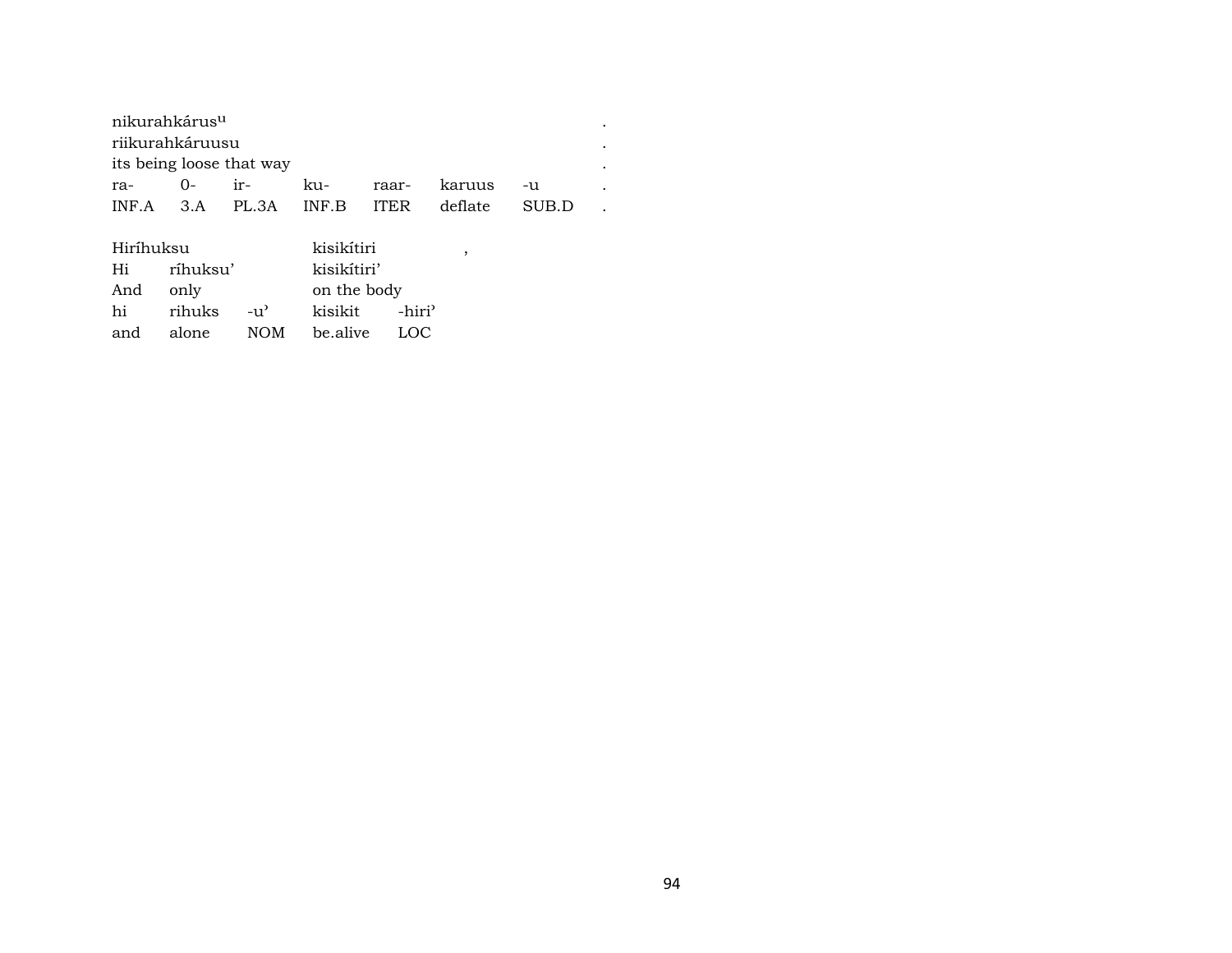nikurahkárus[u] .
riikurahkáruusu .
its being loose that way .

| | | | | | | | |
|---|---|---|---|---|---|---|---|
| ra- | 0- | ir- | ku- | raar- | karuus | -u | . |
| INF.A | 3.A | PL.3A | INF.B | ITER | deflate | SUB.D | . |

Hiríhuksu kisikítiri ,

| | | | | |
|---|---|---|---|---|
| Hi | ríhuksu’ | | kisikítiri’ | |
| And | only | | on the body | |
| hi | rihuks | -u’ | kisikit | -hiri’ |
| and | alone | NOM | be.alive | LOC |